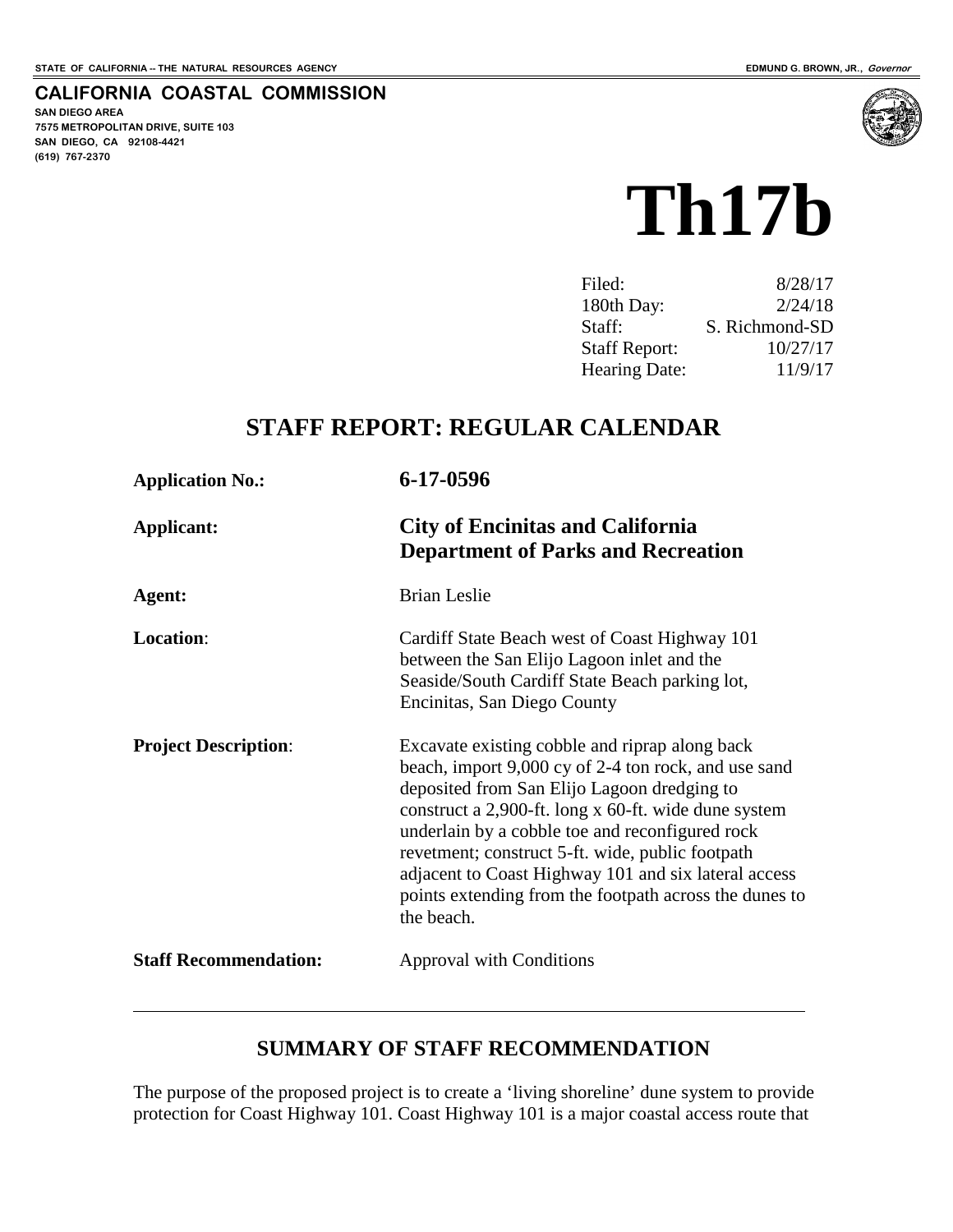STATE OF CALIFORNIA -- THE NATURAL RESOURCES AGENCY

EDMUND G. BROWN, JR., *Governor*

**CALIFORNIA COASTAL COMMISSION**
**SAN DIEGO AREA**
**7575 METROPOLITAN DRIVE, SUITE 103**
**SAN DIEGO, CA 92108-4421**
**(619) 767-2370**

# Th17b

| | |
|---|---|
| Filed: | 8/28/17 |
| 180th Day: | 2/24/18 |
| Staff: | S. Richmond-SD |
| Staff Report: | 10/27/17 |
| Hearing Date: | 11/9/17 |

## STAFF REPORT: REGULAR CALENDAR

| | |
|---|---|
| **Application No.:** | **6-17-0596** |
| **Applicant:** | **City of Encinitas and California Department of Parks and Recreation** |
| **Agent:** | Brian Leslie |
| **Location**: | Cardiff State Beach west of Coast Highway 101 between the San Elijo Lagoon inlet and the Seaside/South Cardiff State Beach parking lot, Encinitas, San Diego County |
| **Project Description**: | Excavate existing cobble and riprap along back beach, import 9,000 cy of 2-4 ton rock, and use sand deposited from San Elijo Lagoon dredging to construct a 2,900-ft. long x 60-ft. wide dune system underlain by a cobble toe and reconfigured rock revetment; construct 5-ft. wide, public footpath adjacent to Coast Highway 101 and six lateral access points extending from the footpath across the dunes to the beach. |
| **Staff Recommendation:** | Approval with Conditions |

## SUMMARY OF STAFF RECOMMENDATION

The purpose of the proposed project is to create a 'living shoreline' dune system to provide protection for Coast Highway 101. Coast Highway 101 is a major coastal access route that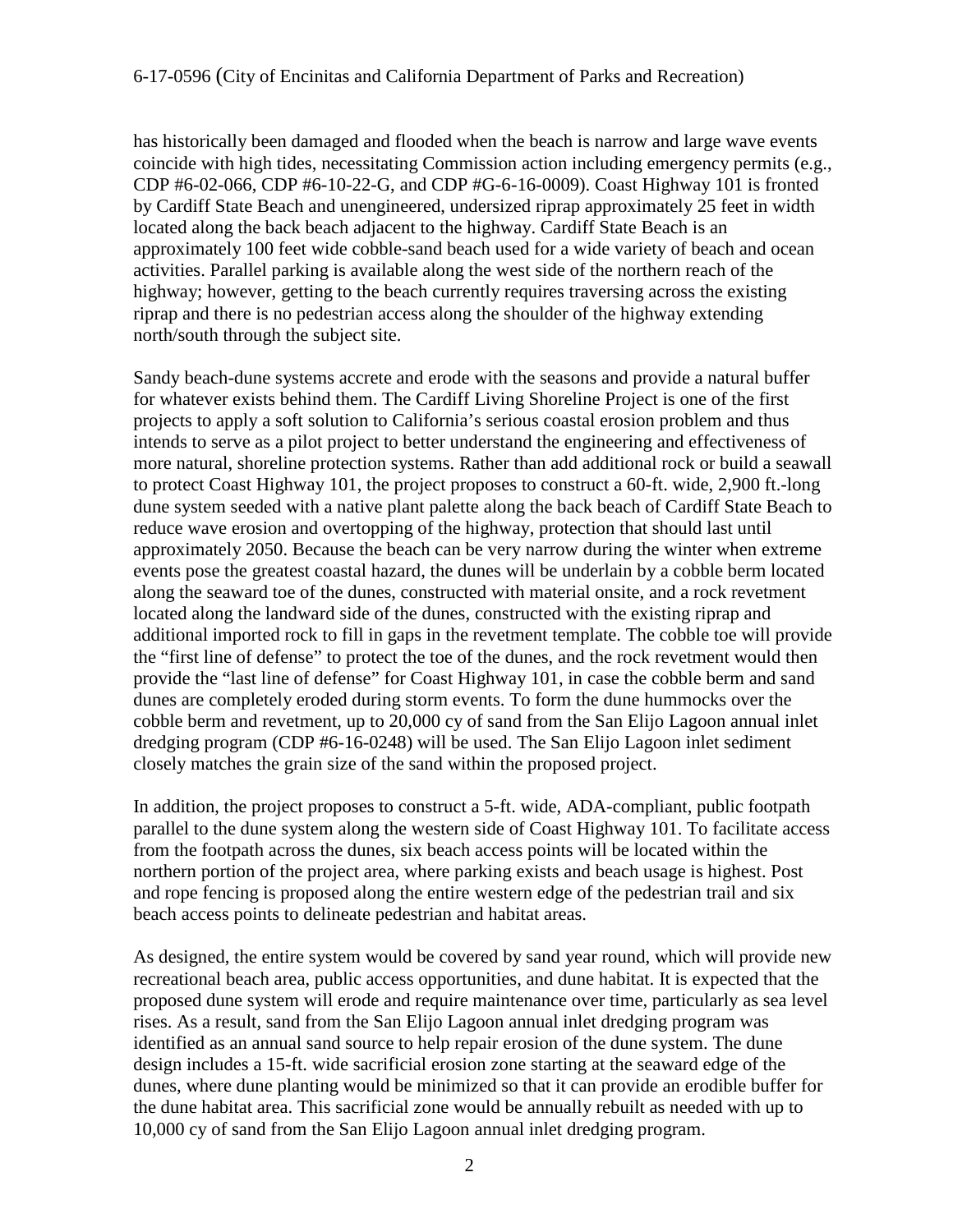has historically been damaged and flooded when the beach is narrow and large wave events coincide with high tides, necessitating Commission action including emergency permits (e.g., CDP #6-02-066, CDP #6-10-22-G, and CDP #G-6-16-0009). Coast Highway 101 is fronted by Cardiff State Beach and unengineered, undersized riprap approximately 25 feet in width located along the back beach adjacent to the highway. Cardiff State Beach is an approximately 100 feet wide cobble-sand beach used for a wide variety of beach and ocean activities. Parallel parking is available along the west side of the northern reach of the highway; however, getting to the beach currently requires traversing across the existing riprap and there is no pedestrian access along the shoulder of the highway extending north/south through the subject site.

Sandy beach-dune systems accrete and erode with the seasons and provide a natural buffer for whatever exists behind them. The Cardiff Living Shoreline Project is one of the first projects to apply a soft solution to California's serious coastal erosion problem and thus intends to serve as a pilot project to better understand the engineering and effectiveness of more natural, shoreline protection systems. Rather than add additional rock or build a seawall to protect Coast Highway 101, the project proposes to construct a 60-ft. wide, 2,900 ft.-long dune system seeded with a native plant palette along the back beach of Cardiff State Beach to reduce wave erosion and overtopping of the highway, protection that should last until approximately 2050. Because the beach can be very narrow during the winter when extreme events pose the greatest coastal hazard, the dunes will be underlain by a cobble berm located along the seaward toe of the dunes, constructed with material onsite, and a rock revetment located along the landward side of the dunes, constructed with the existing riprap and additional imported rock to fill in gaps in the revetment template. The cobble toe will provide the "first line of defense" to protect the toe of the dunes, and the rock revetment would then provide the "last line of defense" for Coast Highway 101, in case the cobble berm and sand dunes are completely eroded during storm events. To form the dune hummocks over the cobble berm and revetment, up to 20,000 cy of sand from the San Elijo Lagoon annual inlet dredging program (CDP #6-16-0248) will be used. The San Elijo Lagoon inlet sediment closely matches the grain size of the sand within the proposed project.

In addition, the project proposes to construct a 5-ft. wide, ADA-compliant, public footpath parallel to the dune system along the western side of Coast Highway 101. To facilitate access from the footpath across the dunes, six beach access points will be located within the northern portion of the project area, where parking exists and beach usage is highest. Post and rope fencing is proposed along the entire western edge of the pedestrian trail and six beach access points to delineate pedestrian and habitat areas.

As designed, the entire system would be covered by sand year round, which will provide new recreational beach area, public access opportunities, and dune habitat. It is expected that the proposed dune system will erode and require maintenance over time, particularly as sea level rises. As a result, sand from the San Elijo Lagoon annual inlet dredging program was identified as an annual sand source to help repair erosion of the dune system. The dune design includes a 15-ft. wide sacrificial erosion zone starting at the seaward edge of the dunes, where dune planting would be minimized so that it can provide an erodible buffer for the dune habitat area. This sacrificial zone would be annually rebuilt as needed with up to 10,000 cy of sand from the San Elijo Lagoon annual inlet dredging program.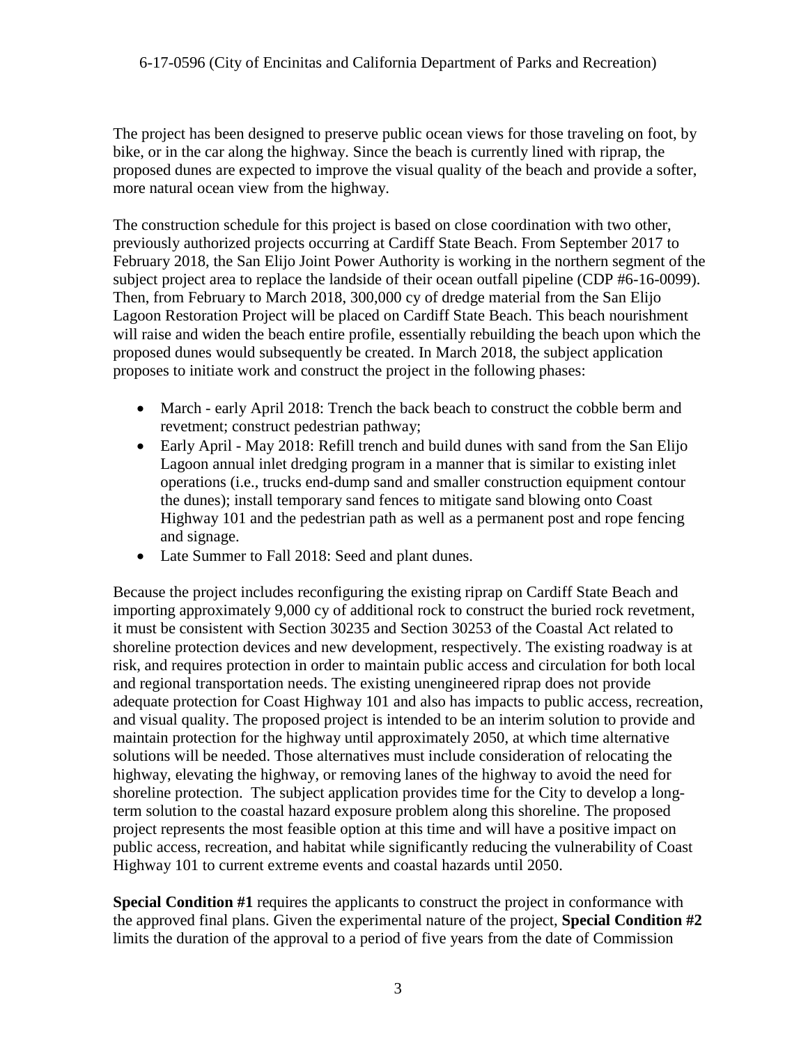The project has been designed to preserve public ocean views for those traveling on foot, by bike, or in the car along the highway. Since the beach is currently lined with riprap, the proposed dunes are expected to improve the visual quality of the beach and provide a softer, more natural ocean view from the highway.

The construction schedule for this project is based on close coordination with two other, previously authorized projects occurring at Cardiff State Beach. From September 2017 to February 2018, the San Elijo Joint Power Authority is working in the northern segment of the subject project area to replace the landside of their ocean outfall pipeline (CDP #6-16-0099). Then, from February to March 2018, 300,000 cy of dredge material from the San Elijo Lagoon Restoration Project will be placed on Cardiff State Beach. This beach nourishment will raise and widen the beach entire profile, essentially rebuilding the beach upon which the proposed dunes would subsequently be created. In March 2018, the subject application proposes to initiate work and construct the project in the following phases:

- March - early April 2018: Trench the back beach to construct the cobble berm and revetment; construct pedestrian pathway;
- Early April - May 2018: Refill trench and build dunes with sand from the San Elijo Lagoon annual inlet dredging program in a manner that is similar to existing inlet operations (i.e., trucks end-dump sand and smaller construction equipment contour the dunes); install temporary sand fences to mitigate sand blowing onto Coast Highway 101 and the pedestrian path as well as a permanent post and rope fencing and signage.
- Late Summer to Fall 2018: Seed and plant dunes.

Because the project includes reconfiguring the existing riprap on Cardiff State Beach and importing approximately 9,000 cy of additional rock to construct the buried rock revetment, it must be consistent with Section 30235 and Section 30253 of the Coastal Act related to shoreline protection devices and new development, respectively. The existing roadway is at risk, and requires protection in order to maintain public access and circulation for both local and regional transportation needs. The existing unengineered riprap does not provide adequate protection for Coast Highway 101 and also has impacts to public access, recreation, and visual quality. The proposed project is intended to be an interim solution to provide and maintain protection for the highway until approximately 2050, at which time alternative solutions will be needed. Those alternatives must include consideration of relocating the highway, elevating the highway, or removing lanes of the highway to avoid the need for shoreline protection. The subject application provides time for the City to develop a long-term solution to the coastal hazard exposure problem along this shoreline. The proposed project represents the most feasible option at this time and will have a positive impact on public access, recreation, and habitat while significantly reducing the vulnerability of Coast Highway 101 to current extreme events and coastal hazards until 2050.

**Special Condition #1** requires the applicants to construct the project in conformance with the approved final plans. Given the experimental nature of the project, **Special Condition #2** limits the duration of the approval to a period of five years from the date of Commission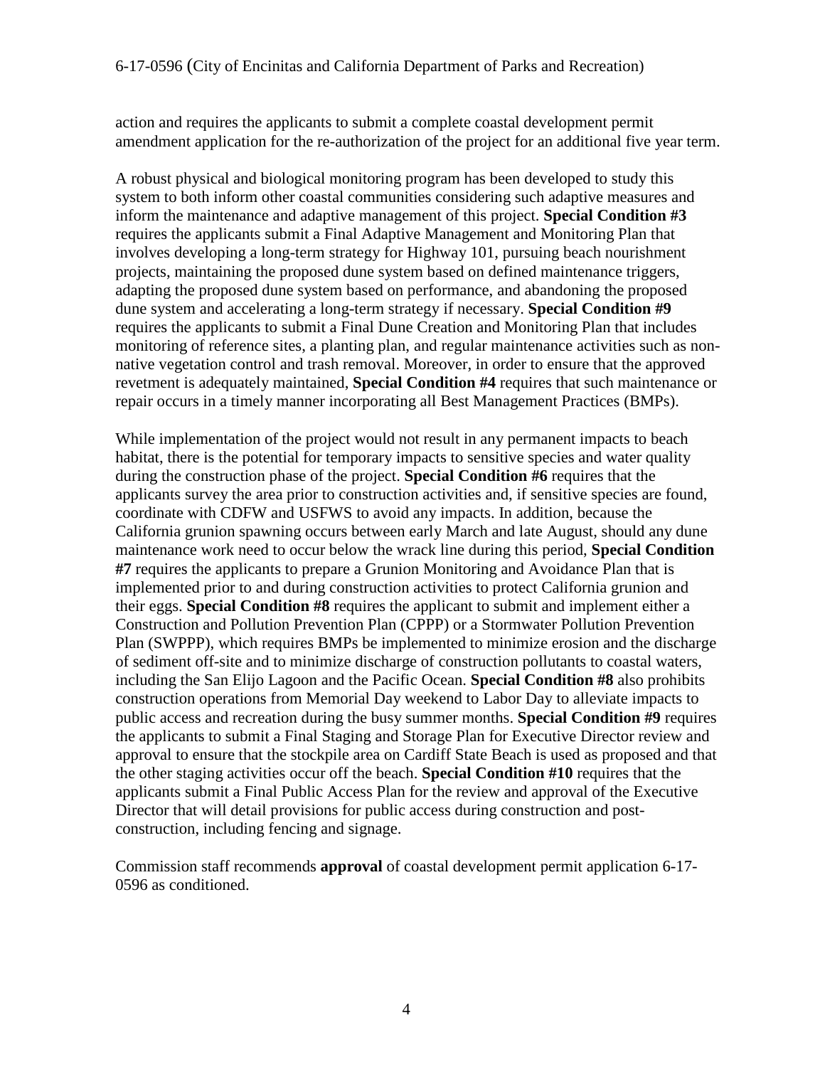action and requires the applicants to submit a complete coastal development permit amendment application for the re-authorization of the project for an additional five year term.

A robust physical and biological monitoring program has been developed to study this system to both inform other coastal communities considering such adaptive measures and inform the maintenance and adaptive management of this project. **Special Condition #3** requires the applicants submit a Final Adaptive Management and Monitoring Plan that involves developing a long-term strategy for Highway 101, pursuing beach nourishment projects, maintaining the proposed dune system based on defined maintenance triggers, adapting the proposed dune system based on performance, and abandoning the proposed dune system and accelerating a long-term strategy if necessary. **Special Condition #9** requires the applicants to submit a Final Dune Creation and Monitoring Plan that includes monitoring of reference sites, a planting plan, and regular maintenance activities such as non-native vegetation control and trash removal. Moreover, in order to ensure that the approved revetment is adequately maintained, **Special Condition #4** requires that such maintenance or repair occurs in a timely manner incorporating all Best Management Practices (BMPs).

While implementation of the project would not result in any permanent impacts to beach habitat, there is the potential for temporary impacts to sensitive species and water quality during the construction phase of the project. **Special Condition #6** requires that the applicants survey the area prior to construction activities and, if sensitive species are found, coordinate with CDFW and USFWS to avoid any impacts. In addition, because the California grunion spawning occurs between early March and late August, should any dune maintenance work need to occur below the wrack line during this period, **Special Condition #7** requires the applicants to prepare a Grunion Monitoring and Avoidance Plan that is implemented prior to and during construction activities to protect California grunion and their eggs. **Special Condition #8** requires the applicant to submit and implement either a Construction and Pollution Prevention Plan (CPPP) or a Stormwater Pollution Prevention Plan (SWPPP), which requires BMPs be implemented to minimize erosion and the discharge of sediment off-site and to minimize discharge of construction pollutants to coastal waters, including the San Elijo Lagoon and the Pacific Ocean. **Special Condition #8** also prohibits construction operations from Memorial Day weekend to Labor Day to alleviate impacts to public access and recreation during the busy summer months. **Special Condition #9** requires the applicants to submit a Final Staging and Storage Plan for Executive Director review and approval to ensure that the stockpile area on Cardiff State Beach is used as proposed and that the other staging activities occur off the beach. **Special Condition #10** requires that the applicants submit a Final Public Access Plan for the review and approval of the Executive Director that will detail provisions for public access during construction and post-construction, including fencing and signage.

Commission staff recommends **approval** of coastal development permit application 6-17-0596 as conditioned.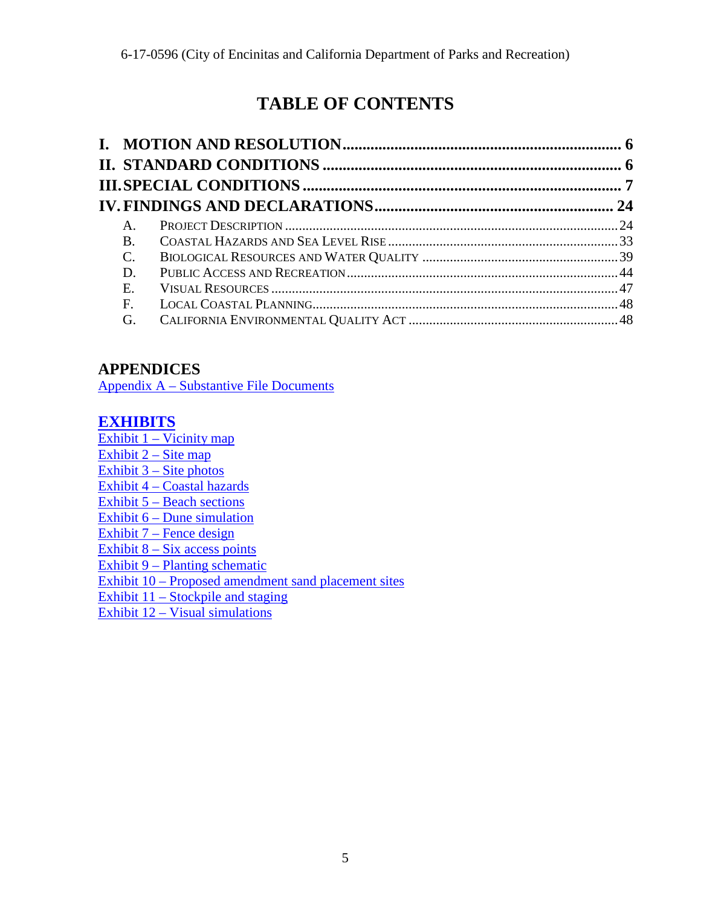# TABLE OF CONTENTS

**I. MOTION AND RESOLUTION** ........................................................................ 6
**II. STANDARD CONDITIONS** ........................................................................ 6
**III. SPECIAL CONDITIONS** ........................................................................ 7
**IV. FINDINGS AND DECLARATIONS** ........................................................................ 24

- A. PROJECT DESCRIPTION ........................................................................ 24
- B. COASTAL HAZARDS AND SEA LEVEL RISE ........................................................................ 33
- C. BIOLOGICAL RESOURCES AND WATER QUALITY ........................................................................ 39
- D. PUBLIC ACCESS AND RECREATION ........................................................................ 44
- E. VISUAL RESOURCES ........................................................................ 47
- F. LOCAL COASTAL PLANNING ........................................................................ 48
- G. CALIFORNIA ENVIRONMENTAL QUALITY ACT ........................................................................ 48

## APPENDICES

Appendix A – Substantive File Documents

## EXHIBITS

Exhibit 1 – Vicinity map
Exhibit 2 – Site map
Exhibit 3 – Site photos
Exhibit 4 – Coastal hazards
Exhibit 5 – Beach sections
Exhibit 6 – Dune simulation
Exhibit 7 – Fence design
Exhibit 8 – Six access points
Exhibit 9 – Planting schematic
Exhibit 10 – Proposed amendment sand placement sites
Exhibit 11 – Stockpile and staging
Exhibit 12 – Visual simulations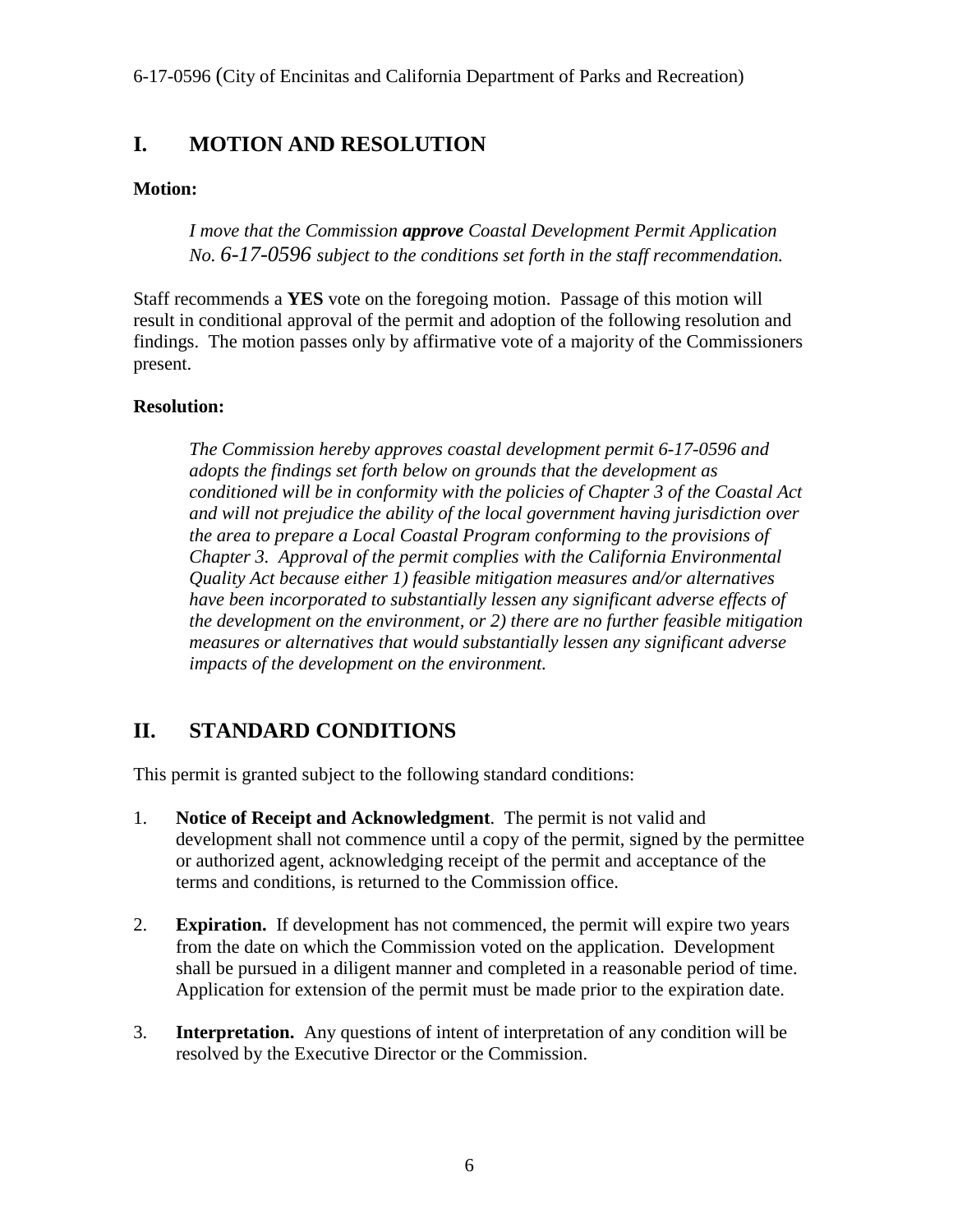## I. MOTION AND RESOLUTION

**Motion:**

> *I move that the Commission* ***approve*** *Coastal Development Permit Application No. 6-17-0596 subject to the conditions set forth in the staff recommendation.*

Staff recommends a **YES** vote on the foregoing motion. Passage of this motion will result in conditional approval of the permit and adoption of the following resolution and findings. The motion passes only by affirmative vote of a majority of the Commissioners present.

**Resolution:**

> *The Commission hereby approves coastal development permit 6-17-0596 and adopts the findings set forth below on grounds that the development as conditioned will be in conformity with the policies of Chapter 3 of the Coastal Act and will not prejudice the ability of the local government having jurisdiction over the area to prepare a Local Coastal Program conforming to the provisions of Chapter 3. Approval of the permit complies with the California Environmental Quality Act because either 1) feasible mitigation measures and/or alternatives have been incorporated to substantially lessen any significant adverse effects of the development on the environment, or 2) there are no further feasible mitigation measures or alternatives that would substantially lessen any significant adverse impacts of the development on the environment.*

## II. STANDARD CONDITIONS

This permit is granted subject to the following standard conditions:

1. **Notice of Receipt and Acknowledgment**. The permit is not valid and development shall not commence until a copy of the permit, signed by the permittee or authorized agent, acknowledging receipt of the permit and acceptance of the terms and conditions, is returned to the Commission office.

2. **Expiration.** If development has not commenced, the permit will expire two years from the date on which the Commission voted on the application. Development shall be pursued in a diligent manner and completed in a reasonable period of time. Application for extension of the permit must be made prior to the expiration date.

3. **Interpretation.** Any questions of intent of interpretation of any condition will be resolved by the Executive Director or the Commission.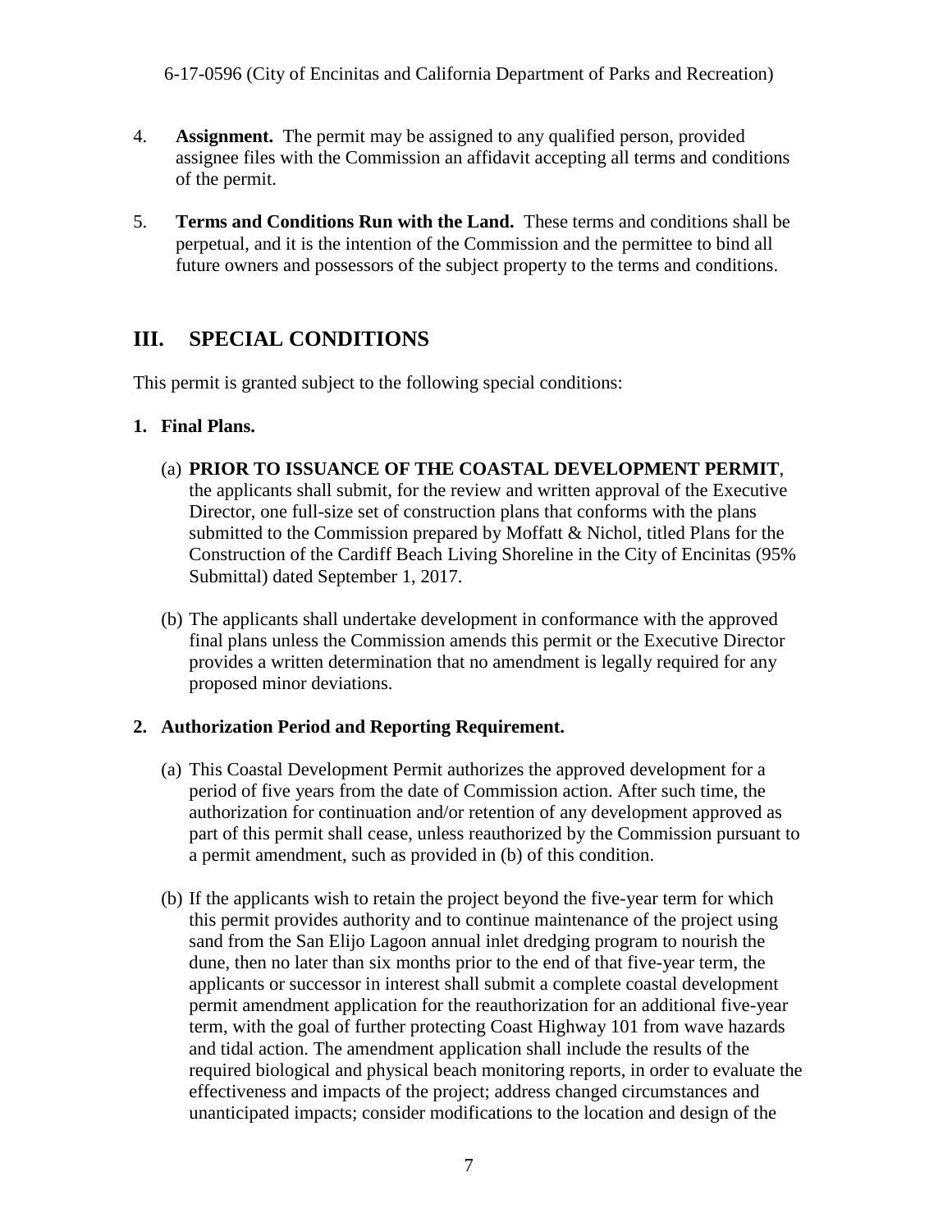4. **Assignment.** The permit may be assigned to any qualified person, provided assignee files with the Commission an affidavit accepting all terms and conditions of the permit.

5. **Terms and Conditions Run with the Land.** These terms and conditions shall be perpetual, and it is the intention of the Commission and the permittee to bind all future owners and possessors of the subject property to the terms and conditions.

## III. SPECIAL CONDITIONS

This permit is granted subject to the following special conditions:

**1. Final Plans.**

(a) **PRIOR TO ISSUANCE OF THE COASTAL DEVELOPMENT PERMIT**, the applicants shall submit, for the review and written approval of the Executive Director, one full-size set of construction plans that conforms with the plans submitted to the Commission prepared by Moffatt & Nichol, titled Plans for the Construction of the Cardiff Beach Living Shoreline in the City of Encinitas (95% Submittal) dated September 1, 2017.

(b) The applicants shall undertake development in conformance with the approved final plans unless the Commission amends this permit or the Executive Director provides a written determination that no amendment is legally required for any proposed minor deviations.

**2. Authorization Period and Reporting Requirement.**

(a) This Coastal Development Permit authorizes the approved development for a period of five years from the date of Commission action. After such time, the authorization for continuation and/or retention of any development approved as part of this permit shall cease, unless reauthorized by the Commission pursuant to a permit amendment, such as provided in (b) of this condition.

(b) If the applicants wish to retain the project beyond the five-year term for which this permit provides authority and to continue maintenance of the project using sand from the San Elijo Lagoon annual inlet dredging program to nourish the dune, then no later than six months prior to the end of that five-year term, the applicants or successor in interest shall submit a complete coastal development permit amendment application for the reauthorization for an additional five-year term, with the goal of further protecting Coast Highway 101 from wave hazards and tidal action. The amendment application shall include the results of the required biological and physical beach monitoring reports, in order to evaluate the effectiveness and impacts of the project; address changed circumstances and unanticipated impacts; consider modifications to the location and design of the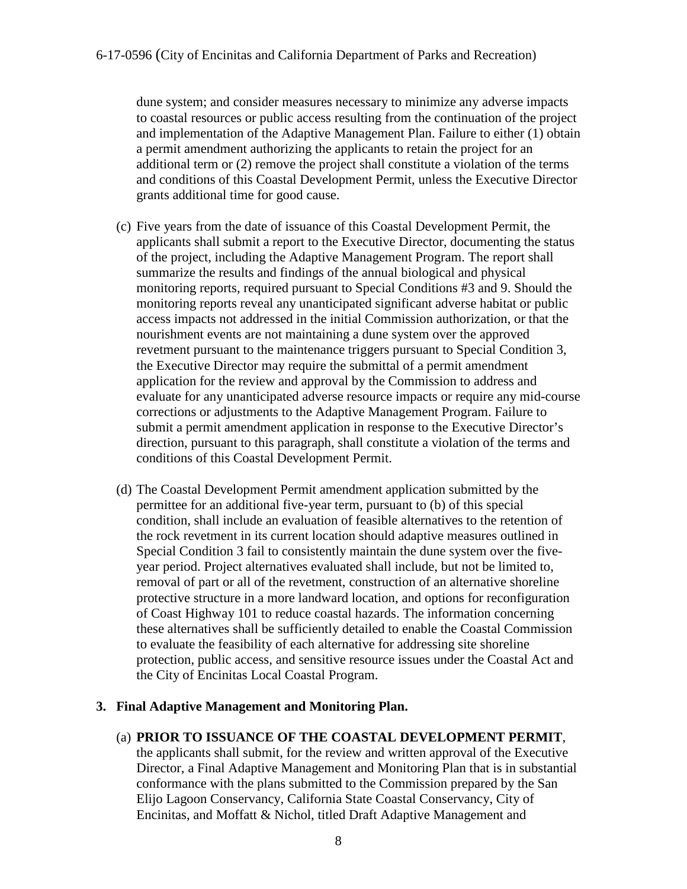dune system; and consider measures necessary to minimize any adverse impacts to coastal resources or public access resulting from the continuation of the project and implementation of the Adaptive Management Plan. Failure to either (1) obtain a permit amendment authorizing the applicants to retain the project for an additional term or (2) remove the project shall constitute a violation of the terms and conditions of this Coastal Development Permit, unless the Executive Director grants additional time for good cause.

(c) Five years from the date of issuance of this Coastal Development Permit, the applicants shall submit a report to the Executive Director, documenting the status of the project, including the Adaptive Management Program. The report shall summarize the results and findings of the annual biological and physical monitoring reports, required pursuant to Special Conditions #3 and 9. Should the monitoring reports reveal any unanticipated significant adverse habitat or public access impacts not addressed in the initial Commission authorization, or that the nourishment events are not maintaining a dune system over the approved revetment pursuant to the maintenance triggers pursuant to Special Condition 3, the Executive Director may require the submittal of a permit amendment application for the review and approval by the Commission to address and evaluate for any unanticipated adverse resource impacts or require any mid-course corrections or adjustments to the Adaptive Management Program. Failure to submit a permit amendment application in response to the Executive Director's direction, pursuant to this paragraph, shall constitute a violation of the terms and conditions of this Coastal Development Permit.

(d) The Coastal Development Permit amendment application submitted by the permittee for an additional five-year term, pursuant to (b) of this special condition, shall include an evaluation of feasible alternatives to the retention of the rock revetment in its current location should adaptive measures outlined in Special Condition 3 fail to consistently maintain the dune system over the five-year period. Project alternatives evaluated shall include, but not be limited to, removal of part or all of the revetment, construction of an alternative shoreline protective structure in a more landward location, and options for reconfiguration of Coast Highway 101 to reduce coastal hazards. The information concerning these alternatives shall be sufficiently detailed to enable the Coastal Commission to evaluate the feasibility of each alternative for addressing site shoreline protection, public access, and sensitive resource issues under the Coastal Act and the City of Encinitas Local Coastal Program.

**3. Final Adaptive Management and Monitoring Plan.**

(a) **PRIOR TO ISSUANCE OF THE COASTAL DEVELOPMENT PERMIT**, the applicants shall submit, for the review and written approval of the Executive Director, a Final Adaptive Management and Monitoring Plan that is in substantial conformance with the plans submitted to the Commission prepared by the San Elijo Lagoon Conservancy, California State Coastal Conservancy, City of Encinitas, and Moffatt & Nichol, titled Draft Adaptive Management and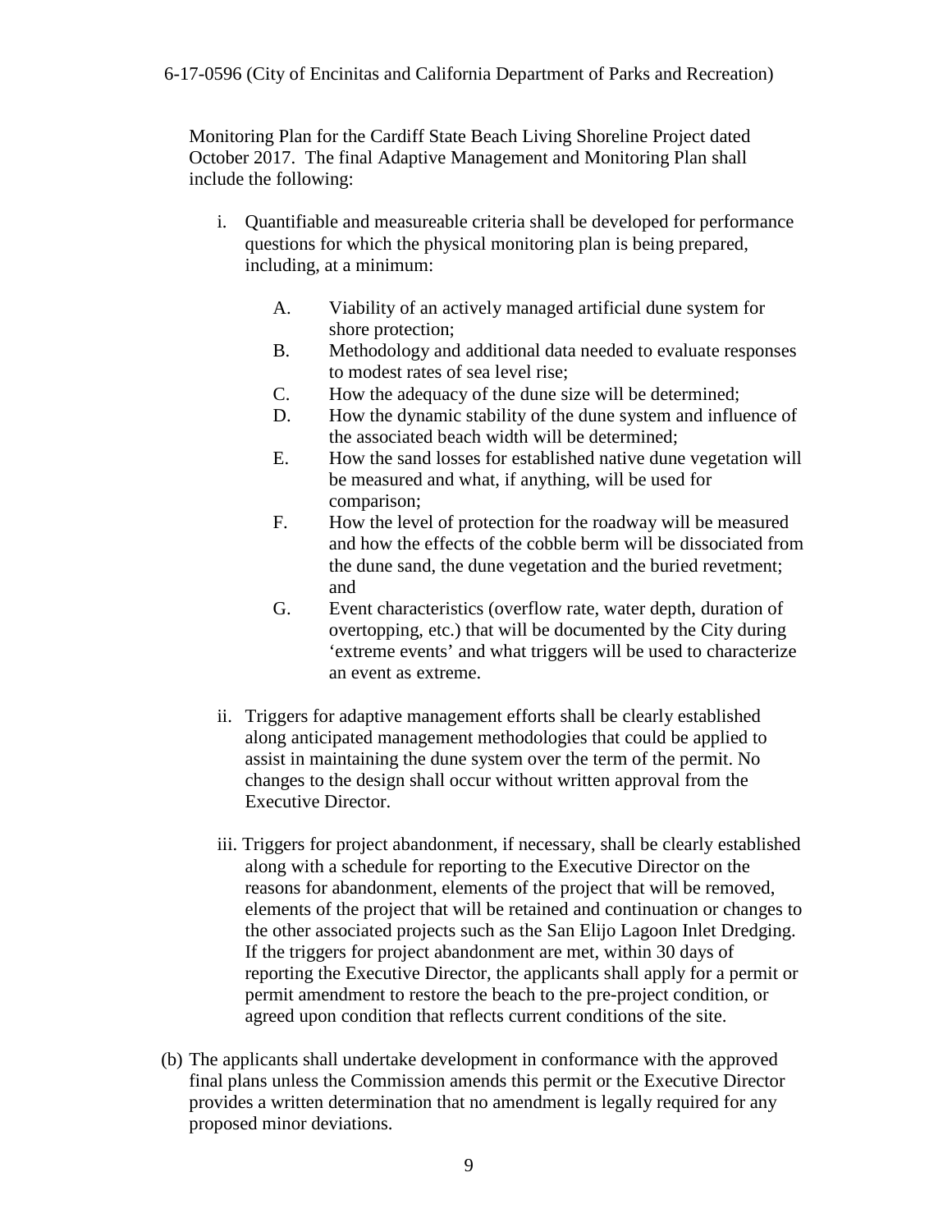Monitoring Plan for the Cardiff State Beach Living Shoreline Project dated October 2017. The final Adaptive Management and Monitoring Plan shall include the following:

i. Quantifiable and measureable criteria shall be developed for performance questions for which the physical monitoring plan is being prepared, including, at a minimum:

   A. Viability of an actively managed artificial dune system for shore protection;
   B. Methodology and additional data needed to evaluate responses to modest rates of sea level rise;
   C. How the adequacy of the dune size will be determined;
   D. How the dynamic stability of the dune system and influence of the associated beach width will be determined;
   E. How the sand losses for established native dune vegetation will be measured and what, if anything, will be used for comparison;
   F. How the level of protection for the roadway will be measured and how the effects of the cobble berm will be dissociated from the dune sand, the dune vegetation and the buried revetment; and
   G. Event characteristics (overflow rate, water depth, duration of overtopping, etc.) that will be documented by the City during 'extreme events' and what triggers will be used to characterize an event as extreme.

ii. Triggers for adaptive management efforts shall be clearly established along anticipated management methodologies that could be applied to assist in maintaining the dune system over the term of the permit. No changes to the design shall occur without written approval from the Executive Director.

iii. Triggers for project abandonment, if necessary, shall be clearly established along with a schedule for reporting to the Executive Director on the reasons for abandonment, elements of the project that will be removed, elements of the project that will be retained and continuation or changes to the other associated projects such as the San Elijo Lagoon Inlet Dredging. If the triggers for project abandonment are met, within 30 days of reporting the Executive Director, the applicants shall apply for a permit or permit amendment to restore the beach to the pre-project condition, or agreed upon condition that reflects current conditions of the site.

(b) The applicants shall undertake development in conformance with the approved final plans unless the Commission amends this permit or the Executive Director provides a written determination that no amendment is legally required for any proposed minor deviations.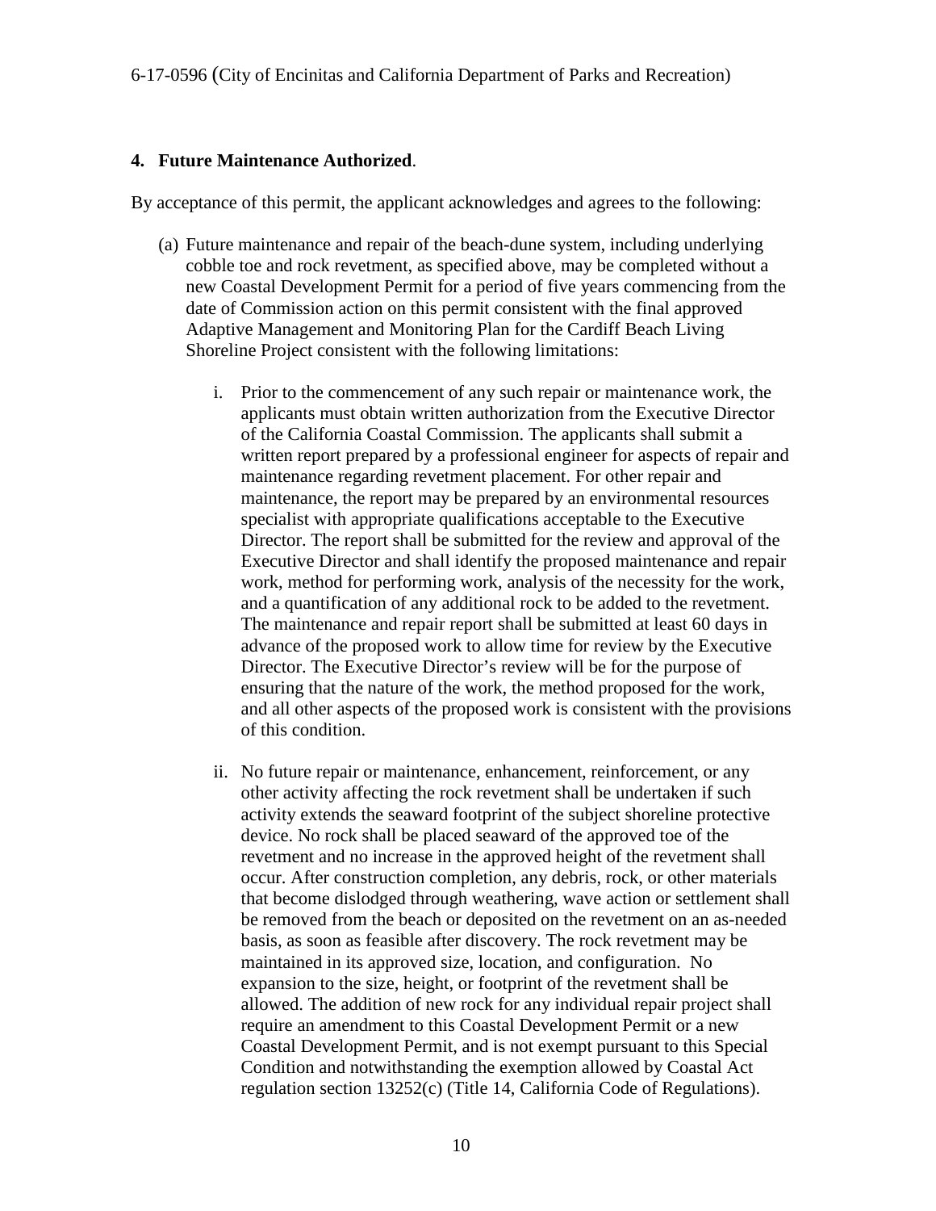**4. Future Maintenance Authorized**.

By acceptance of this permit, the applicant acknowledges and agrees to the following:

(a) Future maintenance and repair of the beach-dune system, including underlying cobble toe and rock revetment, as specified above, may be completed without a new Coastal Development Permit for a period of five years commencing from the date of Commission action on this permit consistent with the final approved Adaptive Management and Monitoring Plan for the Cardiff Beach Living Shoreline Project consistent with the following limitations:

   i. Prior to the commencement of any such repair or maintenance work, the applicants must obtain written authorization from the Executive Director of the California Coastal Commission. The applicants shall submit a written report prepared by a professional engineer for aspects of repair and maintenance regarding revetment placement. For other repair and maintenance, the report may be prepared by an environmental resources specialist with appropriate qualifications acceptable to the Executive Director. The report shall be submitted for the review and approval of the Executive Director and shall identify the proposed maintenance and repair work, method for performing work, analysis of the necessity for the work, and a quantification of any additional rock to be added to the revetment. The maintenance and repair report shall be submitted at least 60 days in advance of the proposed work to allow time for review by the Executive Director. The Executive Director's review will be for the purpose of ensuring that the nature of the work, the method proposed for the work, and all other aspects of the proposed work is consistent with the provisions of this condition.

   ii. No future repair or maintenance, enhancement, reinforcement, or any other activity affecting the rock revetment shall be undertaken if such activity extends the seaward footprint of the subject shoreline protective device. No rock shall be placed seaward of the approved toe of the revetment and no increase in the approved height of the revetment shall occur. After construction completion, any debris, rock, or other materials that become dislodged through weathering, wave action or settlement shall be removed from the beach or deposited on the revetment on an as-needed basis, as soon as feasible after discovery. The rock revetment may be maintained in its approved size, location, and configuration. No expansion to the size, height, or footprint of the revetment shall be allowed. The addition of new rock for any individual repair project shall require an amendment to this Coastal Development Permit or a new Coastal Development Permit, and is not exempt pursuant to this Special Condition and notwithstanding the exemption allowed by Coastal Act regulation section 13252(c) (Title 14, California Code of Regulations).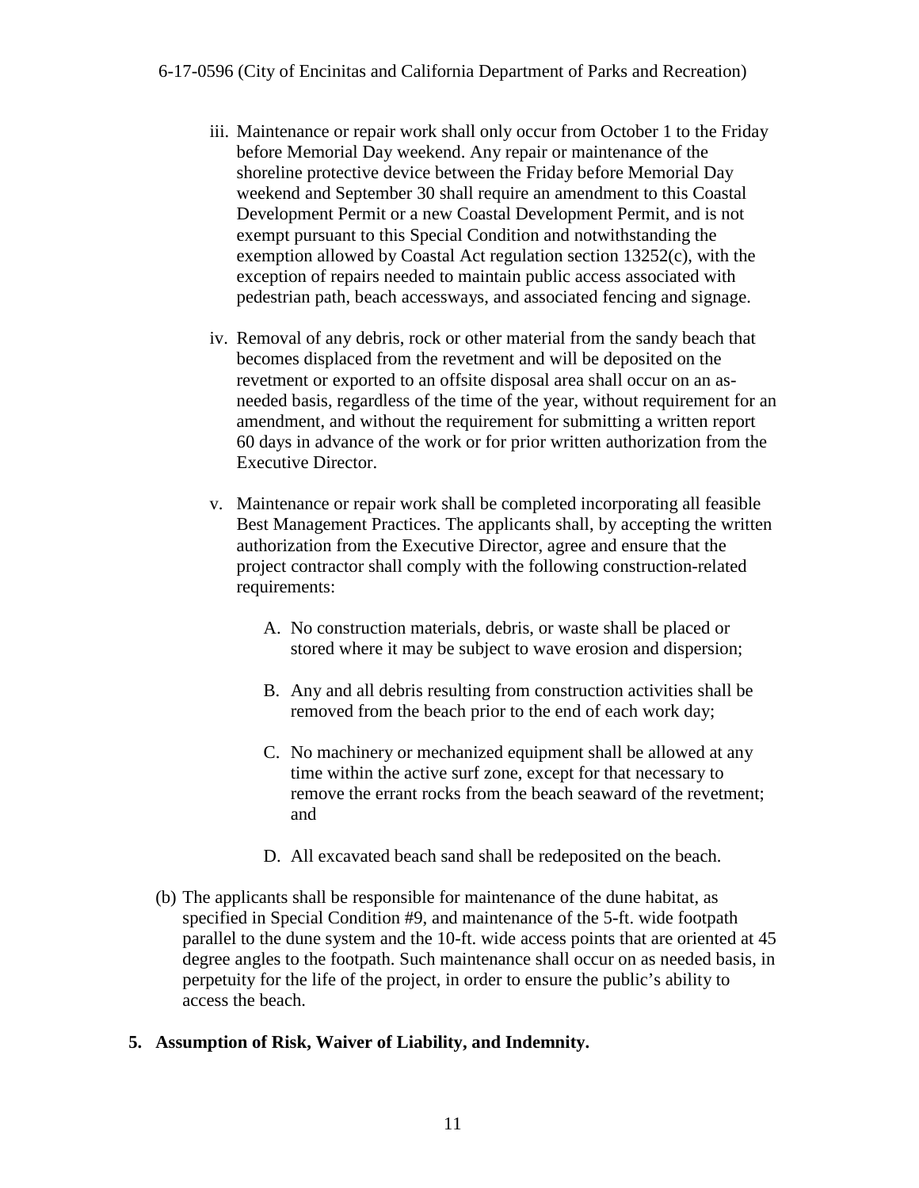iii. Maintenance or repair work shall only occur from October 1 to the Friday before Memorial Day weekend. Any repair or maintenance of the shoreline protective device between the Friday before Memorial Day weekend and September 30 shall require an amendment to this Coastal Development Permit or a new Coastal Development Permit, and is not exempt pursuant to this Special Condition and notwithstanding the exemption allowed by Coastal Act regulation section 13252(c), with the exception of repairs needed to maintain public access associated with pedestrian path, beach accessways, and associated fencing and signage.

iv. Removal of any debris, rock or other material from the sandy beach that becomes displaced from the revetment and will be deposited on the revetment or exported to an offsite disposal area shall occur on an as-needed basis, regardless of the time of the year, without requirement for an amendment, and without the requirement for submitting a written report 60 days in advance of the work or for prior written authorization from the Executive Director.

v. Maintenance or repair work shall be completed incorporating all feasible Best Management Practices. The applicants shall, by accepting the written authorization from the Executive Director, agree and ensure that the project contractor shall comply with the following construction-related requirements:

A. No construction materials, debris, or waste shall be placed or stored where it may be subject to wave erosion and dispersion;

B. Any and all debris resulting from construction activities shall be removed from the beach prior to the end of each work day;

C. No machinery or mechanized equipment shall be allowed at any time within the active surf zone, except for that necessary to remove the errant rocks from the beach seaward of the revetment; and

D. All excavated beach sand shall be redeposited on the beach.

(b) The applicants shall be responsible for maintenance of the dune habitat, as specified in Special Condition #9, and maintenance of the 5-ft. wide footpath parallel to the dune system and the 10-ft. wide access points that are oriented at 45 degree angles to the footpath. Such maintenance shall occur on as needed basis, in perpetuity for the life of the project, in order to ensure the public's ability to access the beach.

**5. Assumption of Risk, Waiver of Liability, and Indemnity.**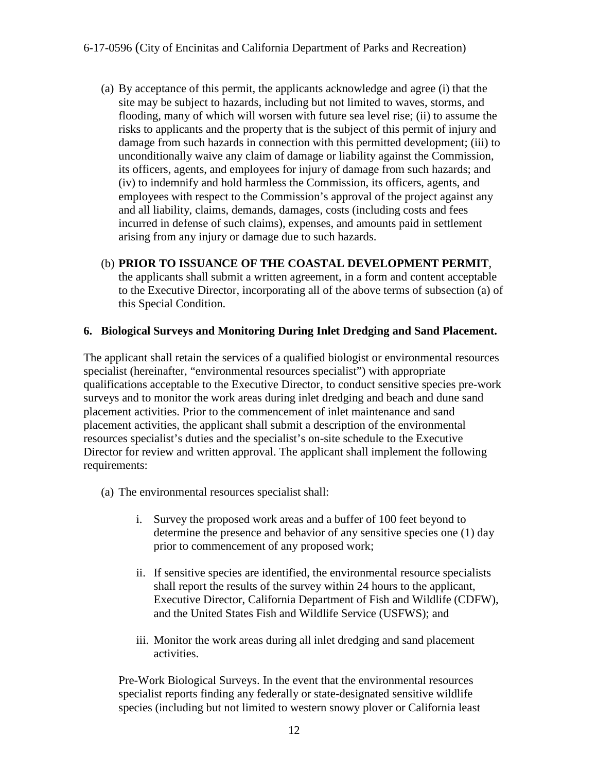(a) By acceptance of this permit, the applicants acknowledge and agree (i) that the site may be subject to hazards, including but not limited to waves, storms, and flooding, many of which will worsen with future sea level rise; (ii) to assume the risks to applicants and the property that is the subject of this permit of injury and damage from such hazards in connection with this permitted development; (iii) to unconditionally waive any claim of damage or liability against the Commission, its officers, agents, and employees for injury of damage from such hazards; and (iv) to indemnify and hold harmless the Commission, its officers, agents, and employees with respect to the Commission's approval of the project against any and all liability, claims, demands, damages, costs (including costs and fees incurred in defense of such claims), expenses, and amounts paid in settlement arising from any injury or damage due to such hazards.

(b) **PRIOR TO ISSUANCE OF THE COASTAL DEVELOPMENT PERMIT**, the applicants shall submit a written agreement, in a form and content acceptable to the Executive Director, incorporating all of the above terms of subsection (a) of this Special Condition.

**6. Biological Surveys and Monitoring During Inlet Dredging and Sand Placement.**

The applicant shall retain the services of a qualified biologist or environmental resources specialist (hereinafter, "environmental resources specialist") with appropriate qualifications acceptable to the Executive Director, to conduct sensitive species pre-work surveys and to monitor the work areas during inlet dredging and beach and dune sand placement activities. Prior to the commencement of inlet maintenance and sand placement activities, the applicant shall submit a description of the environmental resources specialist's duties and the specialist's on-site schedule to the Executive Director for review and written approval. The applicant shall implement the following requirements:

(a) The environmental resources specialist shall:

i. Survey the proposed work areas and a buffer of 100 feet beyond to determine the presence and behavior of any sensitive species one (1) day prior to commencement of any proposed work;

ii. If sensitive species are identified, the environmental resource specialists shall report the results of the survey within 24 hours to the applicant, Executive Director, California Department of Fish and Wildlife (CDFW), and the United States Fish and Wildlife Service (USFWS); and

iii. Monitor the work areas during all inlet dredging and sand placement activities.

Pre-Work Biological Surveys. In the event that the environmental resources specialist reports finding any federally or state-designated sensitive wildlife species (including but not limited to western snowy plover or California least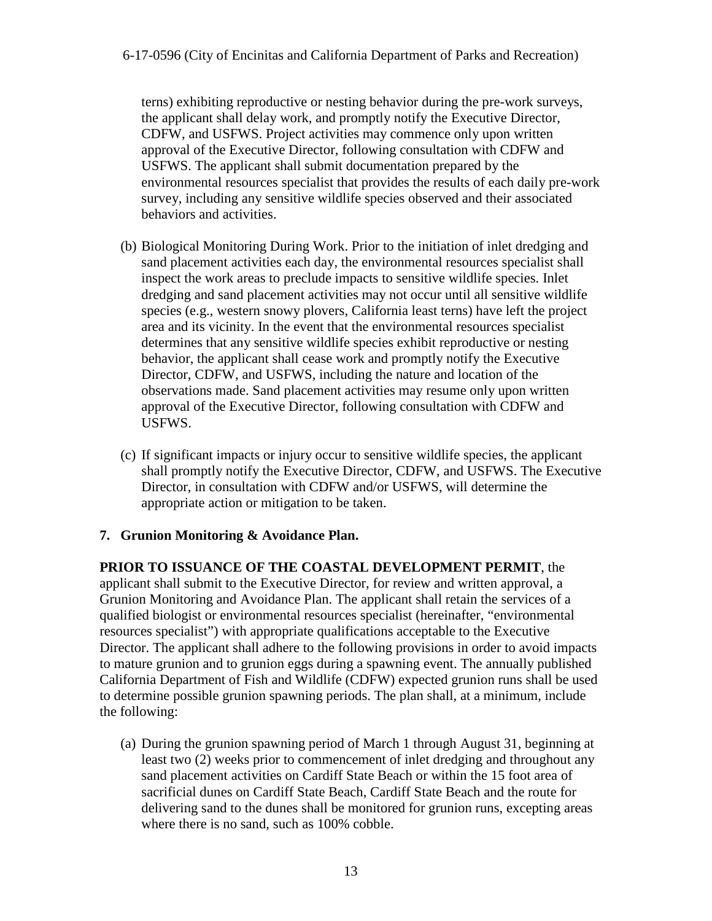terns) exhibiting reproductive or nesting behavior during the pre-work surveys, the applicant shall delay work, and promptly notify the Executive Director, CDFW, and USFWS. Project activities may commence only upon written approval of the Executive Director, following consultation with CDFW and USFWS. The applicant shall submit documentation prepared by the environmental resources specialist that provides the results of each daily pre-work survey, including any sensitive wildlife species observed and their associated behaviors and activities.

(b) Biological Monitoring During Work. Prior to the initiation of inlet dredging and sand placement activities each day, the environmental resources specialist shall inspect the work areas to preclude impacts to sensitive wildlife species. Inlet dredging and sand placement activities may not occur until all sensitive wildlife species (e.g., western snowy plovers, California least terns) have left the project area and its vicinity. In the event that the environmental resources specialist determines that any sensitive wildlife species exhibit reproductive or nesting behavior, the applicant shall cease work and promptly notify the Executive Director, CDFW, and USFWS, including the nature and location of the observations made. Sand placement activities may resume only upon written approval of the Executive Director, following consultation with CDFW and USFWS.

(c) If significant impacts or injury occur to sensitive wildlife species, the applicant shall promptly notify the Executive Director, CDFW, and USFWS. The Executive Director, in consultation with CDFW and/or USFWS, will determine the appropriate action or mitigation to be taken.

**7. Grunion Monitoring & Avoidance Plan.**

**PRIOR TO ISSUANCE OF THE COASTAL DEVELOPMENT PERMIT**, the applicant shall submit to the Executive Director, for review and written approval, a Grunion Monitoring and Avoidance Plan. The applicant shall retain the services of a qualified biologist or environmental resources specialist (hereinafter, "environmental resources specialist") with appropriate qualifications acceptable to the Executive Director. The applicant shall adhere to the following provisions in order to avoid impacts to mature grunion and to grunion eggs during a spawning event. The annually published California Department of Fish and Wildlife (CDFW) expected grunion runs shall be used to determine possible grunion spawning periods. The plan shall, at a minimum, include the following:

(a) During the grunion spawning period of March 1 through August 31, beginning at least two (2) weeks prior to commencement of inlet dredging and throughout any sand placement activities on Cardiff State Beach or within the 15 foot area of sacrificial dunes on Cardiff State Beach, Cardiff State Beach and the route for delivering sand to the dunes shall be monitored for grunion runs, excepting areas where there is no sand, such as 100% cobble.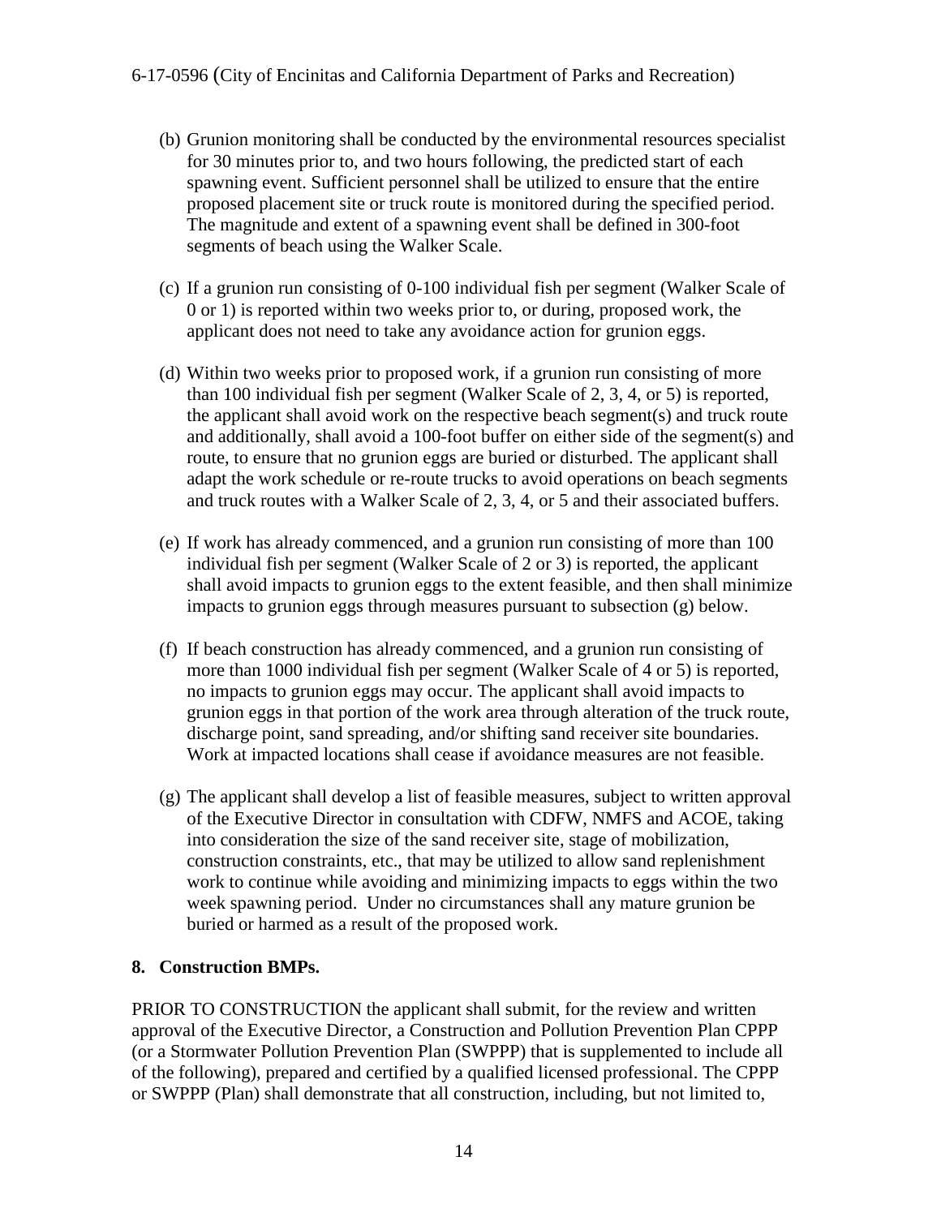(b) Grunion monitoring shall be conducted by the environmental resources specialist for 30 minutes prior to, and two hours following, the predicted start of each spawning event. Sufficient personnel shall be utilized to ensure that the entire proposed placement site or truck route is monitored during the specified period. The magnitude and extent of a spawning event shall be defined in 300-foot segments of beach using the Walker Scale.

(c) If a grunion run consisting of 0-100 individual fish per segment (Walker Scale of 0 or 1) is reported within two weeks prior to, or during, proposed work, the applicant does not need to take any avoidance action for grunion eggs.

(d) Within two weeks prior to proposed work, if a grunion run consisting of more than 100 individual fish per segment (Walker Scale of 2, 3, 4, or 5) is reported, the applicant shall avoid work on the respective beach segment(s) and truck route and additionally, shall avoid a 100-foot buffer on either side of the segment(s) and route, to ensure that no grunion eggs are buried or disturbed. The applicant shall adapt the work schedule or re-route trucks to avoid operations on beach segments and truck routes with a Walker Scale of 2, 3, 4, or 5 and their associated buffers.

(e) If work has already commenced, and a grunion run consisting of more than 100 individual fish per segment (Walker Scale of 2 or 3) is reported, the applicant shall avoid impacts to grunion eggs to the extent feasible, and then shall minimize impacts to grunion eggs through measures pursuant to subsection (g) below.

(f) If beach construction has already commenced, and a grunion run consisting of more than 1000 individual fish per segment (Walker Scale of 4 or 5) is reported, no impacts to grunion eggs may occur. The applicant shall avoid impacts to grunion eggs in that portion of the work area through alteration of the truck route, discharge point, sand spreading, and/or shifting sand receiver site boundaries. Work at impacted locations shall cease if avoidance measures are not feasible.

(g) The applicant shall develop a list of feasible measures, subject to written approval of the Executive Director in consultation with CDFW, NMFS and ACOE, taking into consideration the size of the sand receiver site, stage of mobilization, construction constraints, etc., that may be utilized to allow sand replenishment work to continue while avoiding and minimizing impacts to eggs within the two week spawning period. Under no circumstances shall any mature grunion be buried or harmed as a result of the proposed work.

**8. Construction BMPs.**

PRIOR TO CONSTRUCTION the applicant shall submit, for the review and written approval of the Executive Director, a Construction and Pollution Prevention Plan CPPP (or a Stormwater Pollution Prevention Plan (SWPPP) that is supplemented to include all of the following), prepared and certified by a qualified licensed professional. The CPPP or SWPPP (Plan) shall demonstrate that all construction, including, but not limited to,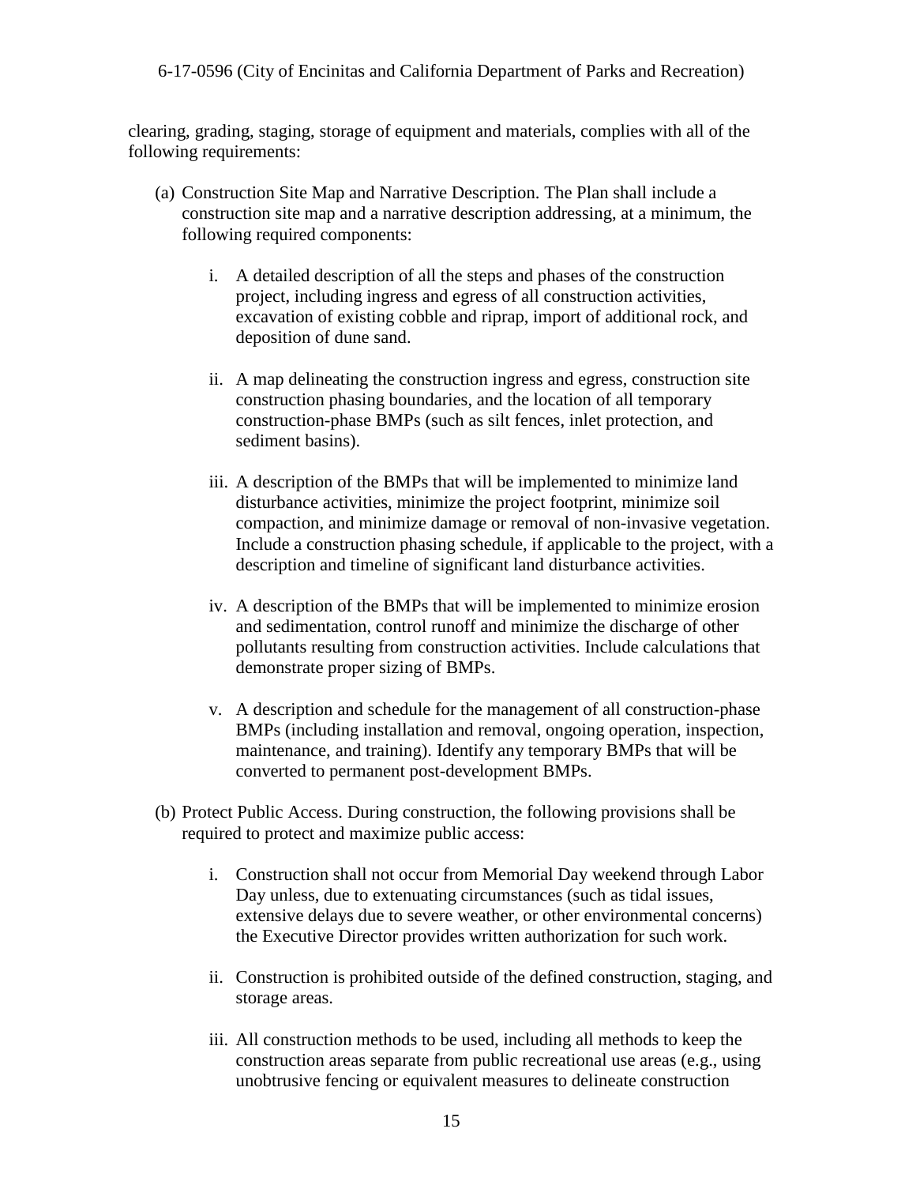clearing, grading, staging, storage of equipment and materials, complies with all of the following requirements:

(a) Construction Site Map and Narrative Description. The Plan shall include a construction site map and a narrative description addressing, at a minimum, the following required components:

   i. A detailed description of all the steps and phases of the construction project, including ingress and egress of all construction activities, excavation of existing cobble and riprap, import of additional rock, and deposition of dune sand.

   ii. A map delineating the construction ingress and egress, construction site construction phasing boundaries, and the location of all temporary construction-phase BMPs (such as silt fences, inlet protection, and sediment basins).

   iii. A description of the BMPs that will be implemented to minimize land disturbance activities, minimize the project footprint, minimize soil compaction, and minimize damage or removal of non-invasive vegetation. Include a construction phasing schedule, if applicable to the project, with a description and timeline of significant land disturbance activities.

   iv. A description of the BMPs that will be implemented to minimize erosion and sedimentation, control runoff and minimize the discharge of other pollutants resulting from construction activities. Include calculations that demonstrate proper sizing of BMPs.

   v. A description and schedule for the management of all construction-phase BMPs (including installation and removal, ongoing operation, inspection, maintenance, and training). Identify any temporary BMPs that will be converted to permanent post-development BMPs.

(b) Protect Public Access. During construction, the following provisions shall be required to protect and maximize public access:

   i. Construction shall not occur from Memorial Day weekend through Labor Day unless, due to extenuating circumstances (such as tidal issues, extensive delays due to severe weather, or other environmental concerns) the Executive Director provides written authorization for such work.

   ii. Construction is prohibited outside of the defined construction, staging, and storage areas.

   iii. All construction methods to be used, including all methods to keep the construction areas separate from public recreational use areas (e.g., using unobtrusive fencing or equivalent measures to delineate construction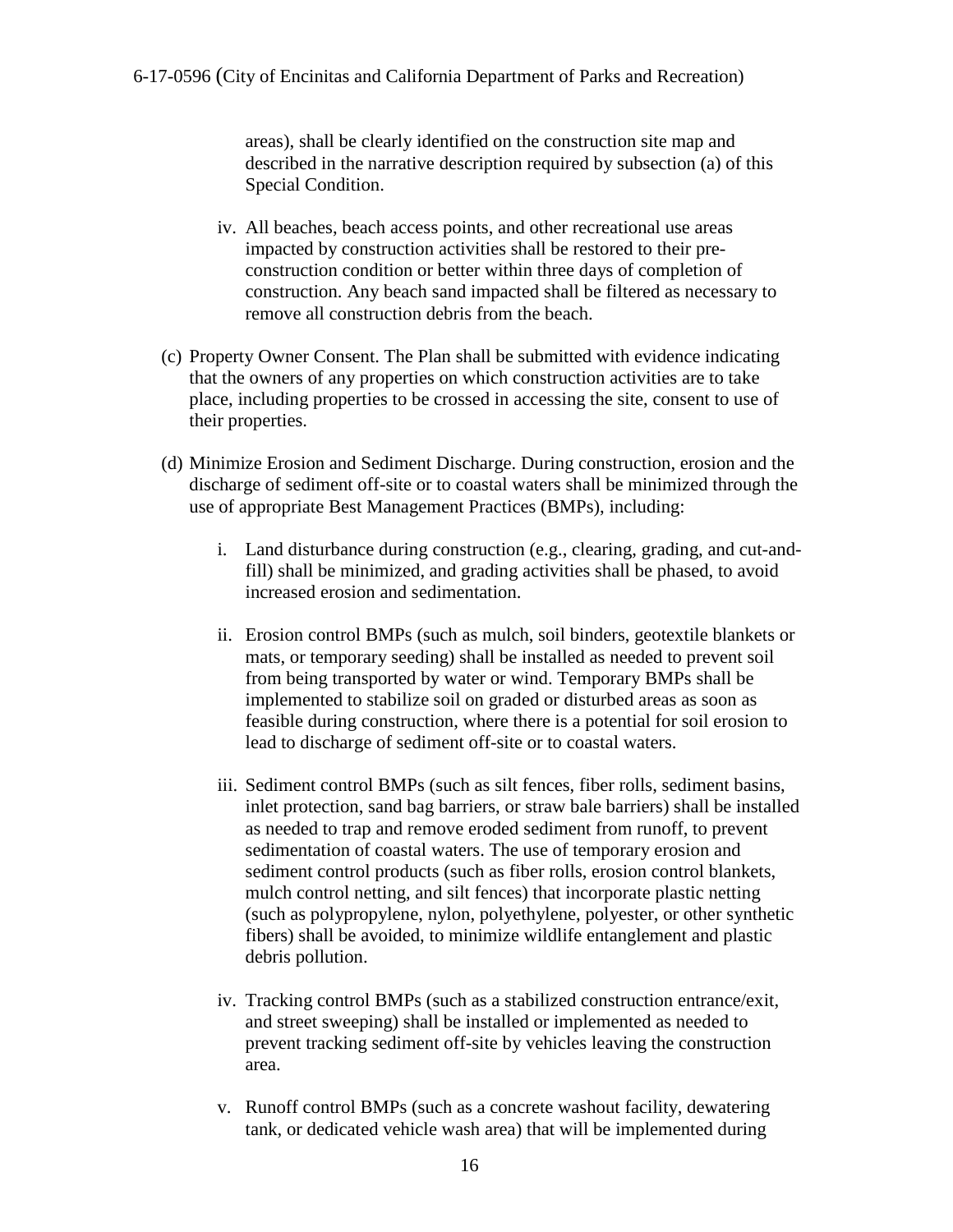areas), shall be clearly identified on the construction site map and described in the narrative description required by subsection (a) of this Special Condition.

iv. All beaches, beach access points, and other recreational use areas impacted by construction activities shall be restored to their pre-construction condition or better within three days of completion of construction. Any beach sand impacted shall be filtered as necessary to remove all construction debris from the beach.

(c) Property Owner Consent. The Plan shall be submitted with evidence indicating that the owners of any properties on which construction activities are to take place, including properties to be crossed in accessing the site, consent to use of their properties.

(d) Minimize Erosion and Sediment Discharge. During construction, erosion and the discharge of sediment off-site or to coastal waters shall be minimized through the use of appropriate Best Management Practices (BMPs), including:

i. Land disturbance during construction (e.g., clearing, grading, and cut-and-fill) shall be minimized, and grading activities shall be phased, to avoid increased erosion and sedimentation.

ii. Erosion control BMPs (such as mulch, soil binders, geotextile blankets or mats, or temporary seeding) shall be installed as needed to prevent soil from being transported by water or wind. Temporary BMPs shall be implemented to stabilize soil on graded or disturbed areas as soon as feasible during construction, where there is a potential for soil erosion to lead to discharge of sediment off-site or to coastal waters.

iii. Sediment control BMPs (such as silt fences, fiber rolls, sediment basins, inlet protection, sand bag barriers, or straw bale barriers) shall be installed as needed to trap and remove eroded sediment from runoff, to prevent sedimentation of coastal waters. The use of temporary erosion and sediment control products (such as fiber rolls, erosion control blankets, mulch control netting, and silt fences) that incorporate plastic netting (such as polypropylene, nylon, polyethylene, polyester, or other synthetic fibers) shall be avoided, to minimize wildlife entanglement and plastic debris pollution.

iv. Tracking control BMPs (such as a stabilized construction entrance/exit, and street sweeping) shall be installed or implemented as needed to prevent tracking sediment off-site by vehicles leaving the construction area.

v. Runoff control BMPs (such as a concrete washout facility, dewatering tank, or dedicated vehicle wash area) that will be implemented during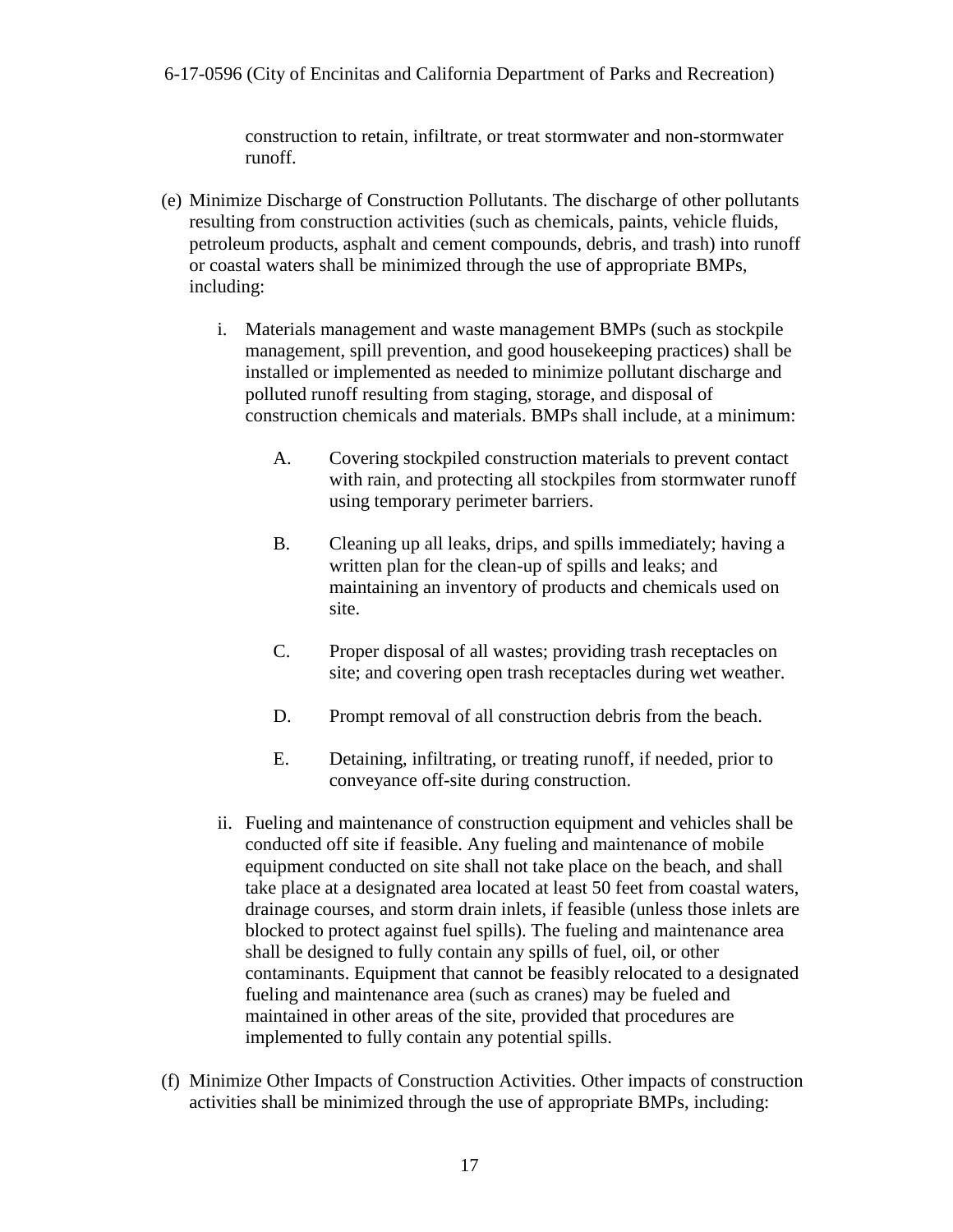construction to retain, infiltrate, or treat stormwater and non-stormwater runoff.

(e) Minimize Discharge of Construction Pollutants. The discharge of other pollutants resulting from construction activities (such as chemicals, paints, vehicle fluids, petroleum products, asphalt and cement compounds, debris, and trash) into runoff or coastal waters shall be minimized through the use of appropriate BMPs, including:

  i. Materials management and waste management BMPs (such as stockpile management, spill prevention, and good housekeeping practices) shall be installed or implemented as needed to minimize pollutant discharge and polluted runoff resulting from staging, storage, and disposal of construction chemicals and materials. BMPs shall include, at a minimum:

    A. Covering stockpiled construction materials to prevent contact with rain, and protecting all stockpiles from stormwater runoff using temporary perimeter barriers.

    B. Cleaning up all leaks, drips, and spills immediately; having a written plan for the clean-up of spills and leaks; and maintaining an inventory of products and chemicals used on site.

    C. Proper disposal of all wastes; providing trash receptacles on site; and covering open trash receptacles during wet weather.

    D. Prompt removal of all construction debris from the beach.

    E. Detaining, infiltrating, or treating runoff, if needed, prior to conveyance off-site during construction.

  ii. Fueling and maintenance of construction equipment and vehicles shall be conducted off site if feasible. Any fueling and maintenance of mobile equipment conducted on site shall not take place on the beach, and shall take place at a designated area located at least 50 feet from coastal waters, drainage courses, and storm drain inlets, if feasible (unless those inlets are blocked to protect against fuel spills). The fueling and maintenance area shall be designed to fully contain any spills of fuel, oil, or other contaminants. Equipment that cannot be feasibly relocated to a designated fueling and maintenance area (such as cranes) may be fueled and maintained in other areas of the site, provided that procedures are implemented to fully contain any potential spills.

(f) Minimize Other Impacts of Construction Activities. Other impacts of construction activities shall be minimized through the use of appropriate BMPs, including: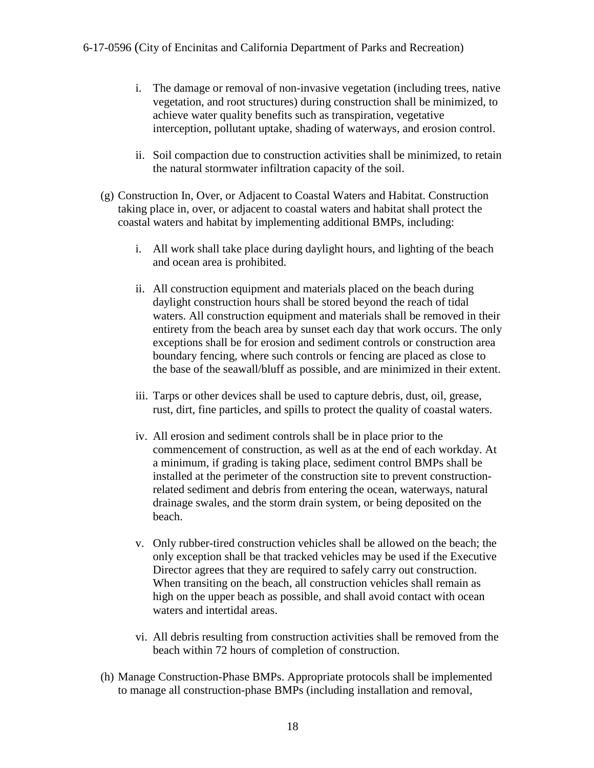i. The damage or removal of non-invasive vegetation (including trees, native vegetation, and root structures) during construction shall be minimized, to achieve water quality benefits such as transpiration, vegetative interception, pollutant uptake, shading of waterways, and erosion control.

ii. Soil compaction due to construction activities shall be minimized, to retain the natural stormwater infiltration capacity of the soil.

(g) Construction In, Over, or Adjacent to Coastal Waters and Habitat. Construction taking place in, over, or adjacent to coastal waters and habitat shall protect the coastal waters and habitat by implementing additional BMPs, including:

i. All work shall take place during daylight hours, and lighting of the beach and ocean area is prohibited.

ii. All construction equipment and materials placed on the beach during daylight construction hours shall be stored beyond the reach of tidal waters. All construction equipment and materials shall be removed in their entirety from the beach area by sunset each day that work occurs. The only exceptions shall be for erosion and sediment controls or construction area boundary fencing, where such controls or fencing are placed as close to the base of the seawall/bluff as possible, and are minimized in their extent.

iii. Tarps or other devices shall be used to capture debris, dust, oil, grease, rust, dirt, fine particles, and spills to protect the quality of coastal waters.

iv. All erosion and sediment controls shall be in place prior to the commencement of construction, as well as at the end of each workday. At a minimum, if grading is taking place, sediment control BMPs shall be installed at the perimeter of the construction site to prevent construction-related sediment and debris from entering the ocean, waterways, natural drainage swales, and the storm drain system, or being deposited on the beach.

v. Only rubber-tired construction vehicles shall be allowed on the beach; the only exception shall be that tracked vehicles may be used if the Executive Director agrees that they are required to safely carry out construction. When transiting on the beach, all construction vehicles shall remain as high on the upper beach as possible, and shall avoid contact with ocean waters and intertidal areas.

vi. All debris resulting from construction activities shall be removed from the beach within 72 hours of completion of construction.

(h) Manage Construction-Phase BMPs. Appropriate protocols shall be implemented to manage all construction-phase BMPs (including installation and removal,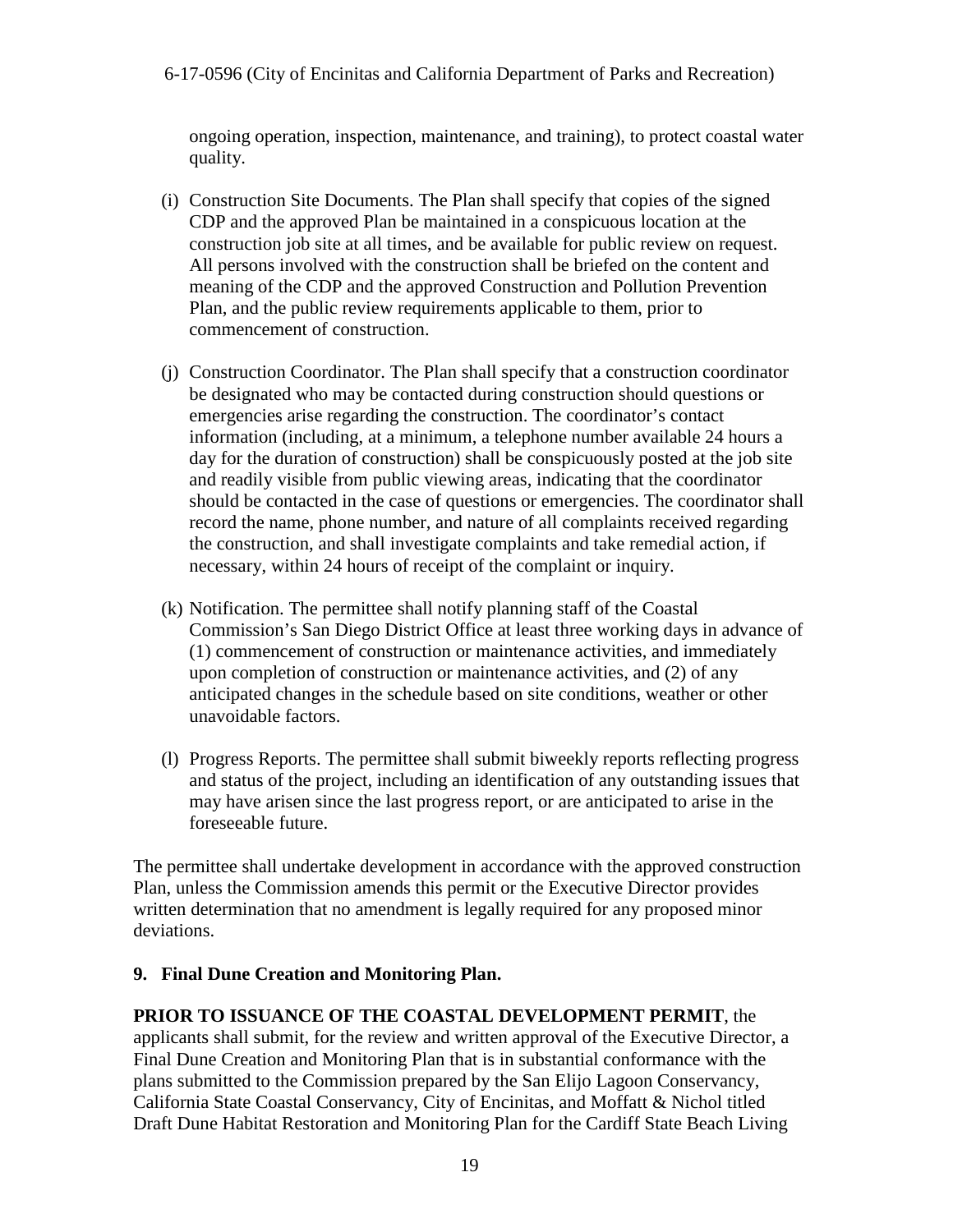ongoing operation, inspection, maintenance, and training), to protect coastal water quality.

(i) Construction Site Documents. The Plan shall specify that copies of the signed CDP and the approved Plan be maintained in a conspicuous location at the construction job site at all times, and be available for public review on request. All persons involved with the construction shall be briefed on the content and meaning of the CDP and the approved Construction and Pollution Prevention Plan, and the public review requirements applicable to them, prior to commencement of construction.

(j) Construction Coordinator. The Plan shall specify that a construction coordinator be designated who may be contacted during construction should questions or emergencies arise regarding the construction. The coordinator's contact information (including, at a minimum, a telephone number available 24 hours a day for the duration of construction) shall be conspicuously posted at the job site and readily visible from public viewing areas, indicating that the coordinator should be contacted in the case of questions or emergencies. The coordinator shall record the name, phone number, and nature of all complaints received regarding the construction, and shall investigate complaints and take remedial action, if necessary, within 24 hours of receipt of the complaint or inquiry.

(k) Notification. The permittee shall notify planning staff of the Coastal Commission's San Diego District Office at least three working days in advance of (1) commencement of construction or maintenance activities, and immediately upon completion of construction or maintenance activities, and (2) of any anticipated changes in the schedule based on site conditions, weather or other unavoidable factors.

(l) Progress Reports. The permittee shall submit biweekly reports reflecting progress and status of the project, including an identification of any outstanding issues that may have arisen since the last progress report, or are anticipated to arise in the foreseeable future.

The permittee shall undertake development in accordance with the approved construction Plan, unless the Commission amends this permit or the Executive Director provides written determination that no amendment is legally required for any proposed minor deviations.

**9. Final Dune Creation and Monitoring Plan.**

**PRIOR TO ISSUANCE OF THE COASTAL DEVELOPMENT PERMIT**, the applicants shall submit, for the review and written approval of the Executive Director, a Final Dune Creation and Monitoring Plan that is in substantial conformance with the plans submitted to the Commission prepared by the San Elijo Lagoon Conservancy, California State Coastal Conservancy, City of Encinitas, and Moffatt & Nichol titled Draft Dune Habitat Restoration and Monitoring Plan for the Cardiff State Beach Living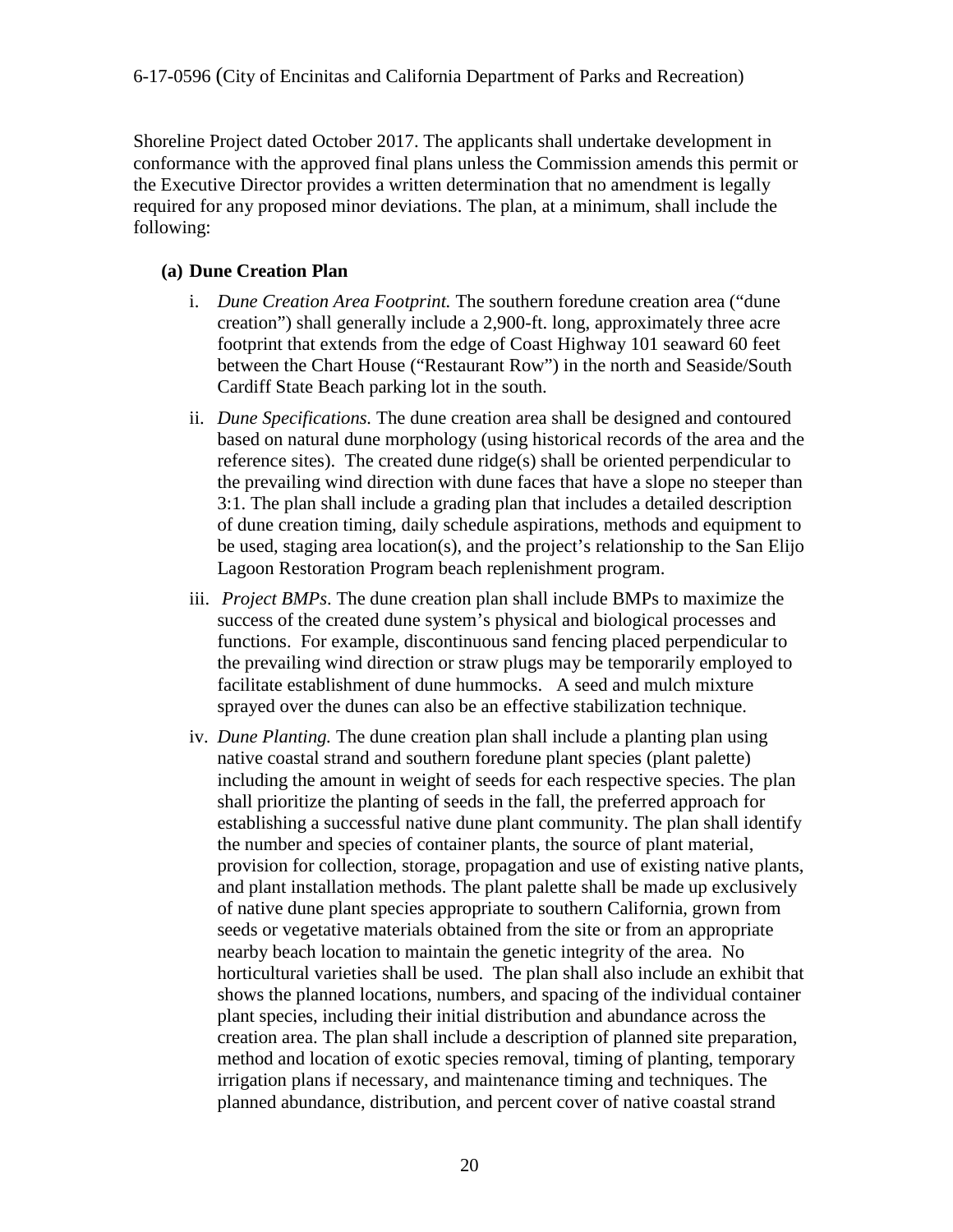Shoreline Project dated October 2017. The applicants shall undertake development in conformance with the approved final plans unless the Commission amends this permit or the Executive Director provides a written determination that no amendment is legally required for any proposed minor deviations. The plan, at a minimum, shall include the following:

**(a) Dune Creation Plan**

i. *Dune Creation Area Footprint.* The southern foredune creation area ("dune creation") shall generally include a 2,900-ft. long, approximately three acre footprint that extends from the edge of Coast Highway 101 seaward 60 feet between the Chart House ("Restaurant Row") in the north and Seaside/South Cardiff State Beach parking lot in the south.

ii. *Dune Specifications.* The dune creation area shall be designed and contoured based on natural dune morphology (using historical records of the area and the reference sites). The created dune ridge(s) shall be oriented perpendicular to the prevailing wind direction with dune faces that have a slope no steeper than 3:1. The plan shall include a grading plan that includes a detailed description of dune creation timing, daily schedule aspirations, methods and equipment to be used, staging area location(s), and the project's relationship to the San Elijo Lagoon Restoration Program beach replenishment program.

iii. *Project BMPs*. The dune creation plan shall include BMPs to maximize the success of the created dune system's physical and biological processes and functions. For example, discontinuous sand fencing placed perpendicular to the prevailing wind direction or straw plugs may be temporarily employed to facilitate establishment of dune hummocks. A seed and mulch mixture sprayed over the dunes can also be an effective stabilization technique.

iv. *Dune Planting.* The dune creation plan shall include a planting plan using native coastal strand and southern foredune plant species (plant palette) including the amount in weight of seeds for each respective species. The plan shall prioritize the planting of seeds in the fall, the preferred approach for establishing a successful native dune plant community. The plan shall identify the number and species of container plants, the source of plant material, provision for collection, storage, propagation and use of existing native plants, and plant installation methods. The plant palette shall be made up exclusively of native dune plant species appropriate to southern California, grown from seeds or vegetative materials obtained from the site or from an appropriate nearby beach location to maintain the genetic integrity of the area. No horticultural varieties shall be used. The plan shall also include an exhibit that shows the planned locations, numbers, and spacing of the individual container plant species, including their initial distribution and abundance across the creation area. The plan shall include a description of planned site preparation, method and location of exotic species removal, timing of planting, temporary irrigation plans if necessary, and maintenance timing and techniques. The planned abundance, distribution, and percent cover of native coastal strand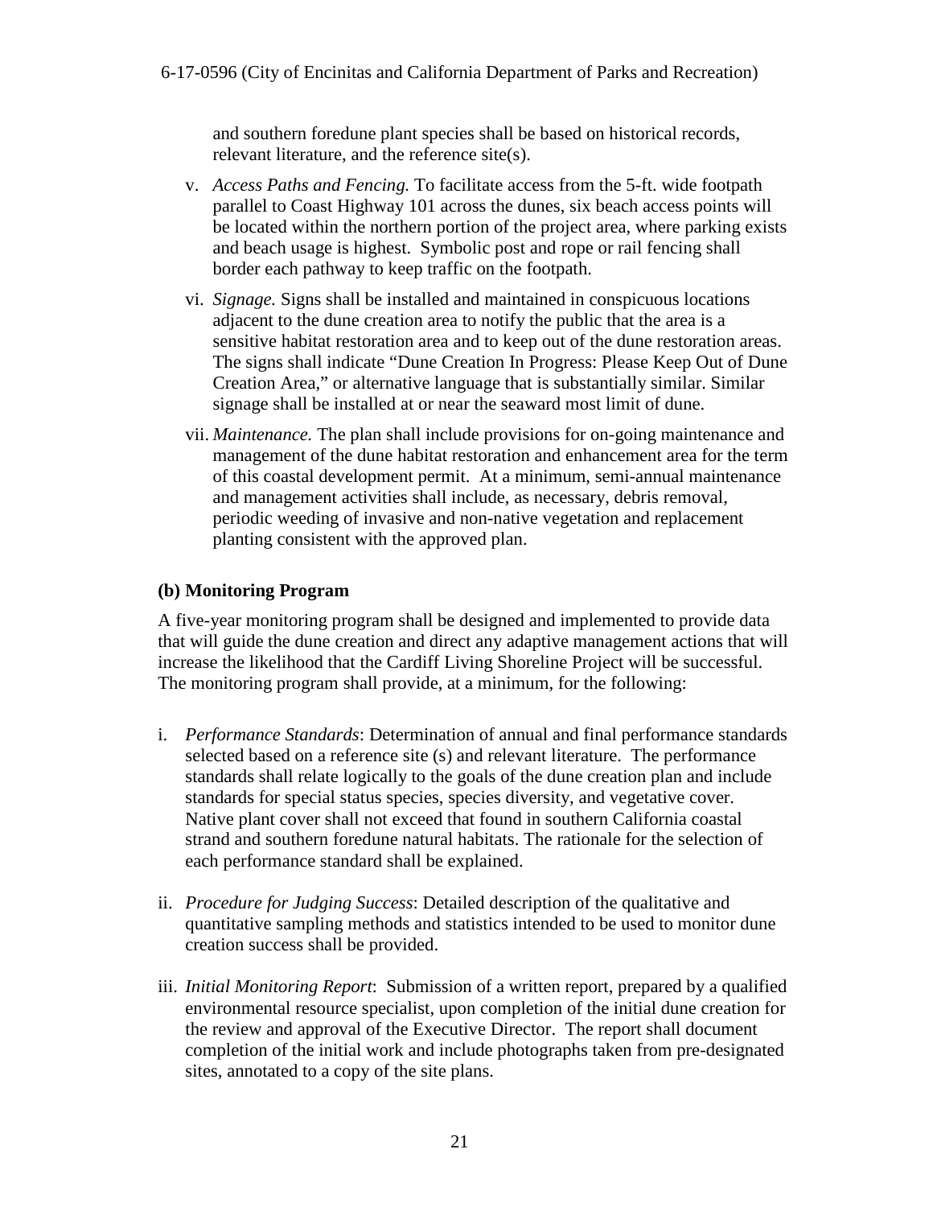and southern foredune plant species shall be based on historical records, relevant literature, and the reference site(s).

v. *Access Paths and Fencing.* To facilitate access from the 5-ft. wide footpath parallel to Coast Highway 101 across the dunes, six beach access points will be located within the northern portion of the project area, where parking exists and beach usage is highest. Symbolic post and rope or rail fencing shall border each pathway to keep traffic on the footpath.

vi. *Signage.* Signs shall be installed and maintained in conspicuous locations adjacent to the dune creation area to notify the public that the area is a sensitive habitat restoration area and to keep out of the dune restoration areas. The signs shall indicate "Dune Creation In Progress: Please Keep Out of Dune Creation Area," or alternative language that is substantially similar. Similar signage shall be installed at or near the seaward most limit of dune.

vii. *Maintenance.* The plan shall include provisions for on-going maintenance and management of the dune habitat restoration and enhancement area for the term of this coastal development permit. At a minimum, semi-annual maintenance and management activities shall include, as necessary, debris removal, periodic weeding of invasive and non-native vegetation and replacement planting consistent with the approved plan.

**(b) Monitoring Program**

A five-year monitoring program shall be designed and implemented to provide data that will guide the dune creation and direct any adaptive management actions that will increase the likelihood that the Cardiff Living Shoreline Project will be successful. The monitoring program shall provide, at a minimum, for the following:

i. *Performance Standards*: Determination of annual and final performance standards selected based on a reference site (s) and relevant literature. The performance standards shall relate logically to the goals of the dune creation plan and include standards for special status species, species diversity, and vegetative cover. Native plant cover shall not exceed that found in southern California coastal strand and southern foredune natural habitats. The rationale for the selection of each performance standard shall be explained.

ii. *Procedure for Judging Success*: Detailed description of the qualitative and quantitative sampling methods and statistics intended to be used to monitor dune creation success shall be provided.

iii. *Initial Monitoring Report*: Submission of a written report, prepared by a qualified environmental resource specialist, upon completion of the initial dune creation for the review and approval of the Executive Director. The report shall document completion of the initial work and include photographs taken from pre-designated sites, annotated to a copy of the site plans.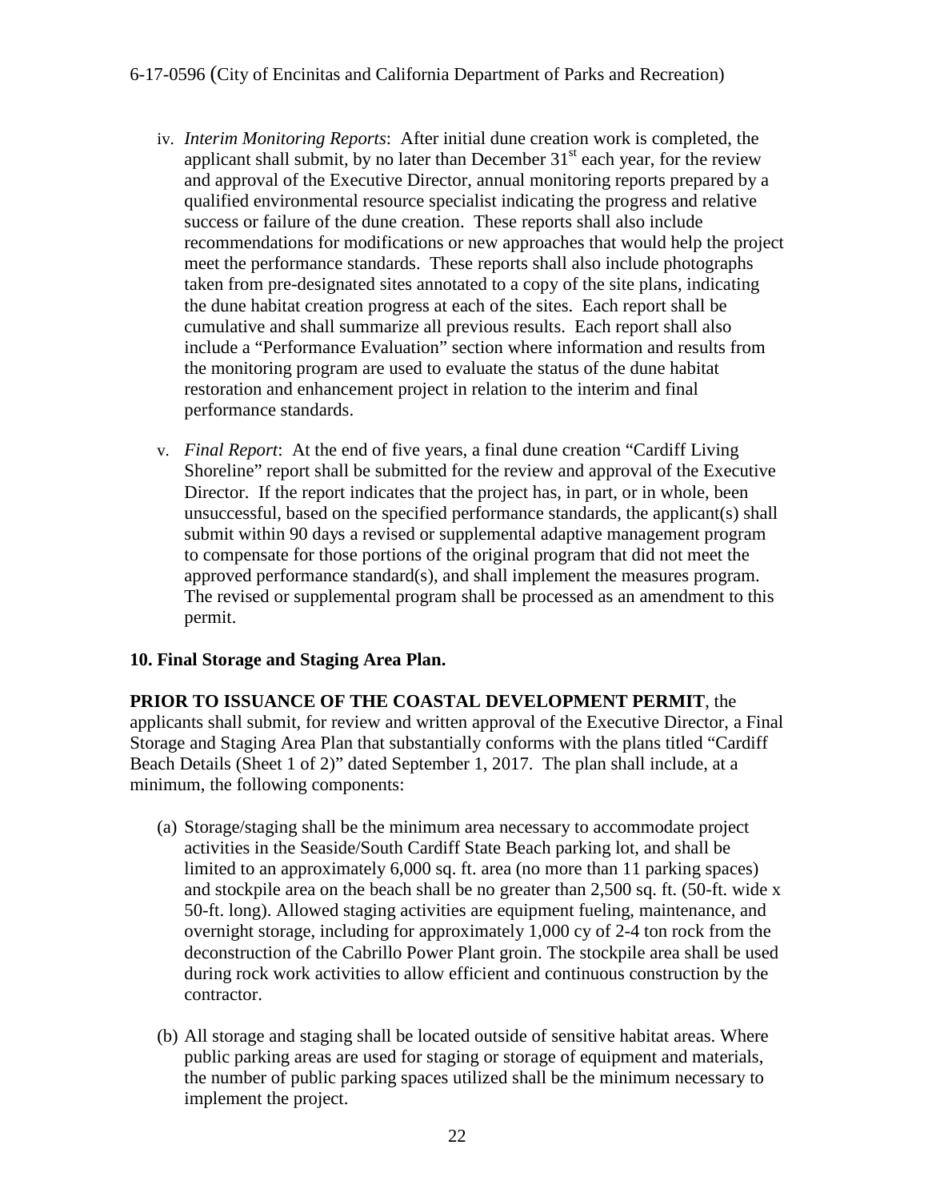iv. *Interim Monitoring Reports*: After initial dune creation work is completed, the applicant shall submit, by no later than December 31st each year, for the review and approval of the Executive Director, annual monitoring reports prepared by a qualified environmental resource specialist indicating the progress and relative success or failure of the dune creation. These reports shall also include recommendations for modifications or new approaches that would help the project meet the performance standards. These reports shall also include photographs taken from pre-designated sites annotated to a copy of the site plans, indicating the dune habitat creation progress at each of the sites. Each report shall be cumulative and shall summarize all previous results. Each report shall also include a "Performance Evaluation" section where information and results from the monitoring program are used to evaluate the status of the dune habitat restoration and enhancement project in relation to the interim and final performance standards.

v. *Final Report*: At the end of five years, a final dune creation "Cardiff Living Shoreline" report shall be submitted for the review and approval of the Executive Director. If the report indicates that the project has, in part, or in whole, been unsuccessful, based on the specified performance standards, the applicant(s) shall submit within 90 days a revised or supplemental adaptive management program to compensate for those portions of the original program that did not meet the approved performance standard(s), and shall implement the measures program. The revised or supplemental program shall be processed as an amendment to this permit.

**10. Final Storage and Staging Area Plan.**

**PRIOR TO ISSUANCE OF THE COASTAL DEVELOPMENT PERMIT**, the applicants shall submit, for review and written approval of the Executive Director, a Final Storage and Staging Area Plan that substantially conforms with the plans titled "Cardiff Beach Details (Sheet 1 of 2)" dated September 1, 2017. The plan shall include, at a minimum, the following components:

(a) Storage/staging shall be the minimum area necessary to accommodate project activities in the Seaside/South Cardiff State Beach parking lot, and shall be limited to an approximately 6,000 sq. ft. area (no more than 11 parking spaces) and stockpile area on the beach shall be no greater than 2,500 sq. ft. (50-ft. wide x 50-ft. long). Allowed staging activities are equipment fueling, maintenance, and overnight storage, including for approximately 1,000 cy of 2-4 ton rock from the deconstruction of the Cabrillo Power Plant groin. The stockpile area shall be used during rock work activities to allow efficient and continuous construction by the contractor.

(b) All storage and staging shall be located outside of sensitive habitat areas. Where public parking areas are used for staging or storage of equipment and materials, the number of public parking spaces utilized shall be the minimum necessary to implement the project.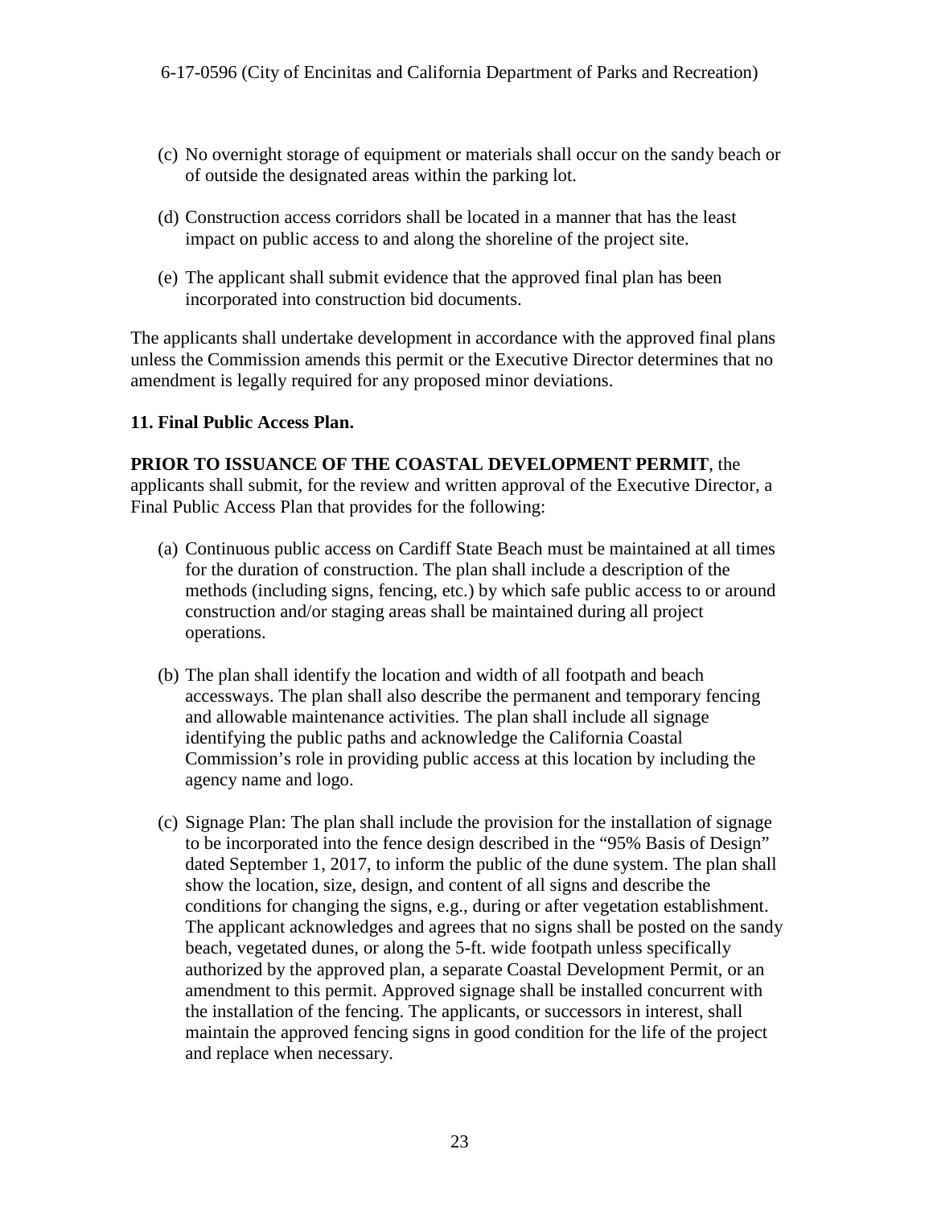(c) No overnight storage of equipment or materials shall occur on the sandy beach or of outside the designated areas within the parking lot.

(d) Construction access corridors shall be located in a manner that has the least impact on public access to and along the shoreline of the project site.

(e) The applicant shall submit evidence that the approved final plan has been incorporated into construction bid documents.

The applicants shall undertake development in accordance with the approved final plans unless the Commission amends this permit or the Executive Director determines that no amendment is legally required for any proposed minor deviations.

**11. Final Public Access Plan.**

**PRIOR TO ISSUANCE OF THE COASTAL DEVELOPMENT PERMIT**, the applicants shall submit, for the review and written approval of the Executive Director, a Final Public Access Plan that provides for the following:

(a) Continuous public access on Cardiff State Beach must be maintained at all times for the duration of construction. The plan shall include a description of the methods (including signs, fencing, etc.) by which safe public access to or around construction and/or staging areas shall be maintained during all project operations.

(b) The plan shall identify the location and width of all footpath and beach accessways. The plan shall also describe the permanent and temporary fencing and allowable maintenance activities. The plan shall include all signage identifying the public paths and acknowledge the California Coastal Commission's role in providing public access at this location by including the agency name and logo.

(c) Signage Plan: The plan shall include the provision for the installation of signage to be incorporated into the fence design described in the "95% Basis of Design" dated September 1, 2017, to inform the public of the dune system. The plan shall show the location, size, design, and content of all signs and describe the conditions for changing the signs, e.g., during or after vegetation establishment. The applicant acknowledges and agrees that no signs shall be posted on the sandy beach, vegetated dunes, or along the 5-ft. wide footpath unless specifically authorized by the approved plan, a separate Coastal Development Permit, or an amendment to this permit. Approved signage shall be installed concurrent with the installation of the fencing. The applicants, or successors in interest, shall maintain the approved fencing signs in good condition for the life of the project and replace when necessary.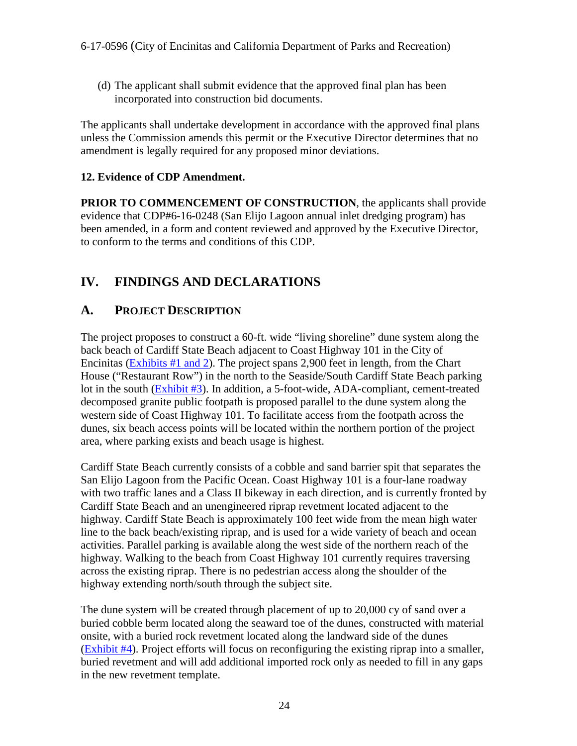(d) The applicant shall submit evidence that the approved final plan has been incorporated into construction bid documents.

The applicants shall undertake development in accordance with the approved final plans unless the Commission amends this permit or the Executive Director determines that no amendment is legally required for any proposed minor deviations.

**12. Evidence of CDP Amendment.**

**PRIOR TO COMMENCEMENT OF CONSTRUCTION**, the applicants shall provide evidence that CDP#6-16-0248 (San Elijo Lagoon annual inlet dredging program) has been amended, in a form and content reviewed and approved by the Executive Director, to conform to the terms and conditions of this CDP.

# IV. FINDINGS AND DECLARATIONS

## A. PROJECT DESCRIPTION

The project proposes to construct a 60-ft. wide "living shoreline" dune system along the back beach of Cardiff State Beach adjacent to Coast Highway 101 in the City of Encinitas (Exhibits #1 and 2). The project spans 2,900 feet in length, from the Chart House ("Restaurant Row") in the north to the Seaside/South Cardiff State Beach parking lot in the south (Exhibit #3). In addition, a 5-foot-wide, ADA-compliant, cement-treated decomposed granite public footpath is proposed parallel to the dune system along the western side of Coast Highway 101. To facilitate access from the footpath across the dunes, six beach access points will be located within the northern portion of the project area, where parking exists and beach usage is highest.

Cardiff State Beach currently consists of a cobble and sand barrier spit that separates the San Elijo Lagoon from the Pacific Ocean. Coast Highway 101 is a four-lane roadway with two traffic lanes and a Class II bikeway in each direction, and is currently fronted by Cardiff State Beach and an unengineered riprap revetment located adjacent to the highway. Cardiff State Beach is approximately 100 feet wide from the mean high water line to the back beach/existing riprap, and is used for a wide variety of beach and ocean activities. Parallel parking is available along the west side of the northern reach of the highway. Walking to the beach from Coast Highway 101 currently requires traversing across the existing riprap. There is no pedestrian access along the shoulder of the highway extending north/south through the subject site.

The dune system will be created through placement of up to 20,000 cy of sand over a buried cobble berm located along the seaward toe of the dunes, constructed with material onsite, with a buried rock revetment located along the landward side of the dunes (Exhibit #4). Project efforts will focus on reconfiguring the existing riprap into a smaller, buried revetment and will add additional imported rock only as needed to fill in any gaps in the new revetment template.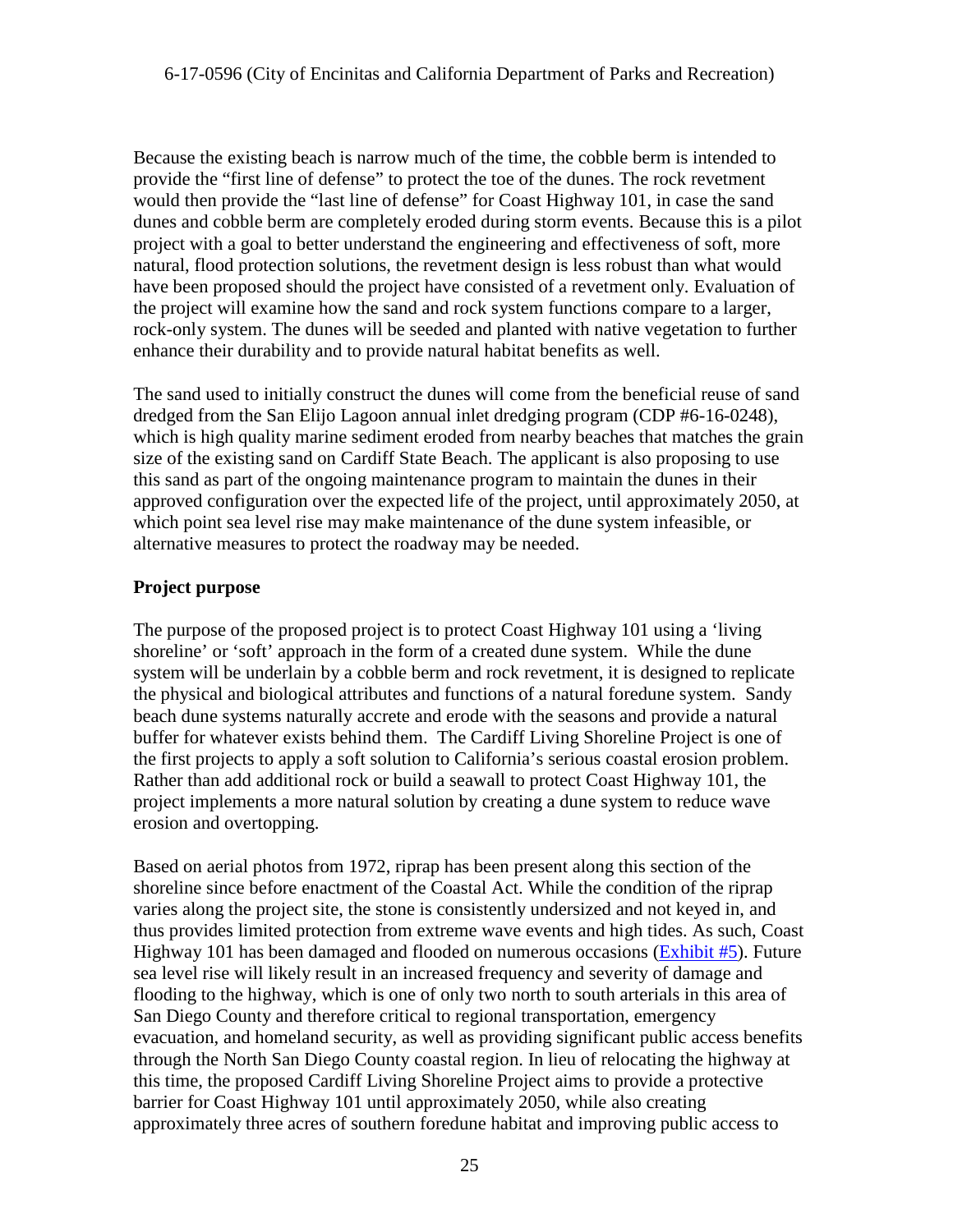Because the existing beach is narrow much of the time, the cobble berm is intended to provide the "first line of defense" to protect the toe of the dunes. The rock revetment would then provide the "last line of defense" for Coast Highway 101, in case the sand dunes and cobble berm are completely eroded during storm events. Because this is a pilot project with a goal to better understand the engineering and effectiveness of soft, more natural, flood protection solutions, the revetment design is less robust than what would have been proposed should the project have consisted of a revetment only. Evaluation of the project will examine how the sand and rock system functions compare to a larger, rock-only system. The dunes will be seeded and planted with native vegetation to further enhance their durability and to provide natural habitat benefits as well.

The sand used to initially construct the dunes will come from the beneficial reuse of sand dredged from the San Elijo Lagoon annual inlet dredging program (CDP #6-16-0248), which is high quality marine sediment eroded from nearby beaches that matches the grain size of the existing sand on Cardiff State Beach. The applicant is also proposing to use this sand as part of the ongoing maintenance program to maintain the dunes in their approved configuration over the expected life of the project, until approximately 2050, at which point sea level rise may make maintenance of the dune system infeasible, or alternative measures to protect the roadway may be needed.

**Project purpose**

The purpose of the proposed project is to protect Coast Highway 101 using a 'living shoreline' or 'soft' approach in the form of a created dune system. While the dune system will be underlain by a cobble berm and rock revetment, it is designed to replicate the physical and biological attributes and functions of a natural foredune system. Sandy beach dune systems naturally accrete and erode with the seasons and provide a natural buffer for whatever exists behind them. The Cardiff Living Shoreline Project is one of the first projects to apply a soft solution to California's serious coastal erosion problem. Rather than add additional rock or build a seawall to protect Coast Highway 101, the project implements a more natural solution by creating a dune system to reduce wave erosion and overtopping.

Based on aerial photos from 1972, riprap has been present along this section of the shoreline since before enactment of the Coastal Act. While the condition of the riprap varies along the project site, the stone is consistently undersized and not keyed in, and thus provides limited protection from extreme wave events and high tides. As such, Coast Highway 101 has been damaged and flooded on numerous occasions (Exhibit #5). Future sea level rise will likely result in an increased frequency and severity of damage and flooding to the highway, which is one of only two north to south arterials in this area of San Diego County and therefore critical to regional transportation, emergency evacuation, and homeland security, as well as providing significant public access benefits through the North San Diego County coastal region. In lieu of relocating the highway at this time, the proposed Cardiff Living Shoreline Project aims to provide a protective barrier for Coast Highway 101 until approximately 2050, while also creating approximately three acres of southern foredune habitat and improving public access to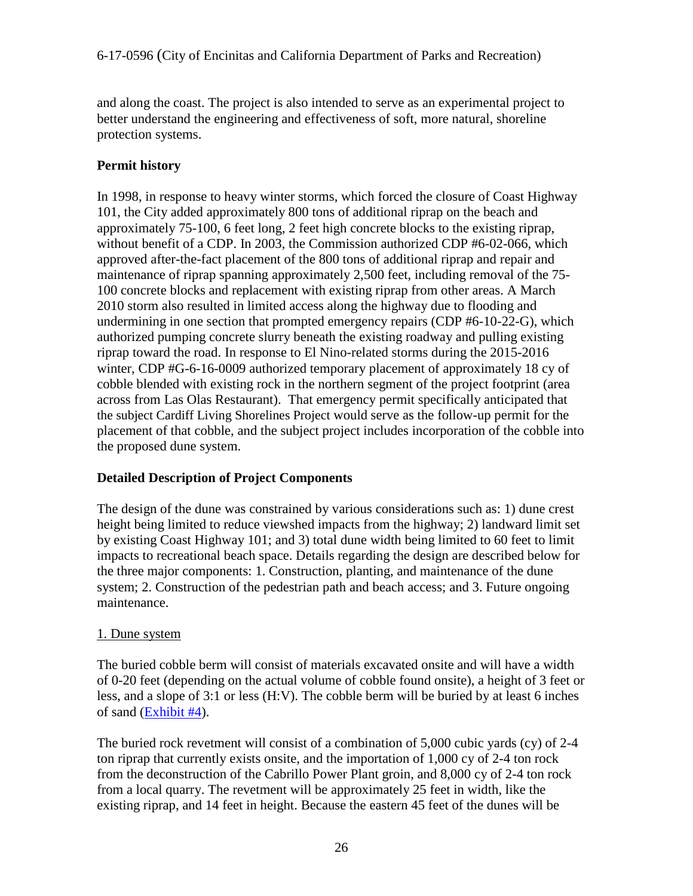and along the coast. The project is also intended to serve as an experimental project to better understand the engineering and effectiveness of soft, more natural, shoreline protection systems.

**Permit history**

In 1998, in response to heavy winter storms, which forced the closure of Coast Highway 101, the City added approximately 800 tons of additional riprap on the beach and approximately 75-100, 6 feet long, 2 feet high concrete blocks to the existing riprap, without benefit of a CDP. In 2003, the Commission authorized CDP #6-02-066, which approved after-the-fact placement of the 800 tons of additional riprap and repair and maintenance of riprap spanning approximately 2,500 feet, including removal of the 75-100 concrete blocks and replacement with existing riprap from other areas. A March 2010 storm also resulted in limited access along the highway due to flooding and undermining in one section that prompted emergency repairs (CDP #6-10-22-G), which authorized pumping concrete slurry beneath the existing roadway and pulling existing riprap toward the road. In response to El Nino-related storms during the 2015-2016 winter, CDP #G-6-16-0009 authorized temporary placement of approximately 18 cy of cobble blended with existing rock in the northern segment of the project footprint (area across from Las Olas Restaurant). That emergency permit specifically anticipated that the subject Cardiff Living Shorelines Project would serve as the follow-up permit for the placement of that cobble, and the subject project includes incorporation of the cobble into the proposed dune system.

**Detailed Description of Project Components**

The design of the dune was constrained by various considerations such as: 1) dune crest height being limited to reduce viewshed impacts from the highway; 2) landward limit set by existing Coast Highway 101; and 3) total dune width being limited to 60 feet to limit impacts to recreational beach space. Details regarding the design are described below for the three major components: 1. Construction, planting, and maintenance of the dune system; 2. Construction of the pedestrian path and beach access; and 3. Future ongoing maintenance.

1. Dune system

The buried cobble berm will consist of materials excavated onsite and will have a width of 0-20 feet (depending on the actual volume of cobble found onsite), a height of 3 feet or less, and a slope of 3:1 or less (H:V). The cobble berm will be buried by at least 6 inches of sand (Exhibit #4).

The buried rock revetment will consist of a combination of 5,000 cubic yards (cy) of 2-4 ton riprap that currently exists onsite, and the importation of 1,000 cy of 2-4 ton rock from the deconstruction of the Cabrillo Power Plant groin, and 8,000 cy of 2-4 ton rock from a local quarry. The revetment will be approximately 25 feet in width, like the existing riprap, and 14 feet in height. Because the eastern 45 feet of the dunes will be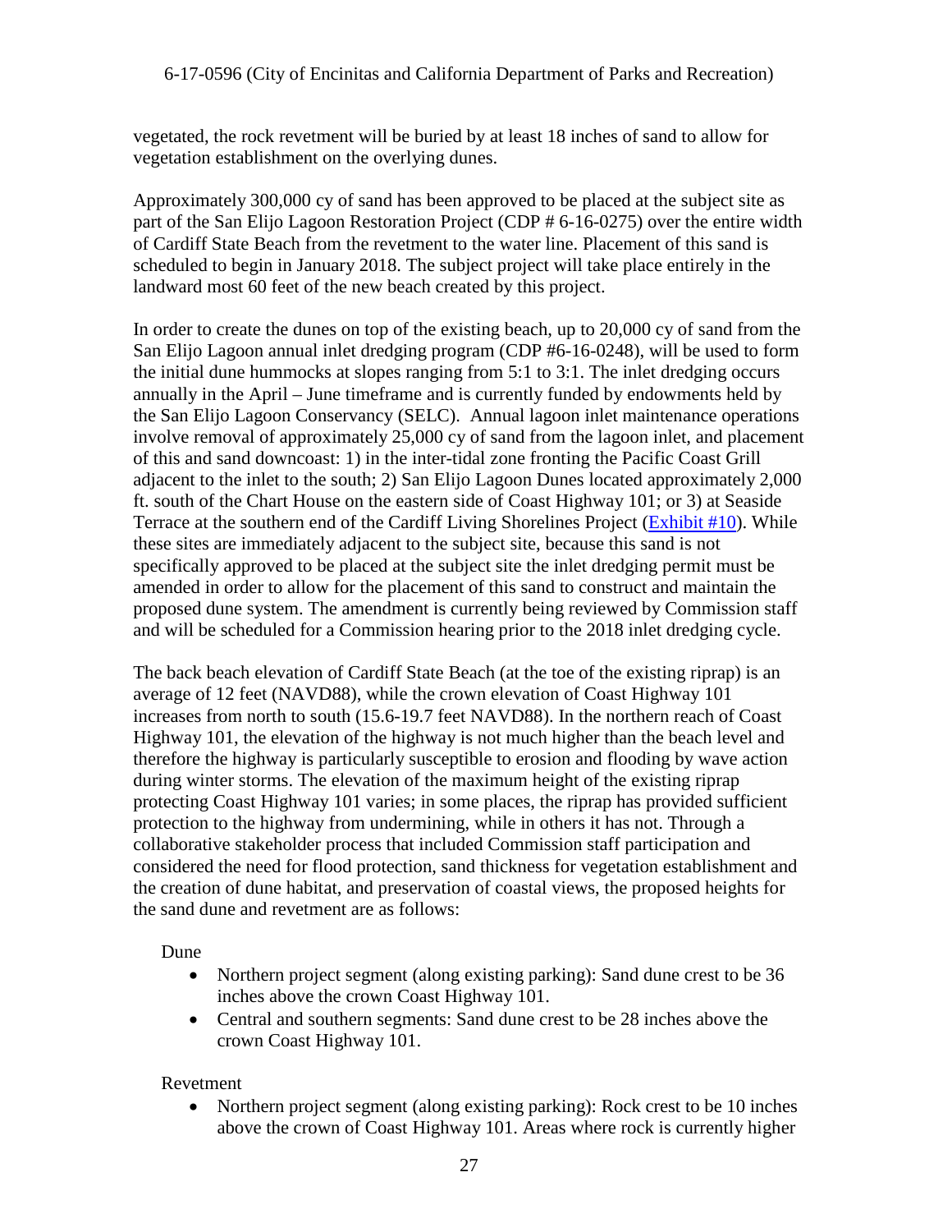vegetated, the rock revetment will be buried by at least 18 inches of sand to allow for vegetation establishment on the overlying dunes.

Approximately 300,000 cy of sand has been approved to be placed at the subject site as part of the San Elijo Lagoon Restoration Project (CDP # 6-16-0275) over the entire width of Cardiff State Beach from the revetment to the water line. Placement of this sand is scheduled to begin in January 2018. The subject project will take place entirely in the landward most 60 feet of the new beach created by this project.

In order to create the dunes on top of the existing beach, up to 20,000 cy of sand from the San Elijo Lagoon annual inlet dredging program (CDP #6-16-0248), will be used to form the initial dune hummocks at slopes ranging from 5:1 to 3:1. The inlet dredging occurs annually in the April – June timeframe and is currently funded by endowments held by the San Elijo Lagoon Conservancy (SELC). Annual lagoon inlet maintenance operations involve removal of approximately 25,000 cy of sand from the lagoon inlet, and placement of this and sand downcoast: 1) in the inter-tidal zone fronting the Pacific Coast Grill adjacent to the inlet to the south; 2) San Elijo Lagoon Dunes located approximately 2,000 ft. south of the Chart House on the eastern side of Coast Highway 101; or 3) at Seaside Terrace at the southern end of the Cardiff Living Shorelines Project (Exhibit #10). While these sites are immediately adjacent to the subject site, because this sand is not specifically approved to be placed at the subject site the inlet dredging permit must be amended in order to allow for the placement of this sand to construct and maintain the proposed dune system. The amendment is currently being reviewed by Commission staff and will be scheduled for a Commission hearing prior to the 2018 inlet dredging cycle.

The back beach elevation of Cardiff State Beach (at the toe of the existing riprap) is an average of 12 feet (NAVD88), while the crown elevation of Coast Highway 101 increases from north to south (15.6-19.7 feet NAVD88). In the northern reach of Coast Highway 101, the elevation of the highway is not much higher than the beach level and therefore the highway is particularly susceptible to erosion and flooding by wave action during winter storms. The elevation of the maximum height of the existing riprap protecting Coast Highway 101 varies; in some places, the riprap has provided sufficient protection to the highway from undermining, while in others it has not. Through a collaborative stakeholder process that included Commission staff participation and considered the need for flood protection, sand thickness for vegetation establishment and the creation of dune habitat, and preservation of coastal views, the proposed heights for the sand dune and revetment are as follows:

Dune

- Northern project segment (along existing parking): Sand dune crest to be 36 inches above the crown Coast Highway 101.
- Central and southern segments: Sand dune crest to be 28 inches above the crown Coast Highway 101.

Revetment

- Northern project segment (along existing parking): Rock crest to be 10 inches above the crown of Coast Highway 101. Areas where rock is currently higher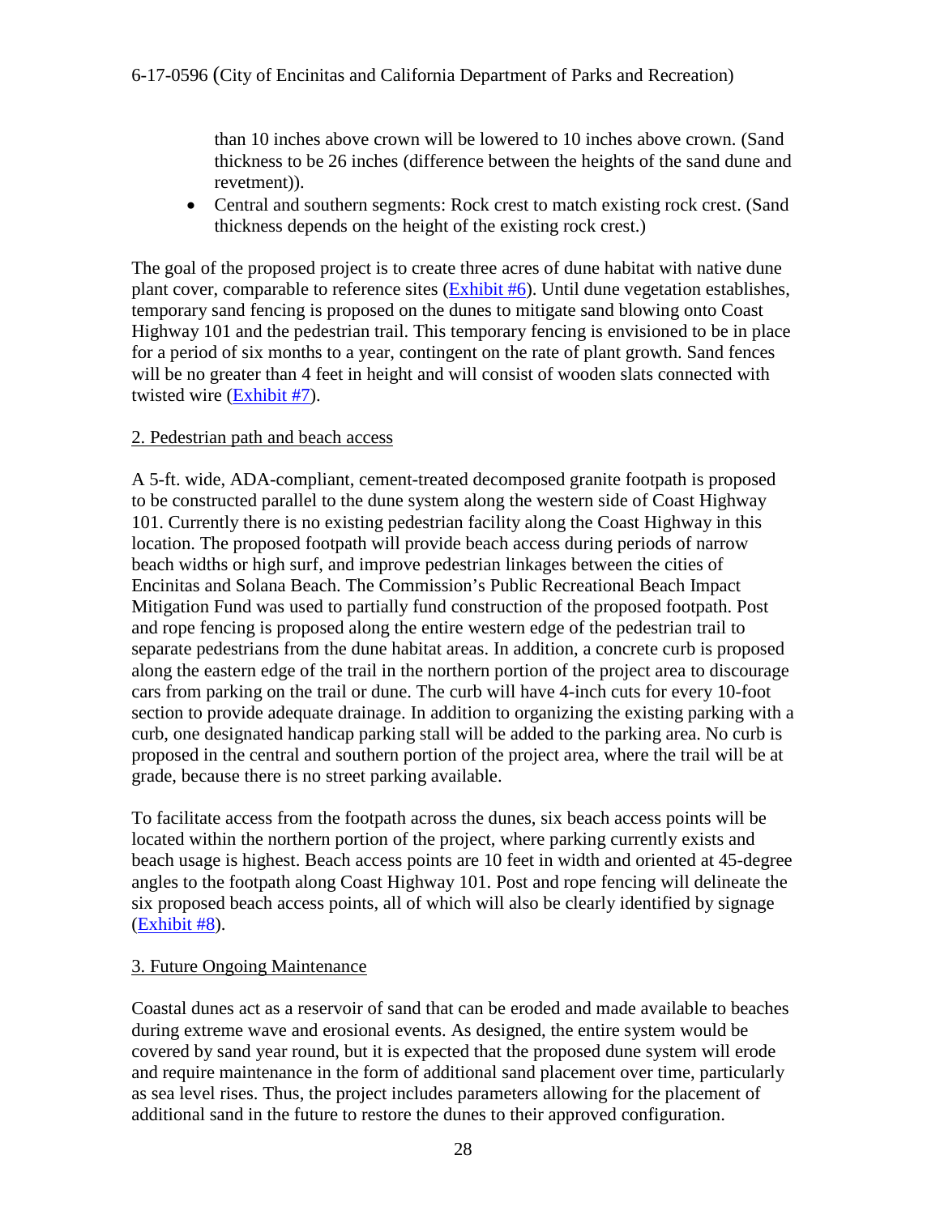than 10 inches above crown will be lowered to 10 inches above crown. (Sand thickness to be 26 inches (difference between the heights of the sand dune and revetment)).

- Central and southern segments: Rock crest to match existing rock crest. (Sand thickness depends on the height of the existing rock crest.)

The goal of the proposed project is to create three acres of dune habitat with native dune plant cover, comparable to reference sites (Exhibit #6). Until dune vegetation establishes, temporary sand fencing is proposed on the dunes to mitigate sand blowing onto Coast Highway 101 and the pedestrian trail. This temporary fencing is envisioned to be in place for a period of six months to a year, contingent on the rate of plant growth. Sand fences will be no greater than 4 feet in height and will consist of wooden slats connected with twisted wire (Exhibit #7).

2. Pedestrian path and beach access

A 5-ft. wide, ADA-compliant, cement-treated decomposed granite footpath is proposed to be constructed parallel to the dune system along the western side of Coast Highway 101. Currently there is no existing pedestrian facility along the Coast Highway in this location. The proposed footpath will provide beach access during periods of narrow beach widths or high surf, and improve pedestrian linkages between the cities of Encinitas and Solana Beach. The Commission's Public Recreational Beach Impact Mitigation Fund was used to partially fund construction of the proposed footpath. Post and rope fencing is proposed along the entire western edge of the pedestrian trail to separate pedestrians from the dune habitat areas. In addition, a concrete curb is proposed along the eastern edge of the trail in the northern portion of the project area to discourage cars from parking on the trail or dune. The curb will have 4-inch cuts for every 10-foot section to provide adequate drainage. In addition to organizing the existing parking with a curb, one designated handicap parking stall will be added to the parking area. No curb is proposed in the central and southern portion of the project area, where the trail will be at grade, because there is no street parking available.

To facilitate access from the footpath across the dunes, six beach access points will be located within the northern portion of the project, where parking currently exists and beach usage is highest. Beach access points are 10 feet in width and oriented at 45-degree angles to the footpath along Coast Highway 101. Post and rope fencing will delineate the six proposed beach access points, all of which will also be clearly identified by signage (Exhibit #8).

3. Future Ongoing Maintenance

Coastal dunes act as a reservoir of sand that can be eroded and made available to beaches during extreme wave and erosional events. As designed, the entire system would be covered by sand year round, but it is expected that the proposed dune system will erode and require maintenance in the form of additional sand placement over time, particularly as sea level rises. Thus, the project includes parameters allowing for the placement of additional sand in the future to restore the dunes to their approved configuration.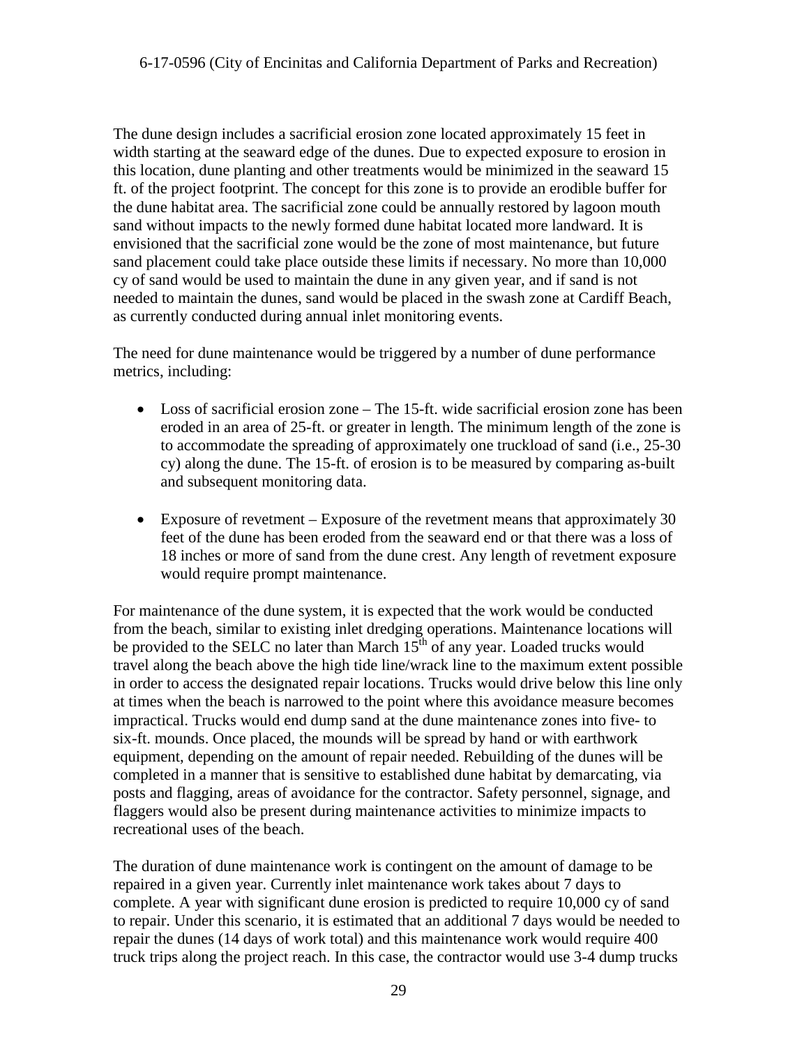The dune design includes a sacrificial erosion zone located approximately 15 feet in width starting at the seaward edge of the dunes. Due to expected exposure to erosion in this location, dune planting and other treatments would be minimized in the seaward 15 ft. of the project footprint. The concept for this zone is to provide an erodible buffer for the dune habitat area. The sacrificial zone could be annually restored by lagoon mouth sand without impacts to the newly formed dune habitat located more landward. It is envisioned that the sacrificial zone would be the zone of most maintenance, but future sand placement could take place outside these limits if necessary. No more than 10,000 cy of sand would be used to maintain the dune in any given year, and if sand is not needed to maintain the dunes, sand would be placed in the swash zone at Cardiff Beach, as currently conducted during annual inlet monitoring events.

The need for dune maintenance would be triggered by a number of dune performance metrics, including:

- Loss of sacrificial erosion zone – The 15-ft. wide sacrificial erosion zone has been eroded in an area of 25-ft. or greater in length. The minimum length of the zone is to accommodate the spreading of approximately one truckload of sand (i.e., 25-30 cy) along the dune. The 15-ft. of erosion is to be measured by comparing as-built and subsequent monitoring data.
- Exposure of revetment – Exposure of the revetment means that approximately 30 feet of the dune has been eroded from the seaward end or that there was a loss of 18 inches or more of sand from the dune crest. Any length of revetment exposure would require prompt maintenance.

For maintenance of the dune system, it is expected that the work would be conducted from the beach, similar to existing inlet dredging operations. Maintenance locations will be provided to the SELC no later than March 15th of any year. Loaded trucks would travel along the beach above the high tide line/wrack line to the maximum extent possible in order to access the designated repair locations. Trucks would drive below this line only at times when the beach is narrowed to the point where this avoidance measure becomes impractical. Trucks would end dump sand at the dune maintenance zones into five- to six-ft. mounds. Once placed, the mounds will be spread by hand or with earthwork equipment, depending on the amount of repair needed. Rebuilding of the dunes will be completed in a manner that is sensitive to established dune habitat by demarcating, via posts and flagging, areas of avoidance for the contractor. Safety personnel, signage, and flaggers would also be present during maintenance activities to minimize impacts to recreational uses of the beach.

The duration of dune maintenance work is contingent on the amount of damage to be repaired in a given year. Currently inlet maintenance work takes about 7 days to complete. A year with significant dune erosion is predicted to require 10,000 cy of sand to repair. Under this scenario, it is estimated that an additional 7 days would be needed to repair the dunes (14 days of work total) and this maintenance work would require 400 truck trips along the project reach. In this case, the contractor would use 3-4 dump trucks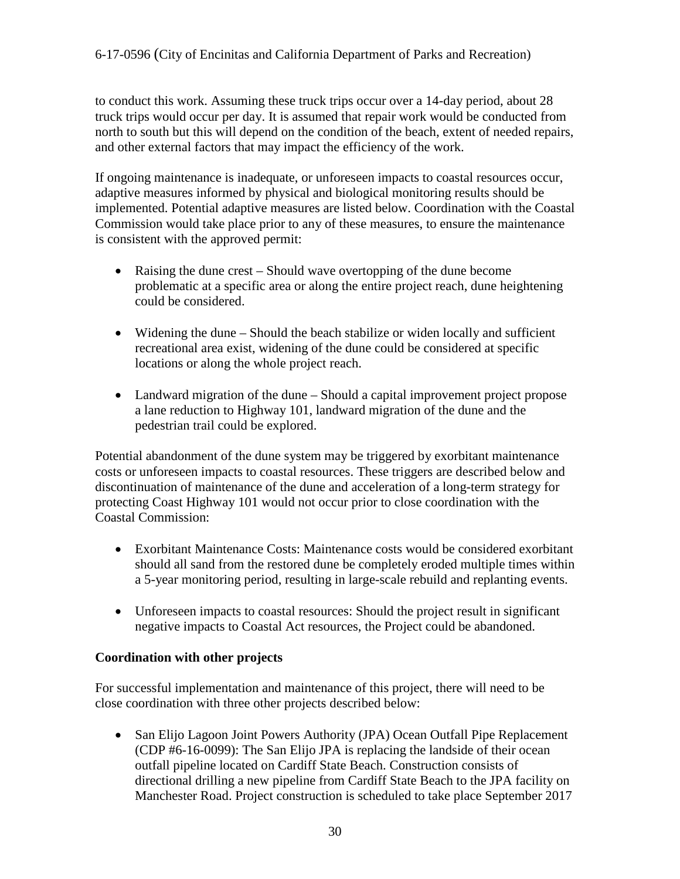to conduct this work. Assuming these truck trips occur over a 14-day period, about 28 truck trips would occur per day. It is assumed that repair work would be conducted from north to south but this will depend on the condition of the beach, extent of needed repairs, and other external factors that may impact the efficiency of the work.

If ongoing maintenance is inadequate, or unforeseen impacts to coastal resources occur, adaptive measures informed by physical and biological monitoring results should be implemented. Potential adaptive measures are listed below. Coordination with the Coastal Commission would take place prior to any of these measures, to ensure the maintenance is consistent with the approved permit:

- Raising the dune crest – Should wave overtopping of the dune become problematic at a specific area or along the entire project reach, dune heightening could be considered.
- Widening the dune – Should the beach stabilize or widen locally and sufficient recreational area exist, widening of the dune could be considered at specific locations or along the whole project reach.
- Landward migration of the dune – Should a capital improvement project propose a lane reduction to Highway 101, landward migration of the dune and the pedestrian trail could be explored.

Potential abandonment of the dune system may be triggered by exorbitant maintenance costs or unforeseen impacts to coastal resources. These triggers are described below and discontinuation of maintenance of the dune and acceleration of a long-term strategy for protecting Coast Highway 101 would not occur prior to close coordination with the Coastal Commission:

- Exorbitant Maintenance Costs: Maintenance costs would be considered exorbitant should all sand from the restored dune be completely eroded multiple times within a 5-year monitoring period, resulting in large-scale rebuild and replanting events.
- Unforeseen impacts to coastal resources: Should the project result in significant negative impacts to Coastal Act resources, the Project could be abandoned.

**Coordination with other projects**

For successful implementation and maintenance of this project, there will need to be close coordination with three other projects described below:

- San Elijo Lagoon Joint Powers Authority (JPA) Ocean Outfall Pipe Replacement (CDP #6-16-0099): The San Elijo JPA is replacing the landside of their ocean outfall pipeline located on Cardiff State Beach. Construction consists of directional drilling a new pipeline from Cardiff State Beach to the JPA facility on Manchester Road. Project construction is scheduled to take place September 2017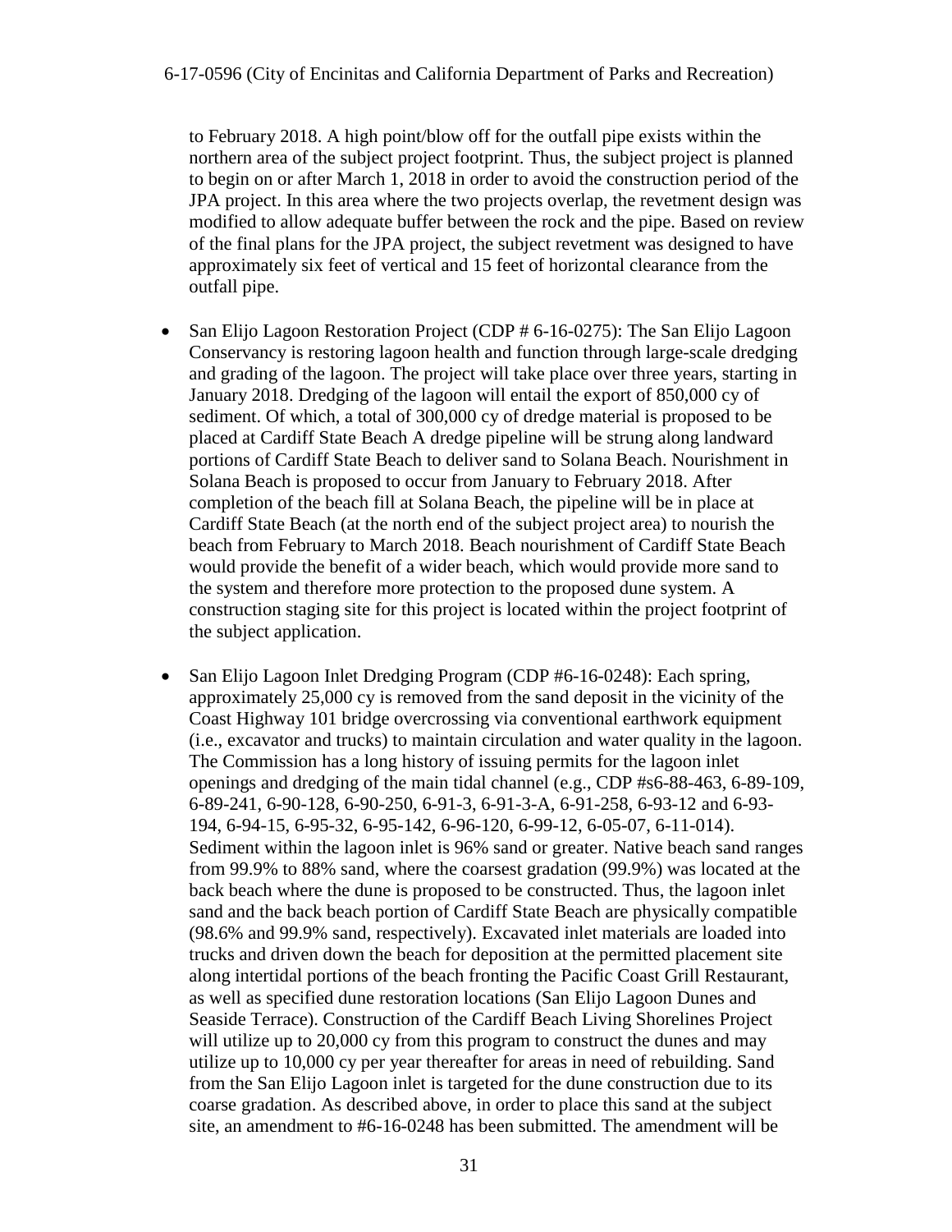to February 2018. A high point/blow off for the outfall pipe exists within the northern area of the subject project footprint. Thus, the subject project is planned to begin on or after March 1, 2018 in order to avoid the construction period of the JPA project. In this area where the two projects overlap, the revetment design was modified to allow adequate buffer between the rock and the pipe. Based on review of the final plans for the JPA project, the subject revetment was designed to have approximately six feet of vertical and 15 feet of horizontal clearance from the outfall pipe.

- San Elijo Lagoon Restoration Project (CDP # 6-16-0275): The San Elijo Lagoon Conservancy is restoring lagoon health and function through large-scale dredging and grading of the lagoon. The project will take place over three years, starting in January 2018. Dredging of the lagoon will entail the export of 850,000 cy of sediment. Of which, a total of 300,000 cy of dredge material is proposed to be placed at Cardiff State Beach A dredge pipeline will be strung along landward portions of Cardiff State Beach to deliver sand to Solana Beach. Nourishment in Solana Beach is proposed to occur from January to February 2018. After completion of the beach fill at Solana Beach, the pipeline will be in place at Cardiff State Beach (at the north end of the subject project area) to nourish the beach from February to March 2018. Beach nourishment of Cardiff State Beach would provide the benefit of a wider beach, which would provide more sand to the system and therefore more protection to the proposed dune system. A construction staging site for this project is located within the project footprint of the subject application.

- San Elijo Lagoon Inlet Dredging Program (CDP #6-16-0248): Each spring, approximately 25,000 cy is removed from the sand deposit in the vicinity of the Coast Highway 101 bridge overcrossing via conventional earthwork equipment (i.e., excavator and trucks) to maintain circulation and water quality in the lagoon. The Commission has a long history of issuing permits for the lagoon inlet openings and dredging of the main tidal channel (e.g., CDP #s6-88-463, 6-89-109, 6-89-241, 6-90-128, 6-90-250, 6-91-3, 6-91-3-A, 6-91-258, 6-93-12 and 6-93-194, 6-94-15, 6-95-32, 6-95-142, 6-96-120, 6-99-12, 6-05-07, 6-11-014). Sediment within the lagoon inlet is 96% sand or greater. Native beach sand ranges from 99.9% to 88% sand, where the coarsest gradation (99.9%) was located at the back beach where the dune is proposed to be constructed. Thus, the lagoon inlet sand and the back beach portion of Cardiff State Beach are physically compatible (98.6% and 99.9% sand, respectively). Excavated inlet materials are loaded into trucks and driven down the beach for deposition at the permitted placement site along intertidal portions of the beach fronting the Pacific Coast Grill Restaurant, as well as specified dune restoration locations (San Elijo Lagoon Dunes and Seaside Terrace). Construction of the Cardiff Beach Living Shorelines Project will utilize up to 20,000 cy from this program to construct the dunes and may utilize up to 10,000 cy per year thereafter for areas in need of rebuilding. Sand from the San Elijo Lagoon inlet is targeted for the dune construction due to its coarse gradation. As described above, in order to place this sand at the subject site, an amendment to #6-16-0248 has been submitted. The amendment will be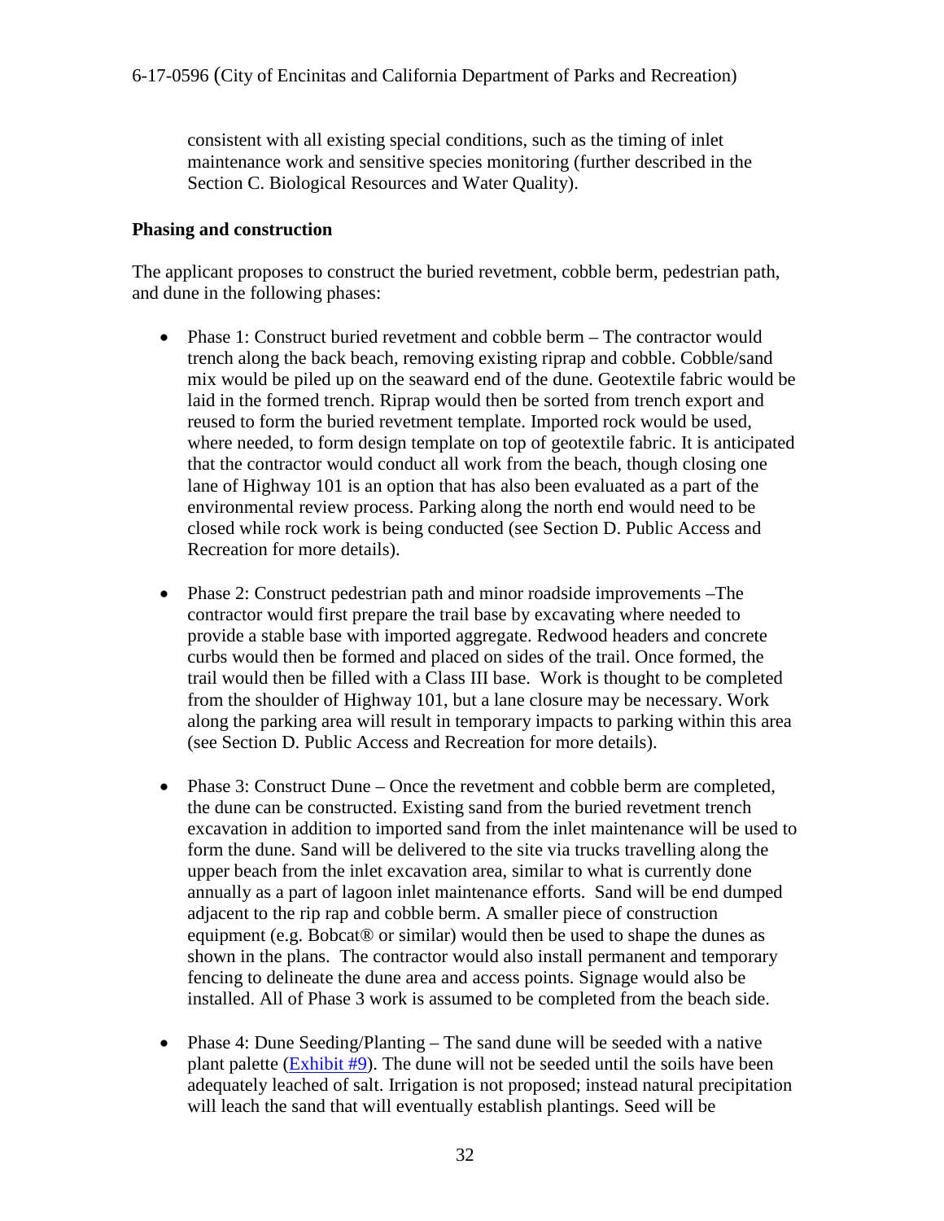consistent with all existing special conditions, such as the timing of inlet maintenance work and sensitive species monitoring (further described in the Section C. Biological Resources and Water Quality).

**Phasing and construction**

The applicant proposes to construct the buried revetment, cobble berm, pedestrian path, and dune in the following phases:

- Phase 1: Construct buried revetment and cobble berm – The contractor would trench along the back beach, removing existing riprap and cobble. Cobble/sand mix would be piled up on the seaward end of the dune. Geotextile fabric would be laid in the formed trench. Riprap would then be sorted from trench export and reused to form the buried revetment template. Imported rock would be used, where needed, to form design template on top of geotextile fabric. It is anticipated that the contractor would conduct all work from the beach, though closing one lane of Highway 101 is an option that has also been evaluated as a part of the environmental review process. Parking along the north end would need to be closed while rock work is being conducted (see Section D. Public Access and Recreation for more details).

- Phase 2: Construct pedestrian path and minor roadside improvements –The contractor would first prepare the trail base by excavating where needed to provide a stable base with imported aggregate. Redwood headers and concrete curbs would then be formed and placed on sides of the trail. Once formed, the trail would then be filled with a Class III base. Work is thought to be completed from the shoulder of Highway 101, but a lane closure may be necessary. Work along the parking area will result in temporary impacts to parking within this area (see Section D. Public Access and Recreation for more details).

- Phase 3: Construct Dune – Once the revetment and cobble berm are completed, the dune can be constructed. Existing sand from the buried revetment trench excavation in addition to imported sand from the inlet maintenance will be used to form the dune. Sand will be delivered to the site via trucks travelling along the upper beach from the inlet excavation area, similar to what is currently done annually as a part of lagoon inlet maintenance efforts. Sand will be end dumped adjacent to the rip rap and cobble berm. A smaller piece of construction equipment (e.g. Bobcat® or similar) would then be used to shape the dunes as shown in the plans. The contractor would also install permanent and temporary fencing to delineate the dune area and access points. Signage would also be installed. All of Phase 3 work is assumed to be completed from the beach side.

- Phase 4: Dune Seeding/Planting – The sand dune will be seeded with a native plant palette (Exhibit #9). The dune will not be seeded until the soils have been adequately leached of salt. Irrigation is not proposed; instead natural precipitation will leach the sand that will eventually establish plantings. Seed will be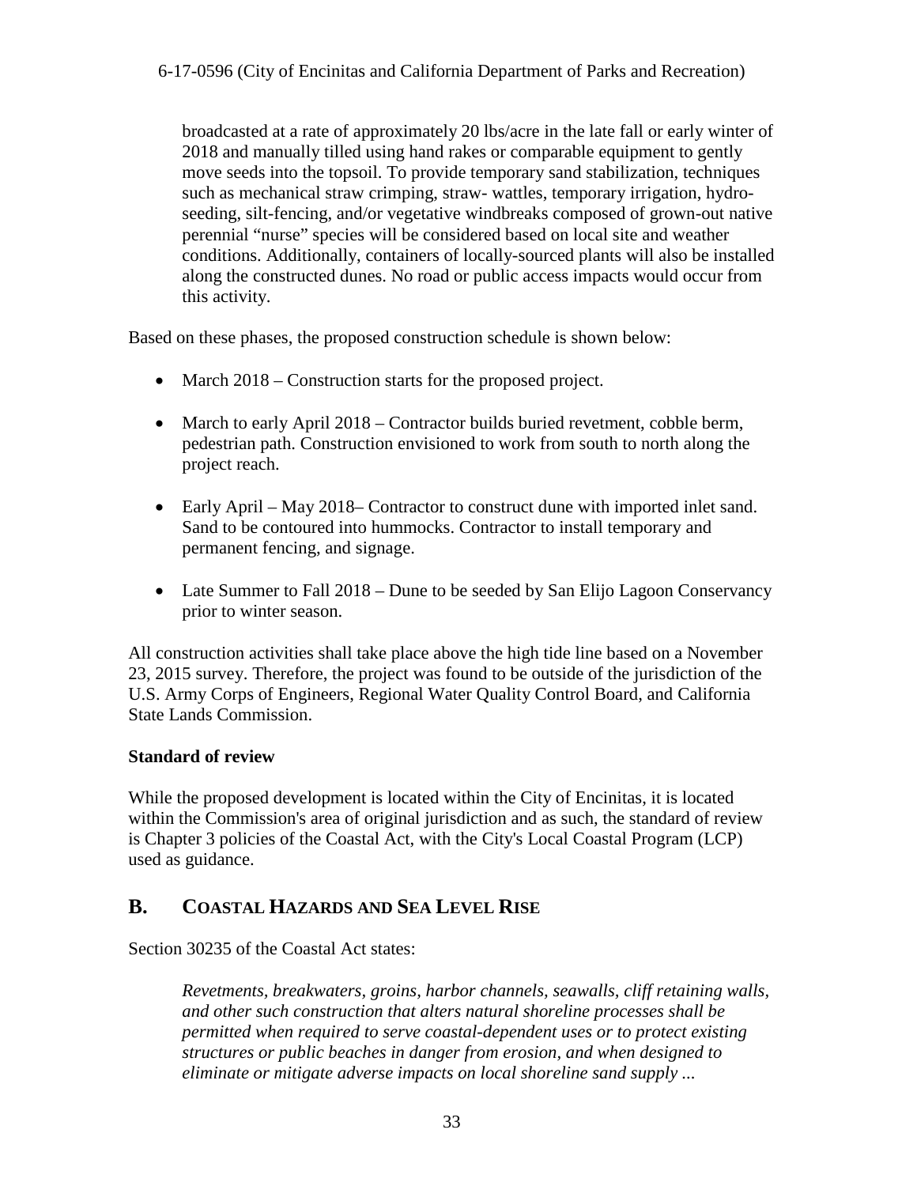broadcasted at a rate of approximately 20 lbs/acre in the late fall or early winter of 2018 and manually tilled using hand rakes or comparable equipment to gently move seeds into the topsoil. To provide temporary sand stabilization, techniques such as mechanical straw crimping, straw- wattles, temporary irrigation, hydro-seeding, silt-fencing, and/or vegetative windbreaks composed of grown-out native perennial "nurse" species will be considered based on local site and weather conditions. Additionally, containers of locally-sourced plants will also be installed along the constructed dunes. No road or public access impacts would occur from this activity.

Based on these phases, the proposed construction schedule is shown below:

- March 2018 – Construction starts for the proposed project.
- March to early April 2018 – Contractor builds buried revetment, cobble berm, pedestrian path. Construction envisioned to work from south to north along the project reach.
- Early April – May 2018– Contractor to construct dune with imported inlet sand. Sand to be contoured into hummocks. Contractor to install temporary and permanent fencing, and signage.
- Late Summer to Fall 2018 – Dune to be seeded by San Elijo Lagoon Conservancy prior to winter season.

All construction activities shall take place above the high tide line based on a November 23, 2015 survey. Therefore, the project was found to be outside of the jurisdiction of the U.S. Army Corps of Engineers, Regional Water Quality Control Board, and California State Lands Commission.

**Standard of review**

While the proposed development is located within the City of Encinitas, it is located within the Commission's area of original jurisdiction and as such, the standard of review is Chapter 3 policies of the Coastal Act, with the City's Local Coastal Program (LCP) used as guidance.

## B. COASTAL HAZARDS AND SEA LEVEL RISE

Section 30235 of the Coastal Act states:

> *Revetments, breakwaters, groins, harbor channels, seawalls, cliff retaining walls, and other such construction that alters natural shoreline processes shall be permitted when required to serve coastal-dependent uses or to protect existing structures or public beaches in danger from erosion, and when designed to eliminate or mitigate adverse impacts on local shoreline sand supply ...*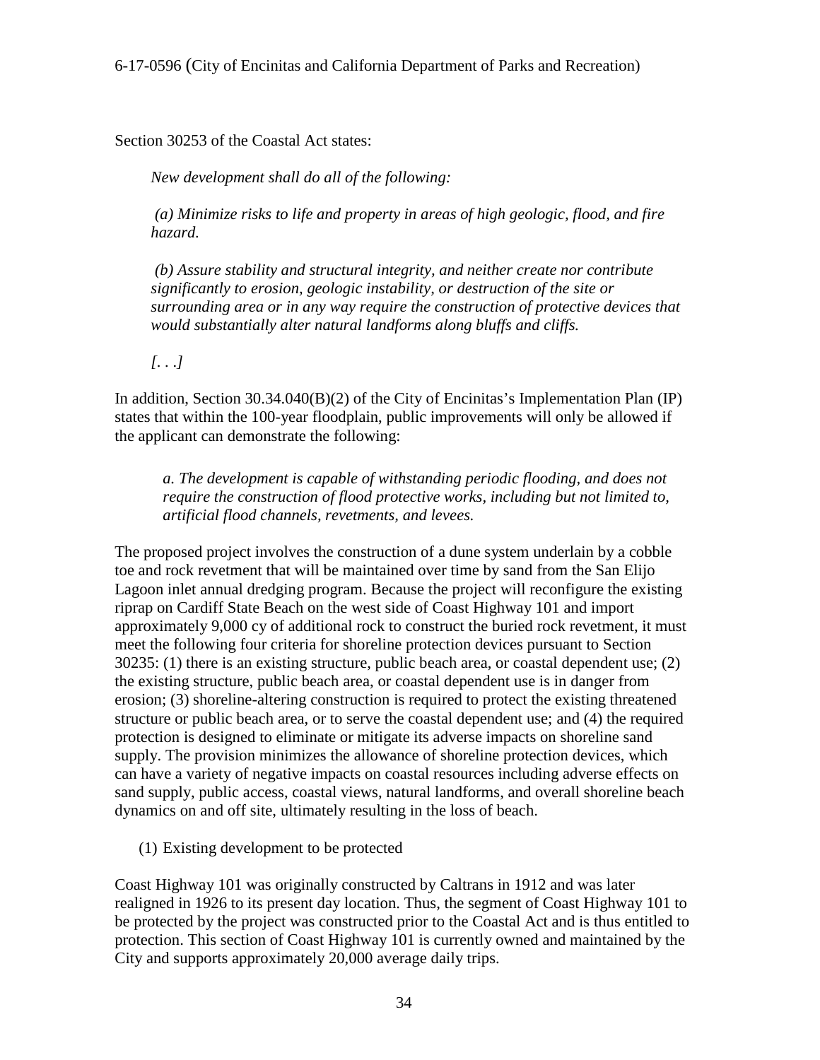Section 30253 of the Coastal Act states:

> *New development shall do all of the following:*
>
> *(a) Minimize risks to life and property in areas of high geologic, flood, and fire hazard.*
>
> *(b) Assure stability and structural integrity, and neither create nor contribute significantly to erosion, geologic instability, or destruction of the site or surrounding area or in any way require the construction of protective devices that would substantially alter natural landforms along bluffs and cliffs.*
>
> *[. . .]*

In addition, Section 30.34.040(B)(2) of the City of Encinitas's Implementation Plan (IP) states that within the 100-year floodplain, public improvements will only be allowed if the applicant can demonstrate the following:

> *a. The development is capable of withstanding periodic flooding, and does not require the construction of flood protective works, including but not limited to, artificial flood channels, revetments, and levees.*

The proposed project involves the construction of a dune system underlain by a cobble toe and rock revetment that will be maintained over time by sand from the San Elijo Lagoon inlet annual dredging program. Because the project will reconfigure the existing riprap on Cardiff State Beach on the west side of Coast Highway 101 and import approximately 9,000 cy of additional rock to construct the buried rock revetment, it must meet the following four criteria for shoreline protection devices pursuant to Section 30235: (1) there is an existing structure, public beach area, or coastal dependent use; (2) the existing structure, public beach area, or coastal dependent use is in danger from erosion; (3) shoreline-altering construction is required to protect the existing threatened structure or public beach area, or to serve the coastal dependent use; and (4) the required protection is designed to eliminate or mitigate its adverse impacts on shoreline sand supply. The provision minimizes the allowance of shoreline protection devices, which can have a variety of negative impacts on coastal resources including adverse effects on sand supply, public access, coastal views, natural landforms, and overall shoreline beach dynamics on and off site, ultimately resulting in the loss of beach.

(1) Existing development to be protected

Coast Highway 101 was originally constructed by Caltrans in 1912 and was later realigned in 1926 to its present day location. Thus, the segment of Coast Highway 101 to be protected by the project was constructed prior to the Coastal Act and is thus entitled to protection. This section of Coast Highway 101 is currently owned and maintained by the City and supports approximately 20,000 average daily trips.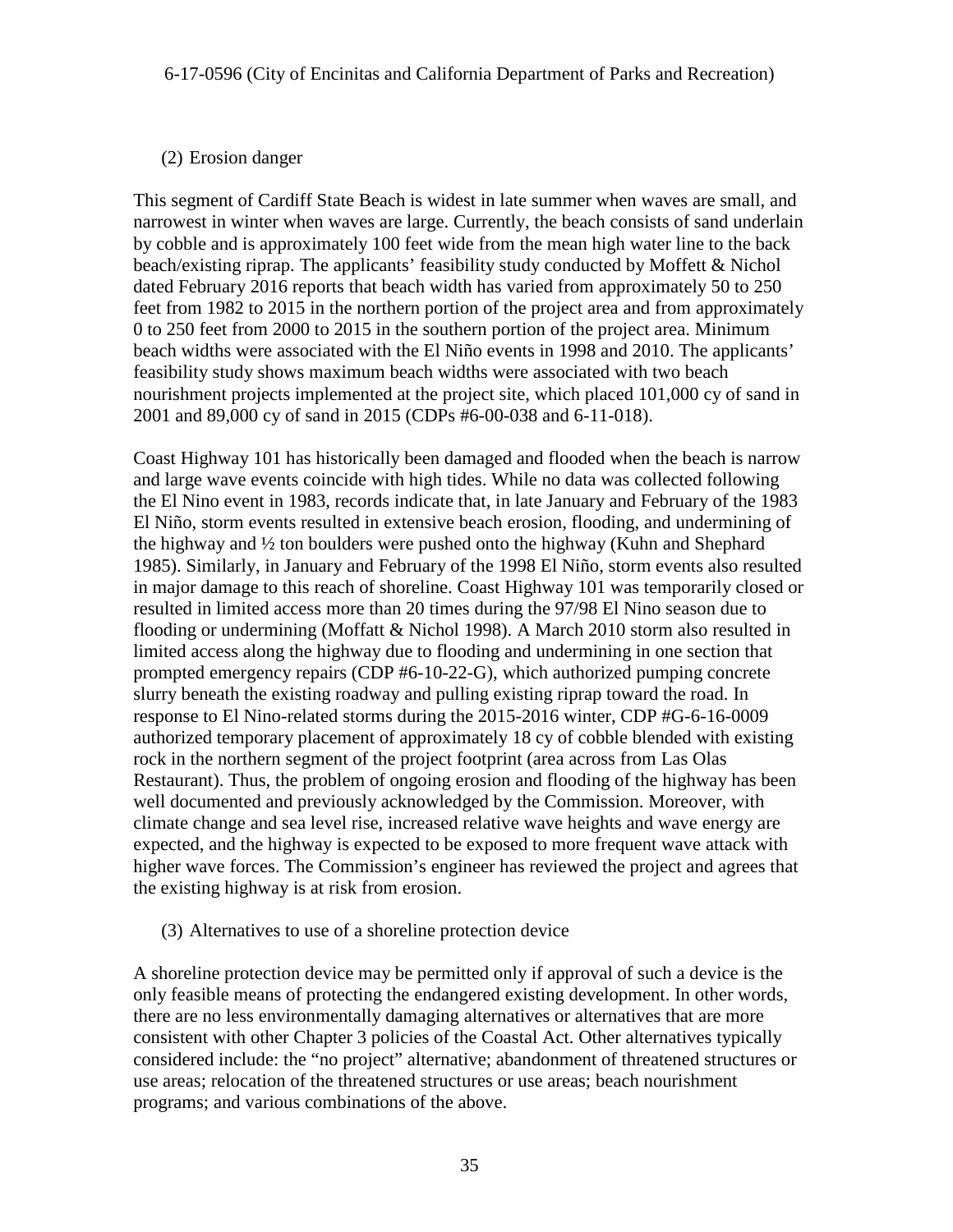(2) Erosion danger

This segment of Cardiff State Beach is widest in late summer when waves are small, and narrowest in winter when waves are large. Currently, the beach consists of sand underlain by cobble and is approximately 100 feet wide from the mean high water line to the back beach/existing riprap. The applicants' feasibility study conducted by Moffett & Nichol dated February 2016 reports that beach width has varied from approximately 50 to 250 feet from 1982 to 2015 in the northern portion of the project area and from approximately 0 to 250 feet from 2000 to 2015 in the southern portion of the project area. Minimum beach widths were associated with the El Niño events in 1998 and 2010. The applicants' feasibility study shows maximum beach widths were associated with two beach nourishment projects implemented at the project site, which placed 101,000 cy of sand in 2001 and 89,000 cy of sand in 2015 (CDPs #6-00-038 and 6-11-018).

Coast Highway 101 has historically been damaged and flooded when the beach is narrow and large wave events coincide with high tides. While no data was collected following the El Nino event in 1983, records indicate that, in late January and February of the 1983 El Niño, storm events resulted in extensive beach erosion, flooding, and undermining of the highway and ½ ton boulders were pushed onto the highway (Kuhn and Shephard 1985). Similarly, in January and February of the 1998 El Niño, storm events also resulted in major damage to this reach of shoreline. Coast Highway 101 was temporarily closed or resulted in limited access more than 20 times during the 97/98 El Nino season due to flooding or undermining (Moffatt & Nichol 1998). A March 2010 storm also resulted in limited access along the highway due to flooding and undermining in one section that prompted emergency repairs (CDP #6-10-22-G), which authorized pumping concrete slurry beneath the existing roadway and pulling existing riprap toward the road. In response to El Nino-related storms during the 2015-2016 winter, CDP #G-6-16-0009 authorized temporary placement of approximately 18 cy of cobble blended with existing rock in the northern segment of the project footprint (area across from Las Olas Restaurant). Thus, the problem of ongoing erosion and flooding of the highway has been well documented and previously acknowledged by the Commission. Moreover, with climate change and sea level rise, increased relative wave heights and wave energy are expected, and the highway is expected to be exposed to more frequent wave attack with higher wave forces. The Commission's engineer has reviewed the project and agrees that the existing highway is at risk from erosion.

(3) Alternatives to use of a shoreline protection device

A shoreline protection device may be permitted only if approval of such a device is the only feasible means of protecting the endangered existing development. In other words, there are no less environmentally damaging alternatives or alternatives that are more consistent with other Chapter 3 policies of the Coastal Act. Other alternatives typically considered include: the "no project" alternative; abandonment of threatened structures or use areas; relocation of the threatened structures or use areas; beach nourishment programs; and various combinations of the above.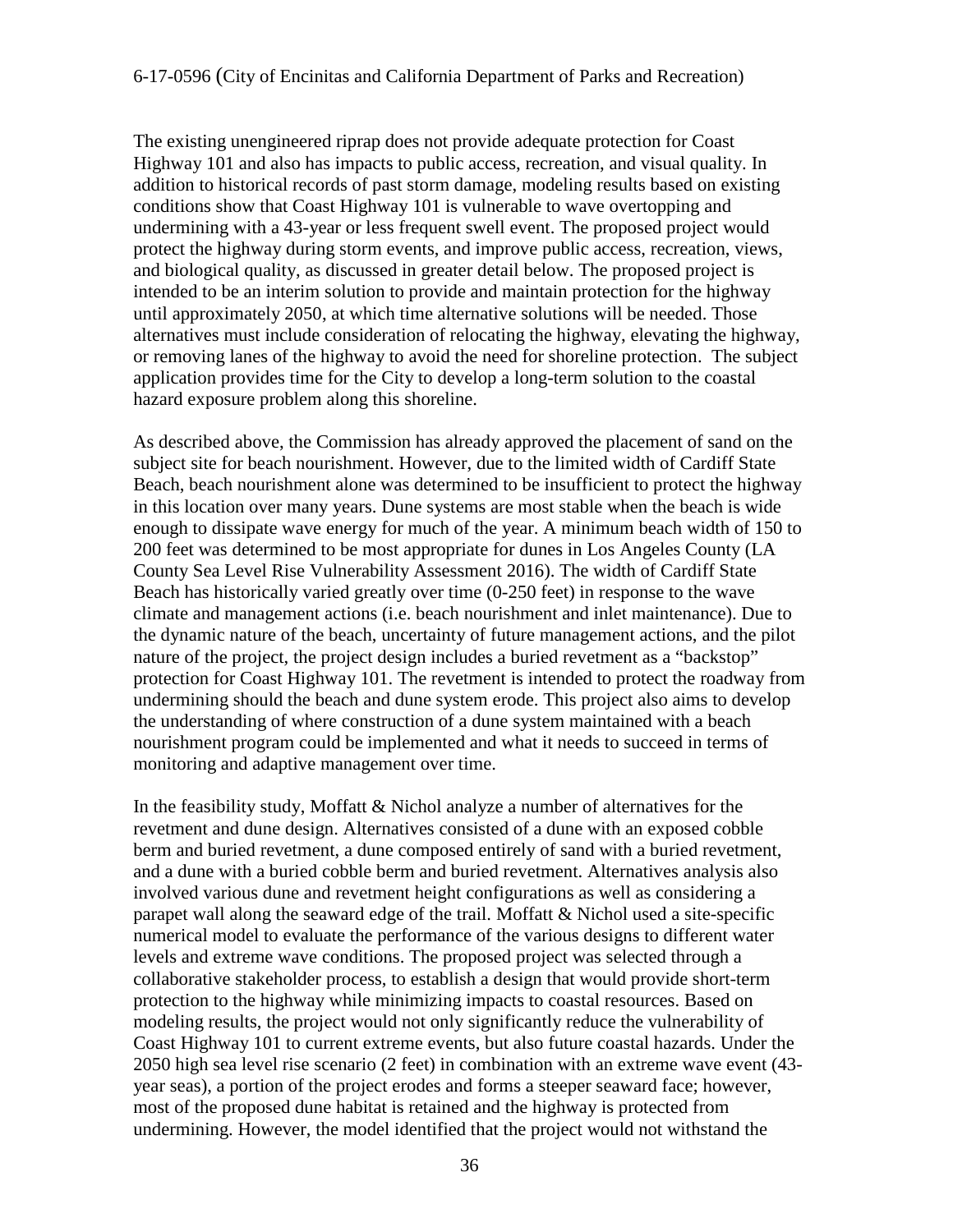The existing unengineered riprap does not provide adequate protection for Coast Highway 101 and also has impacts to public access, recreation, and visual quality. In addition to historical records of past storm damage, modeling results based on existing conditions show that Coast Highway 101 is vulnerable to wave overtopping and undermining with a 43-year or less frequent swell event. The proposed project would protect the highway during storm events, and improve public access, recreation, views, and biological quality, as discussed in greater detail below. The proposed project is intended to be an interim solution to provide and maintain protection for the highway until approximately 2050, at which time alternative solutions will be needed. Those alternatives must include consideration of relocating the highway, elevating the highway, or removing lanes of the highway to avoid the need for shoreline protection. The subject application provides time for the City to develop a long-term solution to the coastal hazard exposure problem along this shoreline.

As described above, the Commission has already approved the placement of sand on the subject site for beach nourishment. However, due to the limited width of Cardiff State Beach, beach nourishment alone was determined to be insufficient to protect the highway in this location over many years. Dune systems are most stable when the beach is wide enough to dissipate wave energy for much of the year. A minimum beach width of 150 to 200 feet was determined to be most appropriate for dunes in Los Angeles County (LA County Sea Level Rise Vulnerability Assessment 2016). The width of Cardiff State Beach has historically varied greatly over time (0-250 feet) in response to the wave climate and management actions (i.e. beach nourishment and inlet maintenance). Due to the dynamic nature of the beach, uncertainty of future management actions, and the pilot nature of the project, the project design includes a buried revetment as a "backstop" protection for Coast Highway 101. The revetment is intended to protect the roadway from undermining should the beach and dune system erode. This project also aims to develop the understanding of where construction of a dune system maintained with a beach nourishment program could be implemented and what it needs to succeed in terms of monitoring and adaptive management over time.

In the feasibility study, Moffatt & Nichol analyze a number of alternatives for the revetment and dune design. Alternatives consisted of a dune with an exposed cobble berm and buried revetment, a dune composed entirely of sand with a buried revetment, and a dune with a buried cobble berm and buried revetment. Alternatives analysis also involved various dune and revetment height configurations as well as considering a parapet wall along the seaward edge of the trail. Moffatt & Nichol used a site-specific numerical model to evaluate the performance of the various designs to different water levels and extreme wave conditions. The proposed project was selected through a collaborative stakeholder process, to establish a design that would provide short-term protection to the highway while minimizing impacts to coastal resources. Based on modeling results, the project would not only significantly reduce the vulnerability of Coast Highway 101 to current extreme events, but also future coastal hazards. Under the 2050 high sea level rise scenario (2 feet) in combination with an extreme wave event (43-year seas), a portion of the project erodes and forms a steeper seaward face; however, most of the proposed dune habitat is retained and the highway is protected from undermining. However, the model identified that the project would not withstand the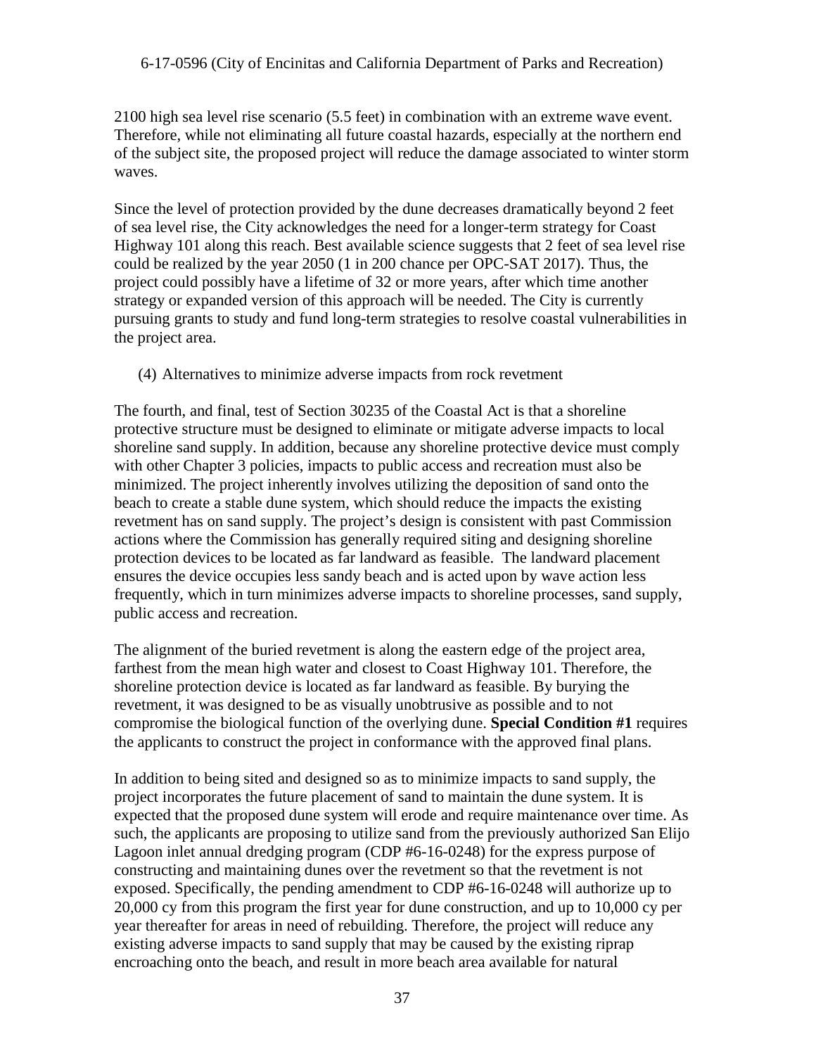2100 high sea level rise scenario (5.5 feet) in combination with an extreme wave event. Therefore, while not eliminating all future coastal hazards, especially at the northern end of the subject site, the proposed project will reduce the damage associated to winter storm waves.

Since the level of protection provided by the dune decreases dramatically beyond 2 feet of sea level rise, the City acknowledges the need for a longer-term strategy for Coast Highway 101 along this reach. Best available science suggests that 2 feet of sea level rise could be realized by the year 2050 (1 in 200 chance per OPC-SAT 2017). Thus, the project could possibly have a lifetime of 32 or more years, after which time another strategy or expanded version of this approach will be needed. The City is currently pursuing grants to study and fund long-term strategies to resolve coastal vulnerabilities in the project area.

(4) Alternatives to minimize adverse impacts from rock revetment

The fourth, and final, test of Section 30235 of the Coastal Act is that a shoreline protective structure must be designed to eliminate or mitigate adverse impacts to local shoreline sand supply. In addition, because any shoreline protective device must comply with other Chapter 3 policies, impacts to public access and recreation must also be minimized. The project inherently involves utilizing the deposition of sand onto the beach to create a stable dune system, which should reduce the impacts the existing revetment has on sand supply. The project's design is consistent with past Commission actions where the Commission has generally required siting and designing shoreline protection devices to be located as far landward as feasible. The landward placement ensures the device occupies less sandy beach and is acted upon by wave action less frequently, which in turn minimizes adverse impacts to shoreline processes, sand supply, public access and recreation.

The alignment of the buried revetment is along the eastern edge of the project area, farthest from the mean high water and closest to Coast Highway 101. Therefore, the shoreline protection device is located as far landward as feasible. By burying the revetment, it was designed to be as visually unobtrusive as possible and to not compromise the biological function of the overlying dune. **Special Condition #1** requires the applicants to construct the project in conformance with the approved final plans.

In addition to being sited and designed so as to minimize impacts to sand supply, the project incorporates the future placement of sand to maintain the dune system. It is expected that the proposed dune system will erode and require maintenance over time. As such, the applicants are proposing to utilize sand from the previously authorized San Elijo Lagoon inlet annual dredging program (CDP #6-16-0248) for the express purpose of constructing and maintaining dunes over the revetment so that the revetment is not exposed. Specifically, the pending amendment to CDP #6-16-0248 will authorize up to 20,000 cy from this program the first year for dune construction, and up to 10,000 cy per year thereafter for areas in need of rebuilding. Therefore, the project will reduce any existing adverse impacts to sand supply that may be caused by the existing riprap encroaching onto the beach, and result in more beach area available for natural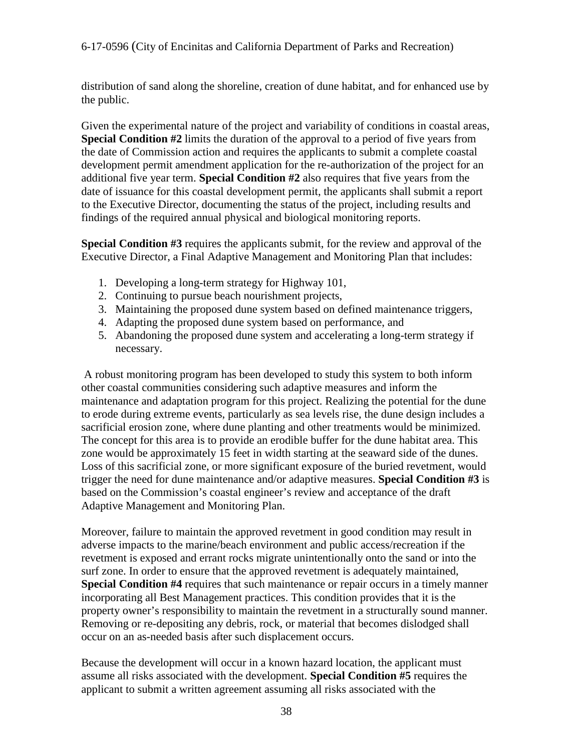distribution of sand along the shoreline, creation of dune habitat, and for enhanced use by the public.

Given the experimental nature of the project and variability of conditions in coastal areas, **Special Condition #2** limits the duration of the approval to a period of five years from the date of Commission action and requires the applicants to submit a complete coastal development permit amendment application for the re-authorization of the project for an additional five year term. **Special Condition #2** also requires that five years from the date of issuance for this coastal development permit, the applicants shall submit a report to the Executive Director, documenting the status of the project, including results and findings of the required annual physical and biological monitoring reports.

**Special Condition #3** requires the applicants submit, for the review and approval of the Executive Director, a Final Adaptive Management and Monitoring Plan that includes:

1. Developing a long-term strategy for Highway 101,
2. Continuing to pursue beach nourishment projects,
3. Maintaining the proposed dune system based on defined maintenance triggers,
4. Adapting the proposed dune system based on performance, and
5. Abandoning the proposed dune system and accelerating a long-term strategy if necessary.

A robust monitoring program has been developed to study this system to both inform other coastal communities considering such adaptive measures and inform the maintenance and adaptation program for this project. Realizing the potential for the dune to erode during extreme events, particularly as sea levels rise, the dune design includes a sacrificial erosion zone, where dune planting and other treatments would be minimized. The concept for this area is to provide an erodible buffer for the dune habitat area. This zone would be approximately 15 feet in width starting at the seaward side of the dunes. Loss of this sacrificial zone, or more significant exposure of the buried revetment, would trigger the need for dune maintenance and/or adaptive measures. **Special Condition #3** is based on the Commission's coastal engineer's review and acceptance of the draft Adaptive Management and Monitoring Plan.

Moreover, failure to maintain the approved revetment in good condition may result in adverse impacts to the marine/beach environment and public access/recreation if the revetment is exposed and errant rocks migrate unintentionally onto the sand or into the surf zone. In order to ensure that the approved revetment is adequately maintained, **Special Condition #4** requires that such maintenance or repair occurs in a timely manner incorporating all Best Management practices. This condition provides that it is the property owner's responsibility to maintain the revetment in a structurally sound manner. Removing or re-depositing any debris, rock, or material that becomes dislodged shall occur on an as-needed basis after such displacement occurs.

Because the development will occur in a known hazard location, the applicant must assume all risks associated with the development. **Special Condition #5** requires the applicant to submit a written agreement assuming all risks associated with the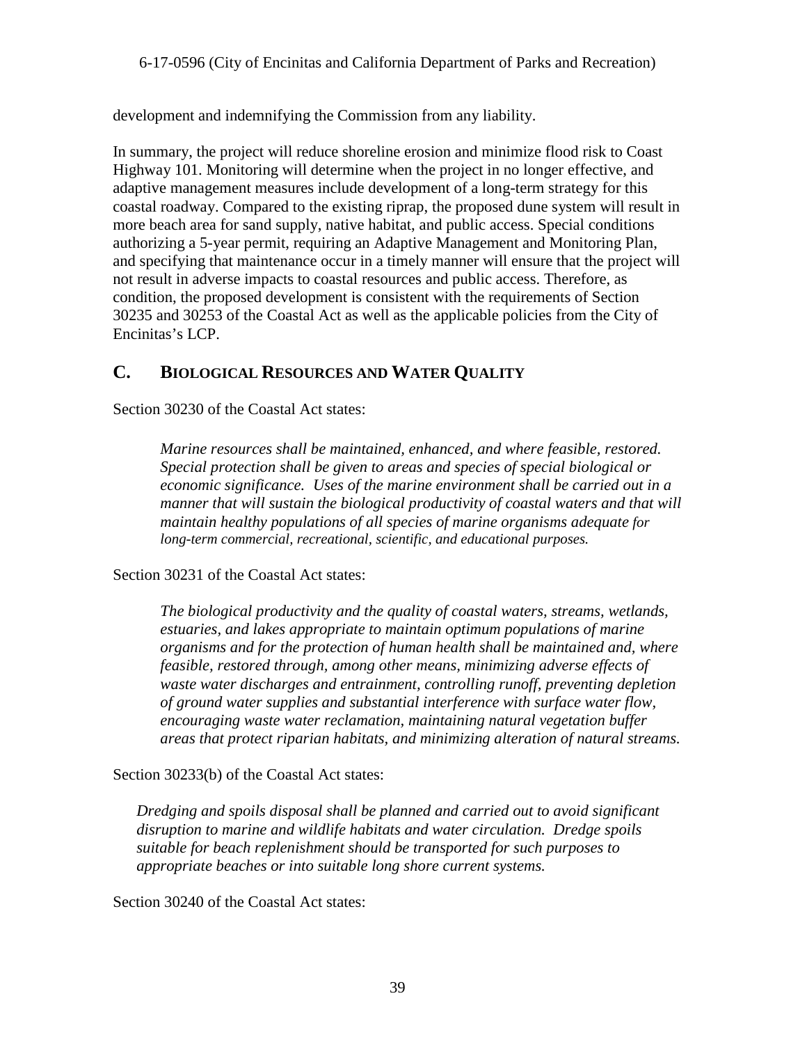development and indemnifying the Commission from any liability.

In summary, the project will reduce shoreline erosion and minimize flood risk to Coast Highway 101. Monitoring will determine when the project in no longer effective, and adaptive management measures include development of a long-term strategy for this coastal roadway. Compared to the existing riprap, the proposed dune system will result in more beach area for sand supply, native habitat, and public access. Special conditions authorizing a 5-year permit, requiring an Adaptive Management and Monitoring Plan, and specifying that maintenance occur in a timely manner will ensure that the project will not result in adverse impacts to coastal resources and public access. Therefore, as condition, the proposed development is consistent with the requirements of Section 30235 and 30253 of the Coastal Act as well as the applicable policies from the City of Encinitas's LCP.

## C. BIOLOGICAL RESOURCES AND WATER QUALITY

Section 30230 of the Coastal Act states:

> *Marine resources shall be maintained, enhanced, and where feasible, restored. Special protection shall be given to areas and species of special biological or economic significance. Uses of the marine environment shall be carried out in a manner that will sustain the biological productivity of coastal waters and that will maintain healthy populations of all species of marine organisms adequate for long-term commercial, recreational, scientific, and educational purposes.*

Section 30231 of the Coastal Act states:

> *The biological productivity and the quality of coastal waters, streams, wetlands, estuaries, and lakes appropriate to maintain optimum populations of marine organisms and for the protection of human health shall be maintained and, where feasible, restored through, among other means, minimizing adverse effects of waste water discharges and entrainment, controlling runoff, preventing depletion of ground water supplies and substantial interference with surface water flow, encouraging waste water reclamation, maintaining natural vegetation buffer areas that protect riparian habitats, and minimizing alteration of natural streams.*

Section 30233(b) of the Coastal Act states:

> *Dredging and spoils disposal shall be planned and carried out to avoid significant disruption to marine and wildlife habitats and water circulation. Dredge spoils suitable for beach replenishment should be transported for such purposes to appropriate beaches or into suitable long shore current systems.*

Section 30240 of the Coastal Act states: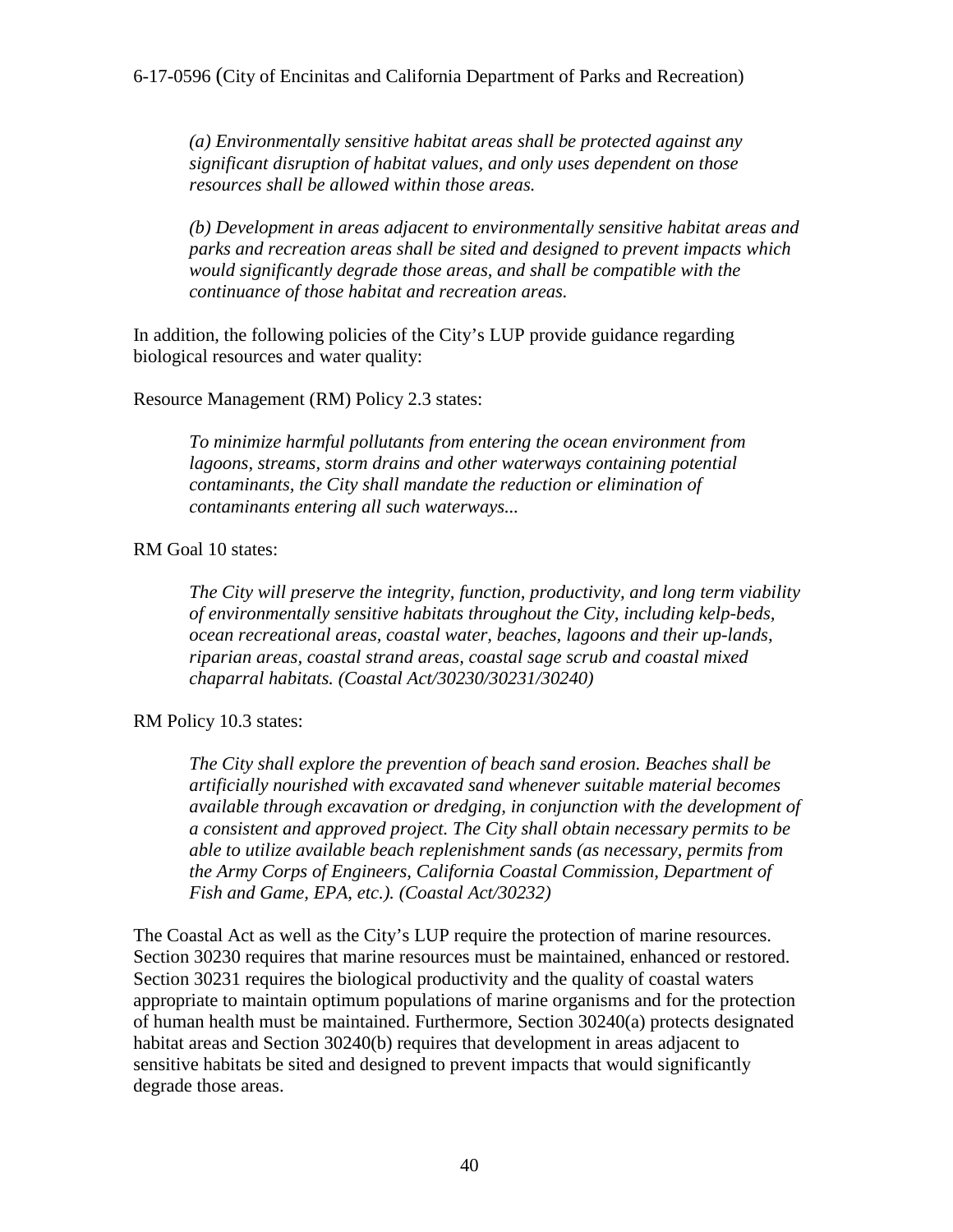*(a) Environmentally sensitive habitat areas shall be protected against any significant disruption of habitat values, and only uses dependent on those resources shall be allowed within those areas.*

*(b) Development in areas adjacent to environmentally sensitive habitat areas and parks and recreation areas shall be sited and designed to prevent impacts which would significantly degrade those areas, and shall be compatible with the continuance of those habitat and recreation areas.*

In addition, the following policies of the City's LUP provide guidance regarding biological resources and water quality:

Resource Management (RM) Policy 2.3 states:

*To minimize harmful pollutants from entering the ocean environment from lagoons, streams, storm drains and other waterways containing potential contaminants, the City shall mandate the reduction or elimination of contaminants entering all such waterways...*

RM Goal 10 states:

*The City will preserve the integrity, function, productivity, and long term viability of environmentally sensitive habitats throughout the City, including kelp-beds, ocean recreational areas, coastal water, beaches, lagoons and their up-lands, riparian areas, coastal strand areas, coastal sage scrub and coastal mixed chaparral habitats. (Coastal Act/30230/30231/30240)*

RM Policy 10.3 states:

*The City shall explore the prevention of beach sand erosion. Beaches shall be artificially nourished with excavated sand whenever suitable material becomes available through excavation or dredging, in conjunction with the development of a consistent and approved project. The City shall obtain necessary permits to be able to utilize available beach replenishment sands (as necessary, permits from the Army Corps of Engineers, California Coastal Commission, Department of Fish and Game, EPA, etc.). (Coastal Act/30232)*

The Coastal Act as well as the City's LUP require the protection of marine resources. Section 30230 requires that marine resources must be maintained, enhanced or restored. Section 30231 requires the biological productivity and the quality of coastal waters appropriate to maintain optimum populations of marine organisms and for the protection of human health must be maintained. Furthermore, Section 30240(a) protects designated habitat areas and Section 30240(b) requires that development in areas adjacent to sensitive habitats be sited and designed to prevent impacts that would significantly degrade those areas.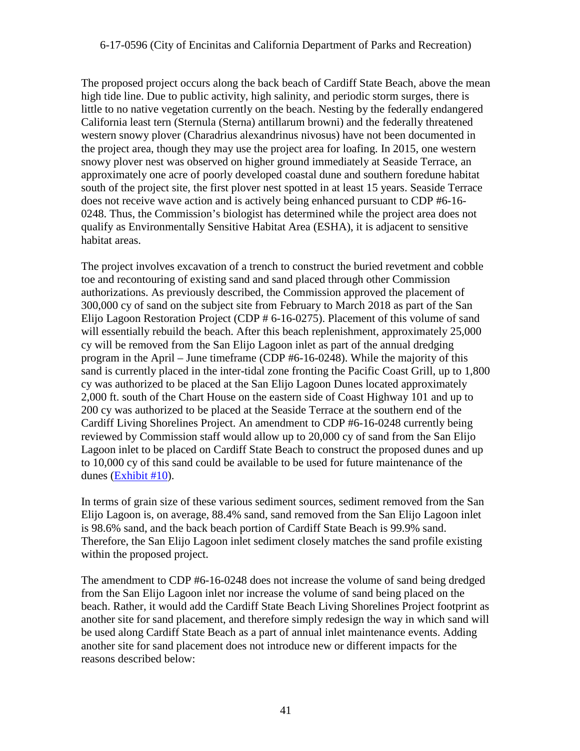The proposed project occurs along the back beach of Cardiff State Beach, above the mean high tide line. Due to public activity, high salinity, and periodic storm surges, there is little to no native vegetation currently on the beach. Nesting by the federally endangered California least tern (Sternula (Sterna) antillarum browni) and the federally threatened western snowy plover (Charadrius alexandrinus nivosus) have not been documented in the project area, though they may use the project area for loafing. In 2015, one western snowy plover nest was observed on higher ground immediately at Seaside Terrace, an approximately one acre of poorly developed coastal dune and southern foredune habitat south of the project site, the first plover nest spotted in at least 15 years. Seaside Terrace does not receive wave action and is actively being enhanced pursuant to CDP #6-16-0248. Thus, the Commission's biologist has determined while the project area does not qualify as Environmentally Sensitive Habitat Area (ESHA), it is adjacent to sensitive habitat areas.

The project involves excavation of a trench to construct the buried revetment and cobble toe and recontouring of existing sand and sand placed through other Commission authorizations. As previously described, the Commission approved the placement of 300,000 cy of sand on the subject site from February to March 2018 as part of the San Elijo Lagoon Restoration Project (CDP # 6-16-0275). Placement of this volume of sand will essentially rebuild the beach. After this beach replenishment, approximately 25,000 cy will be removed from the San Elijo Lagoon inlet as part of the annual dredging program in the April – June timeframe (CDP #6-16-0248). While the majority of this sand is currently placed in the inter-tidal zone fronting the Pacific Coast Grill, up to 1,800 cy was authorized to be placed at the San Elijo Lagoon Dunes located approximately 2,000 ft. south of the Chart House on the eastern side of Coast Highway 101 and up to 200 cy was authorized to be placed at the Seaside Terrace at the southern end of the Cardiff Living Shorelines Project. An amendment to CDP #6-16-0248 currently being reviewed by Commission staff would allow up to 20,000 cy of sand from the San Elijo Lagoon inlet to be placed on Cardiff State Beach to construct the proposed dunes and up to 10,000 cy of this sand could be available to be used for future maintenance of the dunes (Exhibit #10).

In terms of grain size of these various sediment sources, sediment removed from the San Elijo Lagoon is, on average, 88.4% sand, sand removed from the San Elijo Lagoon inlet is 98.6% sand, and the back beach portion of Cardiff State Beach is 99.9% sand. Therefore, the San Elijo Lagoon inlet sediment closely matches the sand profile existing within the proposed project.

The amendment to CDP #6-16-0248 does not increase the volume of sand being dredged from the San Elijo Lagoon inlet nor increase the volume of sand being placed on the beach. Rather, it would add the Cardiff State Beach Living Shorelines Project footprint as another site for sand placement, and therefore simply redesign the way in which sand will be used along Cardiff State Beach as a part of annual inlet maintenance events. Adding another site for sand placement does not introduce new or different impacts for the reasons described below: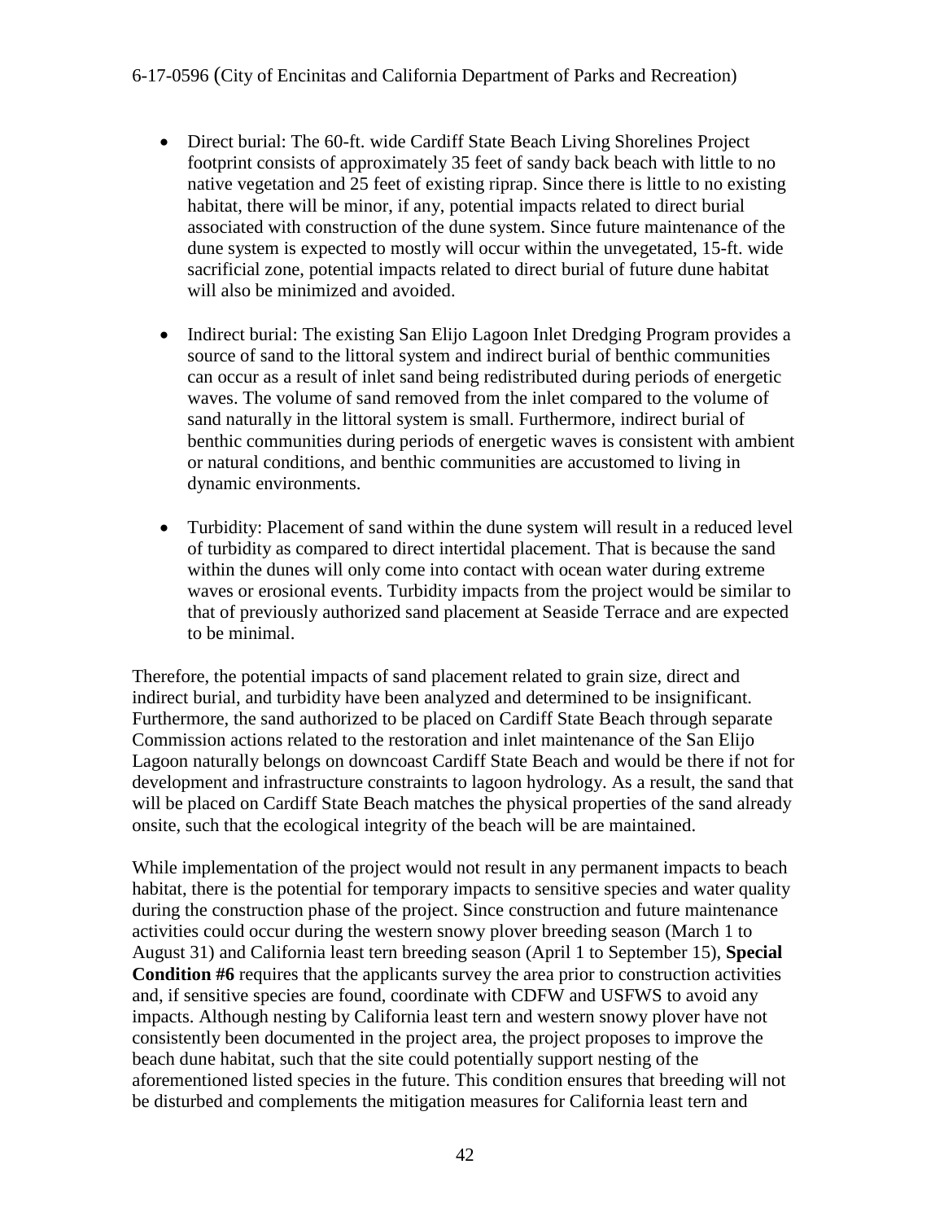- Direct burial: The 60-ft. wide Cardiff State Beach Living Shorelines Project footprint consists of approximately 35 feet of sandy back beach with little to no native vegetation and 25 feet of existing riprap. Since there is little to no existing habitat, there will be minor, if any, potential impacts related to direct burial associated with construction of the dune system. Since future maintenance of the dune system is expected to mostly will occur within the unvegetated, 15-ft. wide sacrificial zone, potential impacts related to direct burial of future dune habitat will also be minimized and avoided.

- Indirect burial: The existing San Elijo Lagoon Inlet Dredging Program provides a source of sand to the littoral system and indirect burial of benthic communities can occur as a result of inlet sand being redistributed during periods of energetic waves. The volume of sand removed from the inlet compared to the volume of sand naturally in the littoral system is small. Furthermore, indirect burial of benthic communities during periods of energetic waves is consistent with ambient or natural conditions, and benthic communities are accustomed to living in dynamic environments.

- Turbidity: Placement of sand within the dune system will result in a reduced level of turbidity as compared to direct intertidal placement. That is because the sand within the dunes will only come into contact with ocean water during extreme waves or erosional events. Turbidity impacts from the project would be similar to that of previously authorized sand placement at Seaside Terrace and are expected to be minimal.

Therefore, the potential impacts of sand placement related to grain size, direct and indirect burial, and turbidity have been analyzed and determined to be insignificant. Furthermore, the sand authorized to be placed on Cardiff State Beach through separate Commission actions related to the restoration and inlet maintenance of the San Elijo Lagoon naturally belongs on downcoast Cardiff State Beach and would be there if not for development and infrastructure constraints to lagoon hydrology. As a result, the sand that will be placed on Cardiff State Beach matches the physical properties of the sand already onsite, such that the ecological integrity of the beach will be are maintained.

While implementation of the project would not result in any permanent impacts to beach habitat, there is the potential for temporary impacts to sensitive species and water quality during the construction phase of the project. Since construction and future maintenance activities could occur during the western snowy plover breeding season (March 1 to August 31) and California least tern breeding season (April 1 to September 15), **Special Condition #6** requires that the applicants survey the area prior to construction activities and, if sensitive species are found, coordinate with CDFW and USFWS to avoid any impacts. Although nesting by California least tern and western snowy plover have not consistently been documented in the project area, the project proposes to improve the beach dune habitat, such that the site could potentially support nesting of the aforementioned listed species in the future. This condition ensures that breeding will not be disturbed and complements the mitigation measures for California least tern and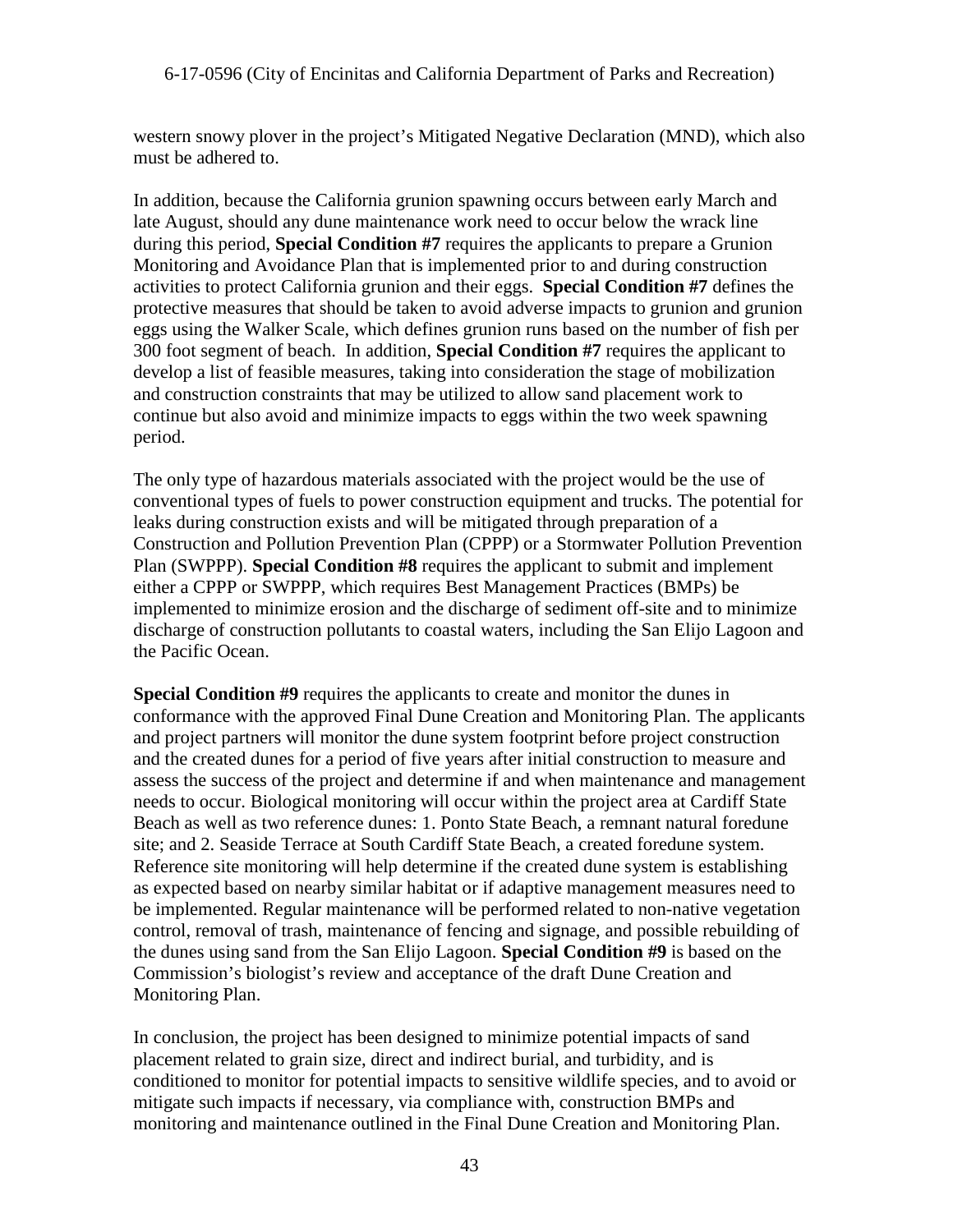western snowy plover in the project's Mitigated Negative Declaration (MND), which also must be adhered to.

In addition, because the California grunion spawning occurs between early March and late August, should any dune maintenance work need to occur below the wrack line during this period, **Special Condition #7** requires the applicants to prepare a Grunion Monitoring and Avoidance Plan that is implemented prior to and during construction activities to protect California grunion and their eggs. **Special Condition #7** defines the protective measures that should be taken to avoid adverse impacts to grunion and grunion eggs using the Walker Scale, which defines grunion runs based on the number of fish per 300 foot segment of beach. In addition, **Special Condition #7** requires the applicant to develop a list of feasible measures, taking into consideration the stage of mobilization and construction constraints that may be utilized to allow sand placement work to continue but also avoid and minimize impacts to eggs within the two week spawning period.

The only type of hazardous materials associated with the project would be the use of conventional types of fuels to power construction equipment and trucks. The potential for leaks during construction exists and will be mitigated through preparation of a Construction and Pollution Prevention Plan (CPPP) or a Stormwater Pollution Prevention Plan (SWPPP). **Special Condition #8** requires the applicant to submit and implement either a CPPP or SWPPP, which requires Best Management Practices (BMPs) be implemented to minimize erosion and the discharge of sediment off-site and to minimize discharge of construction pollutants to coastal waters, including the San Elijo Lagoon and the Pacific Ocean.

**Special Condition #9** requires the applicants to create and monitor the dunes in conformance with the approved Final Dune Creation and Monitoring Plan. The applicants and project partners will monitor the dune system footprint before project construction and the created dunes for a period of five years after initial construction to measure and assess the success of the project and determine if and when maintenance and management needs to occur. Biological monitoring will occur within the project area at Cardiff State Beach as well as two reference dunes: 1. Ponto State Beach, a remnant natural foredune site; and 2. Seaside Terrace at South Cardiff State Beach, a created foredune system. Reference site monitoring will help determine if the created dune system is establishing as expected based on nearby similar habitat or if adaptive management measures need to be implemented. Regular maintenance will be performed related to non-native vegetation control, removal of trash, maintenance of fencing and signage, and possible rebuilding of the dunes using sand from the San Elijo Lagoon. **Special Condition #9** is based on the Commission's biologist's review and acceptance of the draft Dune Creation and Monitoring Plan.

In conclusion, the project has been designed to minimize potential impacts of sand placement related to grain size, direct and indirect burial, and turbidity, and is conditioned to monitor for potential impacts to sensitive wildlife species, and to avoid or mitigate such impacts if necessary, via compliance with, construction BMPs and monitoring and maintenance outlined in the Final Dune Creation and Monitoring Plan.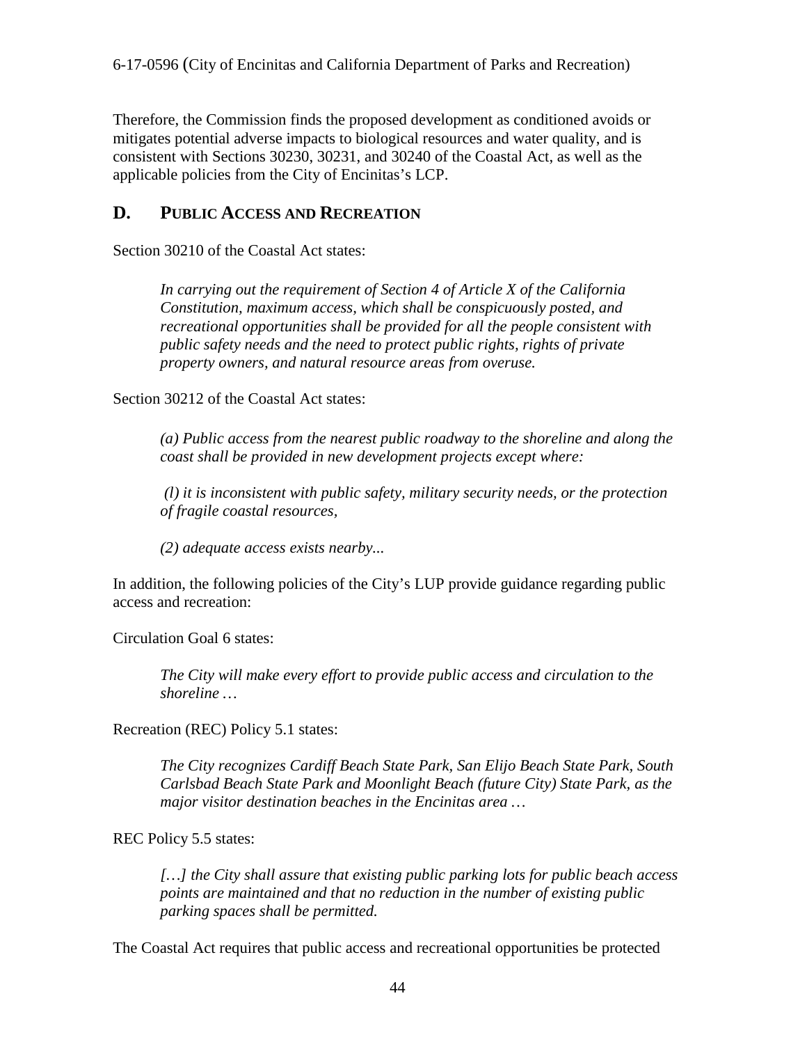Therefore, the Commission finds the proposed development as conditioned avoids or mitigates potential adverse impacts to biological resources and water quality, and is consistent with Sections 30230, 30231, and 30240 of the Coastal Act, as well as the applicable policies from the City of Encinitas's LCP.

## D. PUBLIC ACCESS AND RECREATION

Section 30210 of the Coastal Act states:

> *In carrying out the requirement of Section 4 of Article X of the California Constitution, maximum access, which shall be conspicuously posted, and recreational opportunities shall be provided for all the people consistent with public safety needs and the need to protect public rights, rights of private property owners, and natural resource areas from overuse.*

Section 30212 of the Coastal Act states:

> *(a) Public access from the nearest public roadway to the shoreline and along the coast shall be provided in new development projects except where:*
>
> *(l) it is inconsistent with public safety, military security needs, or the protection of fragile coastal resources,*
>
> *(2) adequate access exists nearby...*

In addition, the following policies of the City's LUP provide guidance regarding public access and recreation:

Circulation Goal 6 states:

> *The City will make every effort to provide public access and circulation to the shoreline …*

Recreation (REC) Policy 5.1 states:

> *The City recognizes Cardiff Beach State Park, San Elijo Beach State Park, South Carlsbad Beach State Park and Moonlight Beach (future City) State Park, as the major visitor destination beaches in the Encinitas area …*

REC Policy 5.5 states:

> *[…] the City shall assure that existing public parking lots for public beach access points are maintained and that no reduction in the number of existing public parking spaces shall be permitted.*

The Coastal Act requires that public access and recreational opportunities be protected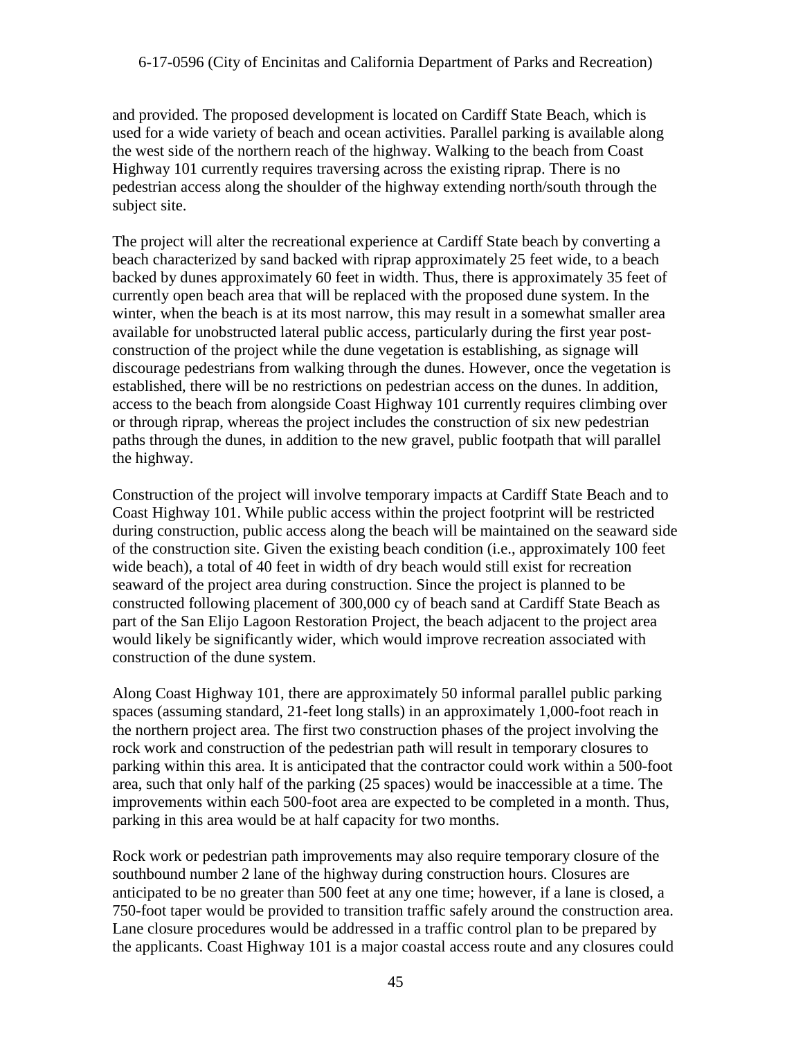and provided. The proposed development is located on Cardiff State Beach, which is used for a wide variety of beach and ocean activities. Parallel parking is available along the west side of the northern reach of the highway. Walking to the beach from Coast Highway 101 currently requires traversing across the existing riprap. There is no pedestrian access along the shoulder of the highway extending north/south through the subject site.

The project will alter the recreational experience at Cardiff State beach by converting a beach characterized by sand backed with riprap approximately 25 feet wide, to a beach backed by dunes approximately 60 feet in width. Thus, there is approximately 35 feet of currently open beach area that will be replaced with the proposed dune system. In the winter, when the beach is at its most narrow, this may result in a somewhat smaller area available for unobstructed lateral public access, particularly during the first year post-construction of the project while the dune vegetation is establishing, as signage will discourage pedestrians from walking through the dunes. However, once the vegetation is established, there will be no restrictions on pedestrian access on the dunes. In addition, access to the beach from alongside Coast Highway 101 currently requires climbing over or through riprap, whereas the project includes the construction of six new pedestrian paths through the dunes, in addition to the new gravel, public footpath that will parallel the highway.

Construction of the project will involve temporary impacts at Cardiff State Beach and to Coast Highway 101. While public access within the project footprint will be restricted during construction, public access along the beach will be maintained on the seaward side of the construction site. Given the existing beach condition (i.e., approximately 100 feet wide beach), a total of 40 feet in width of dry beach would still exist for recreation seaward of the project area during construction. Since the project is planned to be constructed following placement of 300,000 cy of beach sand at Cardiff State Beach as part of the San Elijo Lagoon Restoration Project, the beach adjacent to the project area would likely be significantly wider, which would improve recreation associated with construction of the dune system.

Along Coast Highway 101, there are approximately 50 informal parallel public parking spaces (assuming standard, 21-feet long stalls) in an approximately 1,000-foot reach in the northern project area. The first two construction phases of the project involving the rock work and construction of the pedestrian path will result in temporary closures to parking within this area. It is anticipated that the contractor could work within a 500-foot area, such that only half of the parking (25 spaces) would be inaccessible at a time. The improvements within each 500-foot area are expected to be completed in a month. Thus, parking in this area would be at half capacity for two months.

Rock work or pedestrian path improvements may also require temporary closure of the southbound number 2 lane of the highway during construction hours. Closures are anticipated to be no greater than 500 feet at any one time; however, if a lane is closed, a 750-foot taper would be provided to transition traffic safely around the construction area. Lane closure procedures would be addressed in a traffic control plan to be prepared by the applicants. Coast Highway 101 is a major coastal access route and any closures could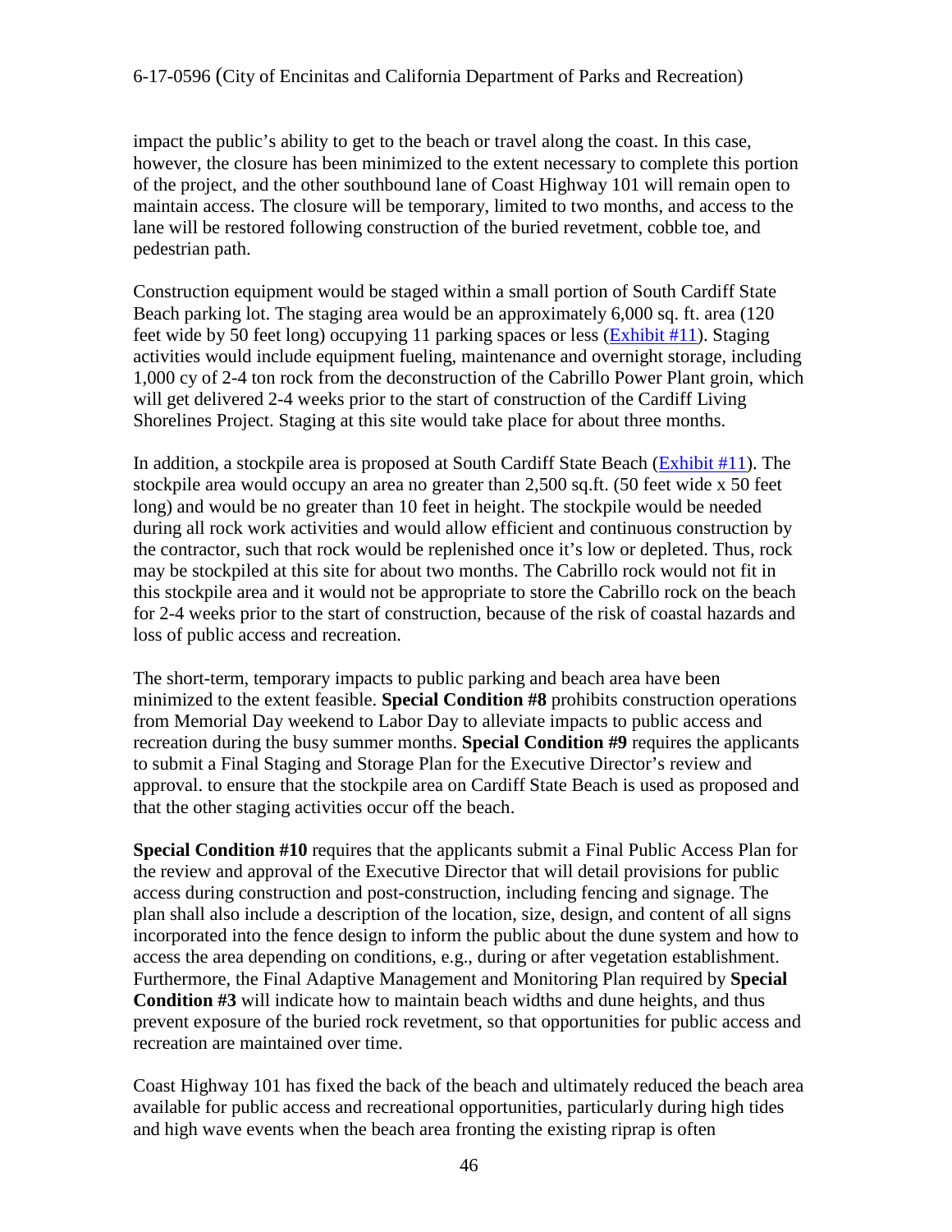impact the public's ability to get to the beach or travel along the coast. In this case, however, the closure has been minimized to the extent necessary to complete this portion of the project, and the other southbound lane of Coast Highway 101 will remain open to maintain access. The closure will be temporary, limited to two months, and access to the lane will be restored following construction of the buried revetment, cobble toe, and pedestrian path.

Construction equipment would be staged within a small portion of South Cardiff State Beach parking lot. The staging area would be an approximately 6,000 sq. ft. area (120 feet wide by 50 feet long) occupying 11 parking spaces or less (Exhibit #11). Staging activities would include equipment fueling, maintenance and overnight storage, including 1,000 cy of 2-4 ton rock from the deconstruction of the Cabrillo Power Plant groin, which will get delivered 2-4 weeks prior to the start of construction of the Cardiff Living Shorelines Project. Staging at this site would take place for about three months.

In addition, a stockpile area is proposed at South Cardiff State Beach (Exhibit #11). The stockpile area would occupy an area no greater than 2,500 sq.ft. (50 feet wide x 50 feet long) and would be no greater than 10 feet in height. The stockpile would be needed during all rock work activities and would allow efficient and continuous construction by the contractor, such that rock would be replenished once it's low or depleted. Thus, rock may be stockpiled at this site for about two months. The Cabrillo rock would not fit in this stockpile area and it would not be appropriate to store the Cabrillo rock on the beach for 2-4 weeks prior to the start of construction, because of the risk of coastal hazards and loss of public access and recreation.

The short-term, temporary impacts to public parking and beach area have been minimized to the extent feasible. **Special Condition #8** prohibits construction operations from Memorial Day weekend to Labor Day to alleviate impacts to public access and recreation during the busy summer months. **Special Condition #9** requires the applicants to submit a Final Staging and Storage Plan for the Executive Director's review and approval. to ensure that the stockpile area on Cardiff State Beach is used as proposed and that the other staging activities occur off the beach.

**Special Condition #10** requires that the applicants submit a Final Public Access Plan for the review and approval of the Executive Director that will detail provisions for public access during construction and post-construction, including fencing and signage. The plan shall also include a description of the location, size, design, and content of all signs incorporated into the fence design to inform the public about the dune system and how to access the area depending on conditions, e.g., during or after vegetation establishment. Furthermore, the Final Adaptive Management and Monitoring Plan required by **Special Condition #3** will indicate how to maintain beach widths and dune heights, and thus prevent exposure of the buried rock revetment, so that opportunities for public access and recreation are maintained over time.

Coast Highway 101 has fixed the back of the beach and ultimately reduced the beach area available for public access and recreational opportunities, particularly during high tides and high wave events when the beach area fronting the existing riprap is often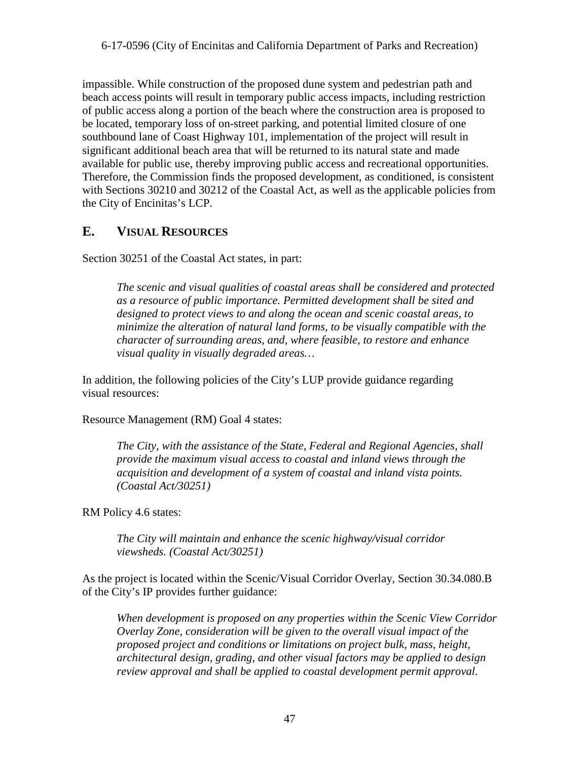impassible. While construction of the proposed dune system and pedestrian path and beach access points will result in temporary public access impacts, including restriction of public access along a portion of the beach where the construction area is proposed to be located, temporary loss of on-street parking, and potential limited closure of one southbound lane of Coast Highway 101, implementation of the project will result in significant additional beach area that will be returned to its natural state and made available for public use, thereby improving public access and recreational opportunities. Therefore, the Commission finds the proposed development, as conditioned, is consistent with Sections 30210 and 30212 of the Coastal Act, as well as the applicable policies from the City of Encinitas's LCP.

## E. VISUAL RESOURCES

Section 30251 of the Coastal Act states, in part:

> *The scenic and visual qualities of coastal areas shall be considered and protected as a resource of public importance. Permitted development shall be sited and designed to protect views to and along the ocean and scenic coastal areas, to minimize the alteration of natural land forms, to be visually compatible with the character of surrounding areas, and, where feasible, to restore and enhance visual quality in visually degraded areas…*

In addition, the following policies of the City's LUP provide guidance regarding visual resources:

Resource Management (RM) Goal 4 states:

> *The City, with the assistance of the State, Federal and Regional Agencies, shall provide the maximum visual access to coastal and inland views through the acquisition and development of a system of coastal and inland vista points. (Coastal Act/30251)*

RM Policy 4.6 states:

> *The City will maintain and enhance the scenic highway/visual corridor viewsheds. (Coastal Act/30251)*

As the project is located within the Scenic/Visual Corridor Overlay, Section 30.34.080.B of the City's IP provides further guidance:

> *When development is proposed on any properties within the Scenic View Corridor Overlay Zone, consideration will be given to the overall visual impact of the proposed project and conditions or limitations on project bulk, mass, height, architectural design, grading, and other visual factors may be applied to design review approval and shall be applied to coastal development permit approval.*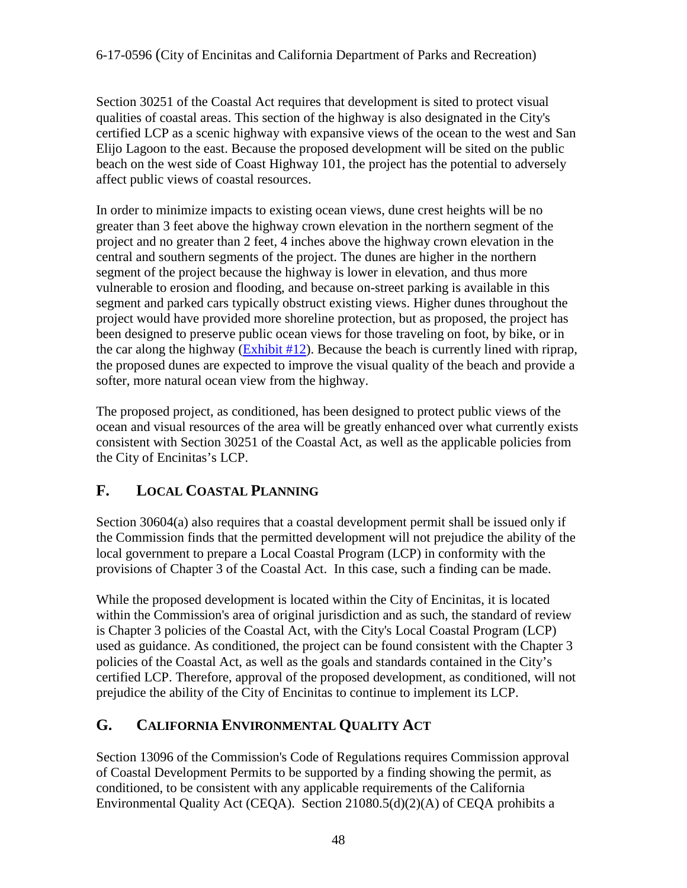Section 30251 of the Coastal Act requires that development is sited to protect visual qualities of coastal areas. This section of the highway is also designated in the City's certified LCP as a scenic highway with expansive views of the ocean to the west and San Elijo Lagoon to the east. Because the proposed development will be sited on the public beach on the west side of Coast Highway 101, the project has the potential to adversely affect public views of coastal resources.

In order to minimize impacts to existing ocean views, dune crest heights will be no greater than 3 feet above the highway crown elevation in the northern segment of the project and no greater than 2 feet, 4 inches above the highway crown elevation in the central and southern segments of the project. The dunes are higher in the northern segment of the project because the highway is lower in elevation, and thus more vulnerable to erosion and flooding, and because on-street parking is available in this segment and parked cars typically obstruct existing views. Higher dunes throughout the project would have provided more shoreline protection, but as proposed, the project has been designed to preserve public ocean views for those traveling on foot, by bike, or in the car along the highway (Exhibit #12). Because the beach is currently lined with riprap, the proposed dunes are expected to improve the visual quality of the beach and provide a softer, more natural ocean view from the highway.

The proposed project, as conditioned, has been designed to protect public views of the ocean and visual resources of the area will be greatly enhanced over what currently exists consistent with Section 30251 of the Coastal Act, as well as the applicable policies from the City of Encinitas's LCP.

## F. LOCAL COASTAL PLANNING

Section 30604(a) also requires that a coastal development permit shall be issued only if the Commission finds that the permitted development will not prejudice the ability of the local government to prepare a Local Coastal Program (LCP) in conformity with the provisions of Chapter 3 of the Coastal Act. In this case, such a finding can be made.

While the proposed development is located within the City of Encinitas, it is located within the Commission's area of original jurisdiction and as such, the standard of review is Chapter 3 policies of the Coastal Act, with the City's Local Coastal Program (LCP) used as guidance. As conditioned, the project can be found consistent with the Chapter 3 policies of the Coastal Act, as well as the goals and standards contained in the City's certified LCP. Therefore, approval of the proposed development, as conditioned, will not prejudice the ability of the City of Encinitas to continue to implement its LCP.

## G. CALIFORNIA ENVIRONMENTAL QUALITY ACT

Section 13096 of the Commission's Code of Regulations requires Commission approval of Coastal Development Permits to be supported by a finding showing the permit, as conditioned, to be consistent with any applicable requirements of the California Environmental Quality Act (CEQA). Section 21080.5(d)(2)(A) of CEQA prohibits a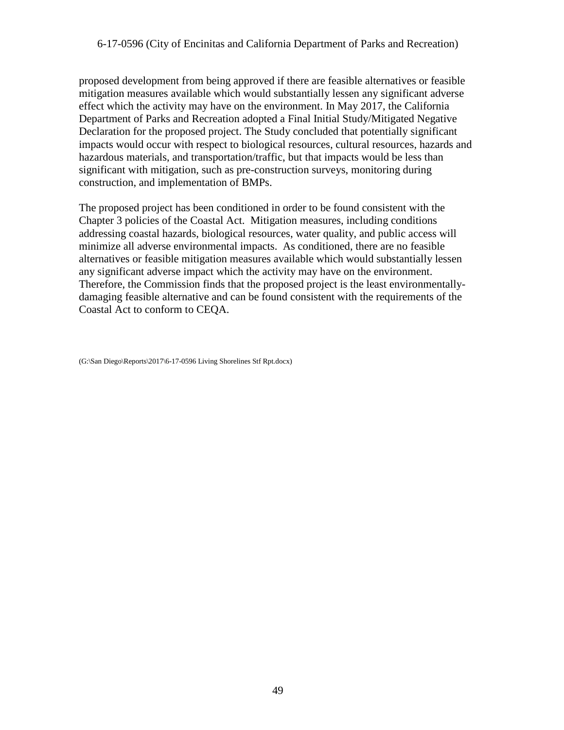proposed development from being approved if there are feasible alternatives or feasible mitigation measures available which would substantially lessen any significant adverse effect which the activity may have on the environment. In May 2017, the California Department of Parks and Recreation adopted a Final Initial Study/Mitigated Negative Declaration for the proposed project. The Study concluded that potentially significant impacts would occur with respect to biological resources, cultural resources, hazards and hazardous materials, and transportation/traffic, but that impacts would be less than significant with mitigation, such as pre-construction surveys, monitoring during construction, and implementation of BMPs.

The proposed project has been conditioned in order to be found consistent with the Chapter 3 policies of the Coastal Act. Mitigation measures, including conditions addressing coastal hazards, biological resources, water quality, and public access will minimize all adverse environmental impacts. As conditioned, there are no feasible alternatives or feasible mitigation measures available which would substantially lessen any significant adverse impact which the activity may have on the environment. Therefore, the Commission finds that the proposed project is the least environmentally-damaging feasible alternative and can be found consistent with the requirements of the Coastal Act to conform to CEQA.

(G:\San Diego\Reports\2017\6-17-0596 Living Shorelines Stf Rpt.docx)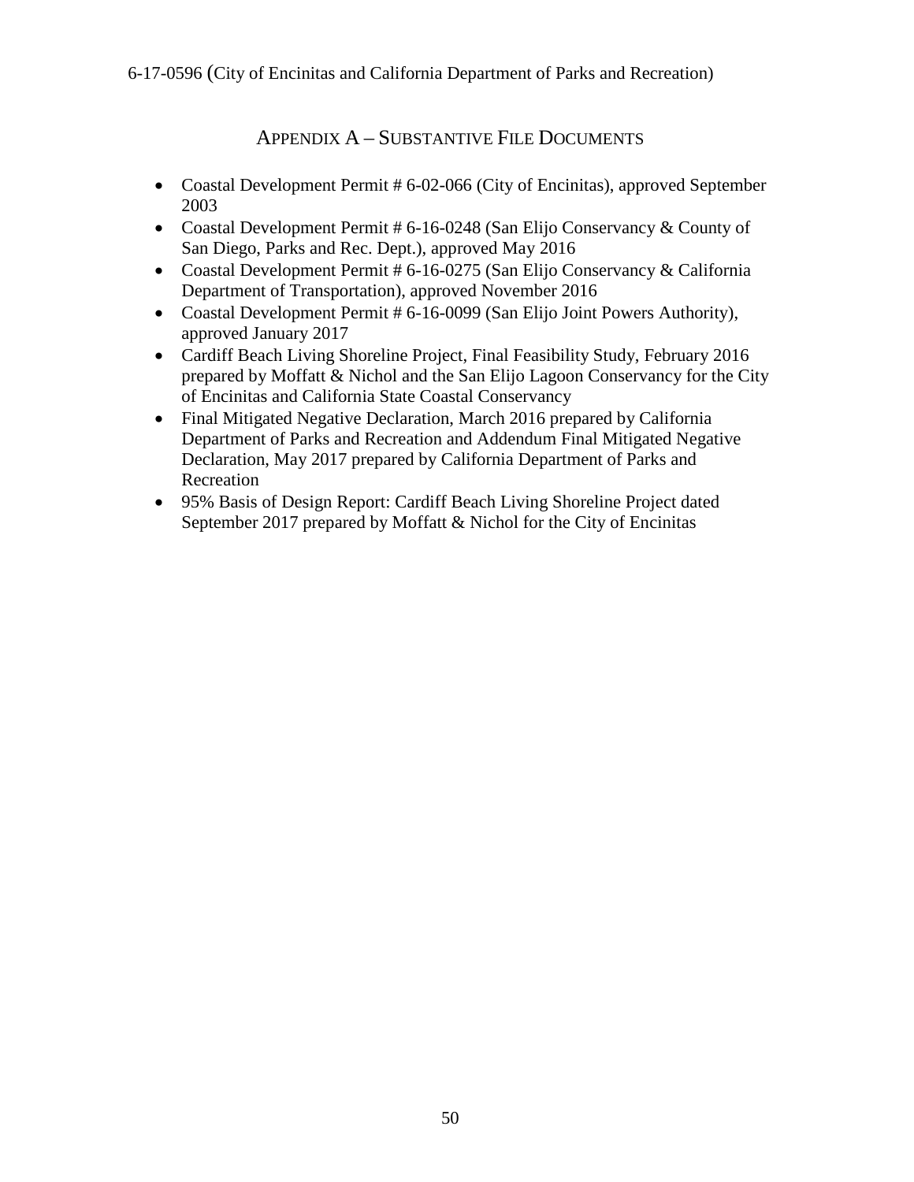## APPENDIX A – SUBSTANTIVE FILE DOCUMENTS

- Coastal Development Permit # 6-02-066 (City of Encinitas), approved September 2003
- Coastal Development Permit # 6-16-0248 (San Elijo Conservancy & County of San Diego, Parks and Rec. Dept.), approved May 2016
- Coastal Development Permit # 6-16-0275 (San Elijo Conservancy & California Department of Transportation), approved November 2016
- Coastal Development Permit # 6-16-0099 (San Elijo Joint Powers Authority), approved January 2017
- Cardiff Beach Living Shoreline Project, Final Feasibility Study, February 2016 prepared by Moffatt & Nichol and the San Elijo Lagoon Conservancy for the City of Encinitas and California State Coastal Conservancy
- Final Mitigated Negative Declaration, March 2016 prepared by California Department of Parks and Recreation and Addendum Final Mitigated Negative Declaration, May 2017 prepared by California Department of Parks and Recreation
- 95% Basis of Design Report: Cardiff Beach Living Shoreline Project dated September 2017 prepared by Moffatt & Nichol for the City of Encinitas